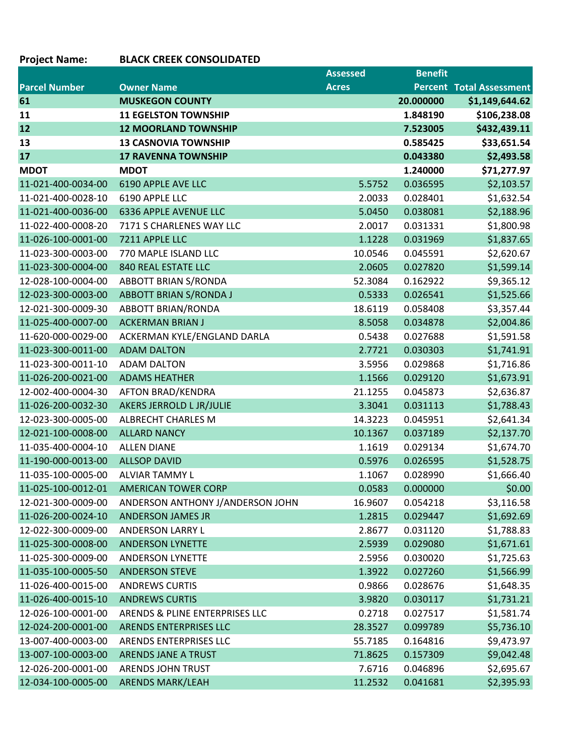**Project Name:** **BLACK CREEK CONSOLIDATED**

| Parcel Number | Owner Name | Assessed Acres | Benefit Percent | Total Assessment |
|---|---|---|---|---|
| **61** | **MUSKEGON COUNTY** | | **20.000000** | **$1,149,644.62** |
| **11** | **11 EGELSTON TOWNSHIP** | | **1.848190** | **$106,238.08** |
| **12** | **12 MOORLAND TOWNSHIP** | | **7.523005** | **$432,439.11** |
| **13** | **13 CASNOVIA TOWNSHIP** | | **0.585425** | **$33,651.54** |
| **17** | **17 RAVENNA TOWNSHIP** | | **0.043380** | **$2,493.58** |
| **MDOT** | **MDOT** | | **1.240000** | **$71,277.97** |
| 11-021-400-0034-00 | 6190 APPLE AVE LLC | 5.5752 | 0.036595 | $2,103.57 |
| 11-021-400-0028-10 | 6190 APPLE LLC | 2.0033 | 0.028401 | $1,632.54 |
| 11-021-400-0036-00 | 6336 APPLE AVENUE LLC | 5.0450 | 0.038081 | $2,188.96 |
| 11-022-400-0008-20 | 7171 S CHARLENES WAY LLC | 2.0017 | 0.031331 | $1,800.98 |
| 11-026-100-0001-00 | 7211 APPLE LLC | 1.1228 | 0.031969 | $1,837.65 |
| 11-023-300-0003-00 | 770 MAPLE ISLAND LLC | 10.0546 | 0.045591 | $2,620.67 |
| 11-023-300-0004-00 | 840 REAL ESTATE LLC | 2.0605 | 0.027820 | $1,599.14 |
| 12-028-100-0004-00 | ABBOTT BRIAN S/RONDA | 52.3084 | 0.162922 | $9,365.12 |
| 12-023-300-0003-00 | ABBOTT BRIAN S/RONDA J | 0.5333 | 0.026541 | $1,525.66 |
| 12-021-300-0009-30 | ABBOTT BRIAN/RONDA | 18.6119 | 0.058408 | $3,357.44 |
| 11-025-400-0007-00 | ACKERMAN BRIAN J | 8.5058 | 0.034878 | $2,004.86 |
| 11-620-000-0029-00 | ACKERMAN KYLE/ENGLAND DARLA | 0.5438 | 0.027688 | $1,591.58 |
| 11-023-300-0011-00 | ADAM DALTON | 2.7721 | 0.030303 | $1,741.91 |
| 11-023-300-0011-10 | ADAM DALTON | 3.5956 | 0.029868 | $1,716.86 |
| 11-026-200-0021-00 | ADAMS HEATHER | 1.1566 | 0.029120 | $1,673.91 |
| 12-002-400-0004-30 | AFTON BRAD/KENDRA | 21.1255 | 0.045873 | $2,636.87 |
| 11-026-200-0032-30 | AKERS JERROLD L JR/JULIE | 3.3041 | 0.031113 | $1,788.43 |
| 12-023-300-0005-00 | ALBRECHT CHARLES M | 14.3223 | 0.045951 | $2,641.34 |
| 12-021-100-0008-00 | ALLARD NANCY | 10.1367 | 0.037189 | $2,137.70 |
| 11-035-400-0004-10 | ALLEN DIANE | 1.1619 | 0.029134 | $1,674.70 |
| 11-190-000-0013-00 | ALLSOP DAVID | 0.5976 | 0.026595 | $1,528.75 |
| 11-035-100-0005-00 | ALVIAR TAMMY L | 1.1067 | 0.028990 | $1,666.40 |
| 11-025-100-0012-01 | AMERICAN TOWER CORP | 0.0583 | 0.000000 | $0.00 |
| 12-021-300-0009-00 | ANDERSON ANTHONY J/ANDERSON JOHN | 16.9607 | 0.054218 | $3,116.58 |
| 11-026-200-0024-10 | ANDERSON JAMES JR | 1.2815 | 0.029447 | $1,692.69 |
| 12-022-300-0009-00 | ANDERSON LARRY L | 2.8677 | 0.031120 | $1,788.83 |
| 11-025-300-0008-00 | ANDERSON LYNETTE | 2.5939 | 0.029080 | $1,671.61 |
| 11-025-300-0009-00 | ANDERSON LYNETTE | 2.5956 | 0.030020 | $1,725.63 |
| 11-035-100-0005-50 | ANDERSON STEVE | 1.3922 | 0.027260 | $1,566.99 |
| 11-026-400-0015-00 | ANDREWS CURTIS | 0.9866 | 0.028676 | $1,648.35 |
| 11-026-400-0015-10 | ANDREWS CURTIS | 3.9820 | 0.030117 | $1,731.21 |
| 12-026-100-0001-00 | ARENDS & PLINE ENTERPRISES LLC | 0.2718 | 0.027517 | $1,581.74 |
| 12-024-200-0001-00 | ARENDS ENTERPRISES LLC | 28.3527 | 0.099789 | $5,736.10 |
| 13-007-400-0003-00 | ARENDS ENTERPRISES LLC | 55.7185 | 0.164816 | $9,473.97 |
| 13-007-100-0003-00 | ARENDS JANE A TRUST | 71.8625 | 0.157309 | $9,042.48 |
| 12-026-200-0001-00 | ARENDS JOHN TRUST | 7.6716 | 0.046896 | $2,695.67 |
| 12-034-100-0005-00 | ARENDS MARK/LEAH | 11.2532 | 0.041681 | $2,395.93 |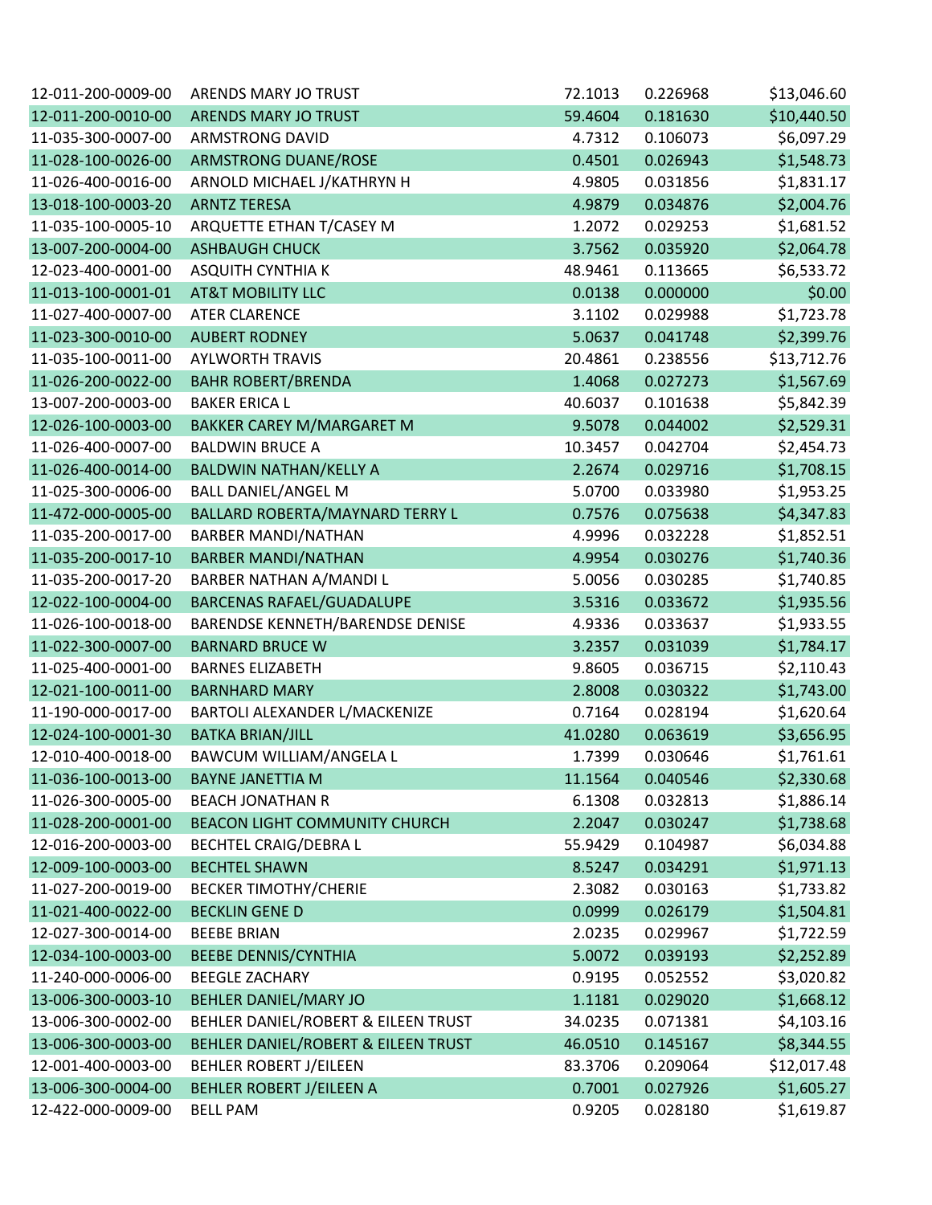| | | | | |
|---|---|---|---|---|
| 12-011-200-0009-00 | ARENDS MARY JO TRUST | 72.1013 | 0.226968 | $13,046.60 |
| 12-011-200-0010-00 | ARENDS MARY JO TRUST | 59.4604 | 0.181630 | $10,440.50 |
| 11-035-300-0007-00 | ARMSTRONG DAVID | 4.7312 | 0.106073 | $6,097.29 |
| 11-028-100-0026-00 | ARMSTRONG DUANE/ROSE | 0.4501 | 0.026943 | $1,548.73 |
| 11-026-400-0016-00 | ARNOLD MICHAEL J/KATHRYN H | 4.9805 | 0.031856 | $1,831.17 |
| 13-018-100-0003-20 | ARNTZ TERESA | 4.9879 | 0.034876 | $2,004.76 |
| 11-035-100-0005-10 | ARQUETTE ETHAN T/CASEY M | 1.2072 | 0.029253 | $1,681.52 |
| 13-007-200-0004-00 | ASHBAUGH CHUCK | 3.7562 | 0.035920 | $2,064.78 |
| 12-023-400-0001-00 | ASQUITH CYNTHIA K | 48.9461 | 0.113665 | $6,533.72 |
| 11-013-100-0001-01 | AT&T MOBILITY LLC | 0.0138 | 0.000000 | $0.00 |
| 11-027-400-0007-00 | ATER CLARENCE | 3.1102 | 0.029988 | $1,723.78 |
| 11-023-300-0010-00 | AUBERT RODNEY | 5.0637 | 0.041748 | $2,399.76 |
| 11-035-100-0011-00 | AYLWORTH TRAVIS | 20.4861 | 0.238556 | $13,712.76 |
| 11-026-200-0022-00 | BAHR ROBERT/BRENDA | 1.4068 | 0.027273 | $1,567.69 |
| 13-007-200-0003-00 | BAKER ERICA L | 40.6037 | 0.101638 | $5,842.39 |
| 12-026-100-0003-00 | BAKKER CAREY M/MARGARET M | 9.5078 | 0.044002 | $2,529.31 |
| 11-026-400-0007-00 | BALDWIN BRUCE A | 10.3457 | 0.042704 | $2,454.73 |
| 11-026-400-0014-00 | BALDWIN NATHAN/KELLY A | 2.2674 | 0.029716 | $1,708.15 |
| 11-025-300-0006-00 | BALL DANIEL/ANGEL M | 5.0700 | 0.033980 | $1,953.25 |
| 11-472-000-0005-00 | BALLARD ROBERTA/MAYNARD TERRY L | 0.7576 | 0.075638 | $4,347.83 |
| 11-035-200-0017-00 | BARBER MANDI/NATHAN | 4.9996 | 0.032228 | $1,852.51 |
| 11-035-200-0017-10 | BARBER MANDI/NATHAN | 4.9954 | 0.030276 | $1,740.36 |
| 11-035-200-0017-20 | BARBER NATHAN A/MANDI L | 5.0056 | 0.030285 | $1,740.85 |
| 12-022-100-0004-00 | BARCENAS RAFAEL/GUADALUPE | 3.5316 | 0.033672 | $1,935.56 |
| 11-026-100-0018-00 | BARENDSE KENNETH/BARENDSE DENISE | 4.9336 | 0.033637 | $1,933.55 |
| 11-022-300-0007-00 | BARNARD BRUCE W | 3.2357 | 0.031039 | $1,784.17 |
| 11-025-400-0001-00 | BARNES ELIZABETH | 9.8605 | 0.036715 | $2,110.43 |
| 12-021-100-0011-00 | BARNHARD MARY | 2.8008 | 0.030322 | $1,743.00 |
| 11-190-000-0017-00 | BARTOLI ALEXANDER L/MACKENIZE | 0.7164 | 0.028194 | $1,620.64 |
| 12-024-100-0001-30 | BATKA BRIAN/JILL | 41.0280 | 0.063619 | $3,656.95 |
| 12-010-400-0018-00 | BAWCUM WILLIAM/ANGELA L | 1.7399 | 0.030646 | $1,761.61 |
| 11-036-100-0013-00 | BAYNE JANETTIA M | 11.1564 | 0.040546 | $2,330.68 |
| 11-026-300-0005-00 | BEACH JONATHAN R | 6.1308 | 0.032813 | $1,886.14 |
| 11-028-200-0001-00 | BEACON LIGHT COMMUNITY CHURCH | 2.2047 | 0.030247 | $1,738.68 |
| 12-016-200-0003-00 | BECHTEL CRAIG/DEBRA L | 55.9429 | 0.104987 | $6,034.88 |
| 12-009-100-0003-00 | BECHTEL SHAWN | 8.5247 | 0.034291 | $1,971.13 |
| 11-027-200-0019-00 | BECKER TIMOTHY/CHERIE | 2.3082 | 0.030163 | $1,733.82 |
| 11-021-400-0022-00 | BECKLIN GENE D | 0.0999 | 0.026179 | $1,504.81 |
| 12-027-300-0014-00 | BEEBE BRIAN | 2.0235 | 0.029967 | $1,722.59 |
| 12-034-100-0003-00 | BEEBE DENNIS/CYNTHIA | 5.0072 | 0.039193 | $2,252.89 |
| 11-240-000-0006-00 | BEEGLE ZACHARY | 0.9195 | 0.052552 | $3,020.82 |
| 13-006-300-0003-10 | BEHLER DANIEL/MARY JO | 1.1181 | 0.029020 | $1,668.12 |
| 13-006-300-0002-00 | BEHLER DANIEL/ROBERT & EILEEN TRUST | 34.0235 | 0.071381 | $4,103.16 |
| 13-006-300-0003-00 | BEHLER DANIEL/ROBERT & EILEEN TRUST | 46.0510 | 0.145167 | $8,344.55 |
| 12-001-400-0003-00 | BEHLER ROBERT J/EILEEN | 83.3706 | 0.209064 | $12,017.48 |
| 13-006-300-0004-00 | BEHLER ROBERT J/EILEEN A | 0.7001 | 0.027926 | $1,605.27 |
| 12-422-000-0009-00 | BELL PAM | 0.9205 | 0.028180 | $1,619.87 |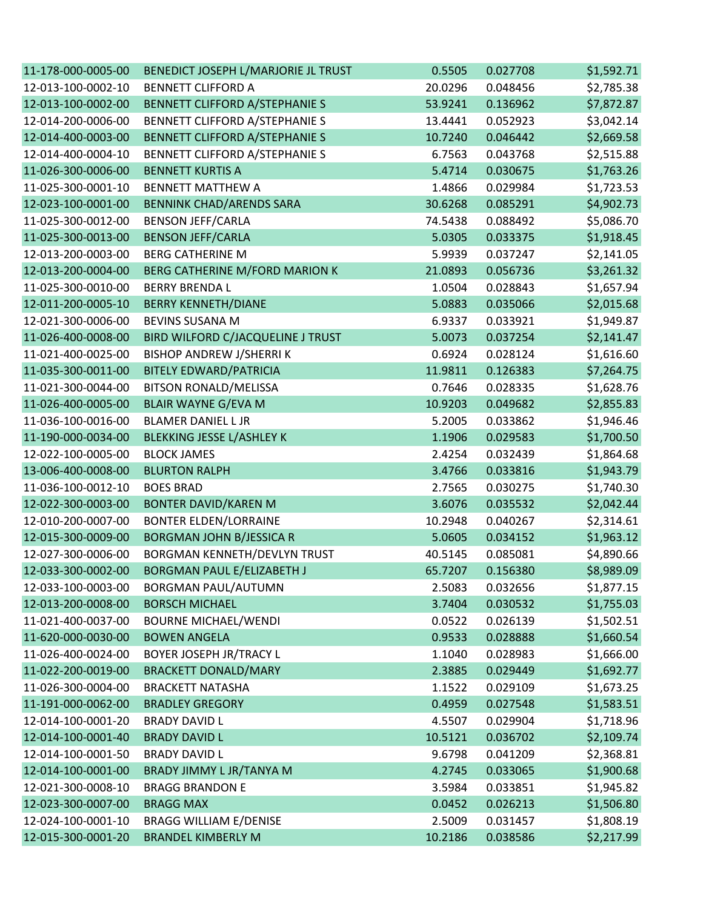| | | | | |
|---|---|---|---|---|
| 11-178-000-0005-00 | BENEDICT JOSEPH L/MARJORIE JL TRUST | 0.5505 | 0.027708 | $1,592.71 |
| 12-013-100-0002-10 | BENNETT CLIFFORD A | 20.0296 | 0.048456 | $2,785.38 |
| 12-013-100-0002-00 | BENNETT CLIFFORD A/STEPHANIE S | 53.9241 | 0.136962 | $7,872.87 |
| 12-014-200-0006-00 | BENNETT CLIFFORD A/STEPHANIE S | 13.4441 | 0.052923 | $3,042.14 |
| 12-014-400-0003-00 | BENNETT CLIFFORD A/STEPHANIE S | 10.7240 | 0.046442 | $2,669.58 |
| 12-014-400-0004-10 | BENNETT CLIFFORD A/STEPHANIE S | 6.7563 | 0.043768 | $2,515.88 |
| 11-026-300-0006-00 | BENNETT KURTIS A | 5.4714 | 0.030675 | $1,763.26 |
| 11-025-300-0001-10 | BENNETT MATTHEW A | 1.4866 | 0.029984 | $1,723.53 |
| 12-023-100-0001-00 | BENNINK CHAD/ARENDS SARA | 30.6268 | 0.085291 | $4,902.73 |
| 11-025-300-0012-00 | BENSON JEFF/CARLA | 74.5438 | 0.088492 | $5,086.70 |
| 11-025-300-0013-00 | BENSON JEFF/CARLA | 5.0305 | 0.033375 | $1,918.45 |
| 12-013-200-0003-00 | BERG CATHERINE M | 5.9939 | 0.037247 | $2,141.05 |
| 12-013-200-0004-00 | BERG CATHERINE M/FORD MARION K | 21.0893 | 0.056736 | $3,261.32 |
| 11-025-300-0010-00 | BERRY BRENDA L | 1.0504 | 0.028843 | $1,657.94 |
| 12-011-200-0005-10 | BERRY KENNETH/DIANE | 5.0883 | 0.035066 | $2,015.68 |
| 12-021-300-0006-00 | BEVINS SUSANA M | 6.9337 | 0.033921 | $1,949.87 |
| 11-026-400-0008-00 | BIRD WILFORD C/JACQUELINE J TRUST | 5.0073 | 0.037254 | $2,141.47 |
| 11-021-400-0025-00 | BISHOP ANDREW J/SHERRI K | 0.6924 | 0.028124 | $1,616.60 |
| 11-035-300-0011-00 | BITELY EDWARD/PATRICIA | 11.9811 | 0.126383 | $7,264.75 |
| 11-021-300-0044-00 | BITSON RONALD/MELISSA | 0.7646 | 0.028335 | $1,628.76 |
| 11-026-400-0005-00 | BLAIR WAYNE G/EVA M | 10.9203 | 0.049682 | $2,855.83 |
| 11-036-100-0016-00 | BLAMER DANIEL L JR | 5.2005 | 0.033862 | $1,946.46 |
| 11-190-000-0034-00 | BLEKKING JESSE L/ASHLEY K | 1.1906 | 0.029583 | $1,700.50 |
| 12-022-100-0005-00 | BLOCK JAMES | 2.4254 | 0.032439 | $1,864.68 |
| 13-006-400-0008-00 | BLURTON RALPH | 3.4766 | 0.033816 | $1,943.79 |
| 11-036-100-0012-10 | BOES BRAD | 2.7565 | 0.030275 | $1,740.30 |
| 12-022-300-0003-00 | BONTER DAVID/KAREN M | 3.6076 | 0.035532 | $2,042.44 |
| 12-010-200-0007-00 | BONTER ELDEN/LORRAINE | 10.2948 | 0.040267 | $2,314.61 |
| 12-015-300-0009-00 | BORGMAN JOHN B/JESSICA R | 5.0605 | 0.034152 | $1,963.12 |
| 12-027-300-0006-00 | BORGMAN KENNETH/DEVLYN TRUST | 40.5145 | 0.085081 | $4,890.66 |
| 12-033-300-0002-00 | BORGMAN PAUL E/ELIZABETH J | 65.7207 | 0.156380 | $8,989.09 |
| 12-033-100-0003-00 | BORGMAN PAUL/AUTUMN | 2.5083 | 0.032656 | $1,877.15 |
| 12-013-200-0008-00 | BORSCH MICHAEL | 3.7404 | 0.030532 | $1,755.03 |
| 11-021-400-0037-00 | BOURNE MICHAEL/WENDI | 0.0522 | 0.026139 | $1,502.51 |
| 11-620-000-0030-00 | BOWEN ANGELA | 0.9533 | 0.028888 | $1,660.54 |
| 11-026-400-0024-00 | BOYER JOSEPH JR/TRACY L | 1.1040 | 0.028983 | $1,666.00 |
| 11-022-200-0019-00 | BRACKETT DONALD/MARY | 2.3885 | 0.029449 | $1,692.77 |
| 11-026-300-0004-00 | BRACKETT NATASHA | 1.1522 | 0.029109 | $1,673.25 |
| 11-191-000-0062-00 | BRADLEY GREGORY | 0.4959 | 0.027548 | $1,583.51 |
| 12-014-100-0001-20 | BRADY DAVID L | 4.5507 | 0.029904 | $1,718.96 |
| 12-014-100-0001-40 | BRADY DAVID L | 10.5121 | 0.036702 | $2,109.74 |
| 12-014-100-0001-50 | BRADY DAVID L | 9.6798 | 0.041209 | $2,368.81 |
| 12-014-100-0001-00 | BRADY JIMMY L JR/TANYA M | 4.2745 | 0.033065 | $1,900.68 |
| 12-021-300-0008-10 | BRAGG BRANDON E | 3.5984 | 0.033851 | $1,945.82 |
| 12-023-300-0007-00 | BRAGG MAX | 0.0452 | 0.026213 | $1,506.80 |
| 12-024-100-0001-10 | BRAGG WILLIAM E/DENISE | 2.5009 | 0.031457 | $1,808.19 |
| 12-015-300-0001-20 | BRANDEL KIMBERLY M | 10.2186 | 0.038586 | $2,217.99 |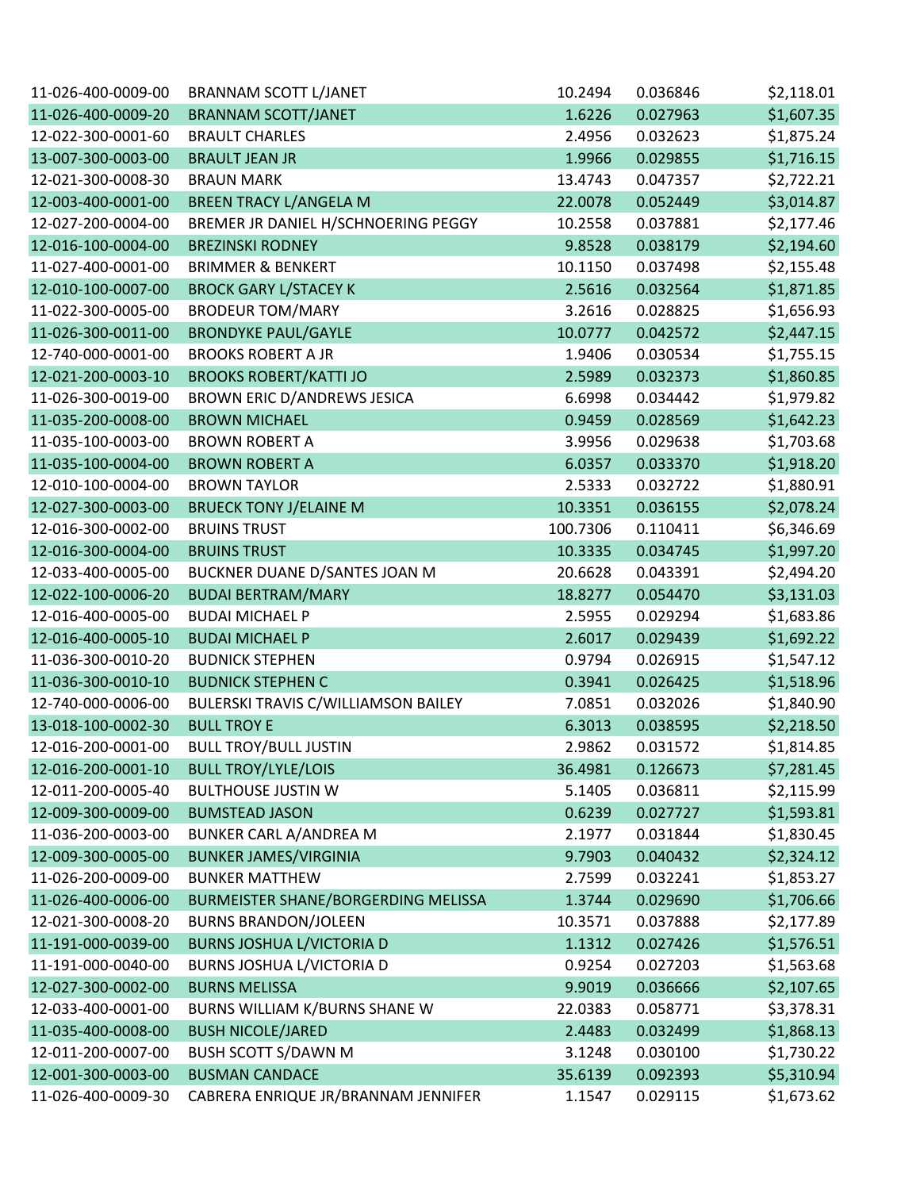| | | | | |
|---|---|---|---|---|
| 11-026-400-0009-00 | BRANNAM SCOTT L/JANET | 10.2494 | 0.036846 | $2,118.01 |
| 11-026-400-0009-20 | BRANNAM SCOTT/JANET | 1.6226 | 0.027963 | $1,607.35 |
| 12-022-300-0001-60 | BRAULT CHARLES | 2.4956 | 0.032623 | $1,875.24 |
| 13-007-300-0003-00 | BRAULT JEAN JR | 1.9966 | 0.029855 | $1,716.15 |
| 12-021-300-0008-30 | BRAUN MARK | 13.4743 | 0.047357 | $2,722.21 |
| 12-003-400-0001-00 | BREEN TRACY L/ANGELA M | 22.0078 | 0.052449 | $3,014.87 |
| 12-027-200-0004-00 | BREMER JR DANIEL H/SCHNOERING PEGGY | 10.2558 | 0.037881 | $2,177.46 |
| 12-016-100-0004-00 | BREZINSKI RODNEY | 9.8528 | 0.038179 | $2,194.60 |
| 11-027-400-0001-00 | BRIMMER & BENKERT | 10.1150 | 0.037498 | $2,155.48 |
| 12-010-100-0007-00 | BROCK GARY L/STACEY K | 2.5616 | 0.032564 | $1,871.85 |
| 11-022-300-0005-00 | BRODEUR TOM/MARY | 3.2616 | 0.028825 | $1,656.93 |
| 11-026-300-0011-00 | BRONDYKE PAUL/GAYLE | 10.0777 | 0.042572 | $2,447.15 |
| 12-740-000-0001-00 | BROOKS ROBERT A JR | 1.9406 | 0.030534 | $1,755.15 |
| 12-021-200-0003-10 | BROOKS ROBERT/KATTI JO | 2.5989 | 0.032373 | $1,860.85 |
| 11-026-300-0019-00 | BROWN ERIC D/ANDREWS JESICA | 6.6998 | 0.034442 | $1,979.82 |
| 11-035-200-0008-00 | BROWN MICHAEL | 0.9459 | 0.028569 | $1,642.23 |
| 11-035-100-0003-00 | BROWN ROBERT A | 3.9956 | 0.029638 | $1,703.68 |
| 11-035-100-0004-00 | BROWN ROBERT A | 6.0357 | 0.033370 | $1,918.20 |
| 12-010-100-0004-00 | BROWN TAYLOR | 2.5333 | 0.032722 | $1,880.91 |
| 12-027-300-0003-00 | BRUECK TONY J/ELAINE M | 10.3351 | 0.036155 | $2,078.24 |
| 12-016-300-0002-00 | BRUINS TRUST | 100.7306 | 0.110411 | $6,346.69 |
| 12-016-300-0004-00 | BRUINS TRUST | 10.3335 | 0.034745 | $1,997.20 |
| 12-033-400-0005-00 | BUCKNER DUANE D/SANTES JOAN M | 20.6628 | 0.043391 | $2,494.20 |
| 12-022-100-0006-20 | BUDAI BERTRAM/MARY | 18.8277 | 0.054470 | $3,131.03 |
| 12-016-400-0005-00 | BUDAI MICHAEL P | 2.5955 | 0.029294 | $1,683.86 |
| 12-016-400-0005-10 | BUDAI MICHAEL P | 2.6017 | 0.029439 | $1,692.22 |
| 11-036-300-0010-20 | BUDNICK STEPHEN | 0.9794 | 0.026915 | $1,547.12 |
| 11-036-300-0010-10 | BUDNICK STEPHEN C | 0.3941 | 0.026425 | $1,518.96 |
| 12-740-000-0006-00 | BULERSKI TRAVIS C/WILLIAMSON BAILEY | 7.0851 | 0.032026 | $1,840.90 |
| 13-018-100-0002-30 | BULL TROY E | 6.3013 | 0.038595 | $2,218.50 |
| 12-016-200-0001-00 | BULL TROY/BULL JUSTIN | 2.9862 | 0.031572 | $1,814.85 |
| 12-016-200-0001-10 | BULL TROY/LYLE/LOIS | 36.4981 | 0.126673 | $7,281.45 |
| 12-011-200-0005-40 | BULTHOUSE JUSTIN W | 5.1405 | 0.036811 | $2,115.99 |
| 12-009-300-0009-00 | BUMSTEAD JASON | 0.6239 | 0.027727 | $1,593.81 |
| 11-036-200-0003-00 | BUNKER CARL A/ANDREA M | 2.1977 | 0.031844 | $1,830.45 |
| 12-009-300-0005-00 | BUNKER JAMES/VIRGINIA | 9.7903 | 0.040432 | $2,324.12 |
| 11-026-200-0009-00 | BUNKER MATTHEW | 2.7599 | 0.032241 | $1,853.27 |
| 11-026-400-0006-00 | BURMEISTER SHANE/BORGERDING MELISSA | 1.3744 | 0.029690 | $1,706.66 |
| 12-021-300-0008-20 | BURNS BRANDON/JOLEEN | 10.3571 | 0.037888 | $2,177.89 |
| 11-191-000-0039-00 | BURNS JOSHUA L/VICTORIA D | 1.1312 | 0.027426 | $1,576.51 |
| 11-191-000-0040-00 | BURNS JOSHUA L/VICTORIA D | 0.9254 | 0.027203 | $1,563.68 |
| 12-027-300-0002-00 | BURNS MELISSA | 9.9019 | 0.036666 | $2,107.65 |
| 12-033-400-0001-00 | BURNS WILLIAM K/BURNS SHANE W | 22.0383 | 0.058771 | $3,378.31 |
| 11-035-400-0008-00 | BUSH NICOLE/JARED | 2.4483 | 0.032499 | $1,868.13 |
| 12-011-200-0007-00 | BUSH SCOTT S/DAWN M | 3.1248 | 0.030100 | $1,730.22 |
| 12-001-300-0003-00 | BUSMAN CANDACE | 35.6139 | 0.092393 | $5,310.94 |
| 11-026-400-0009-30 | CABRERA ENRIQUE JR/BRANNAM JENNIFER | 1.1547 | 0.029115 | $1,673.62 |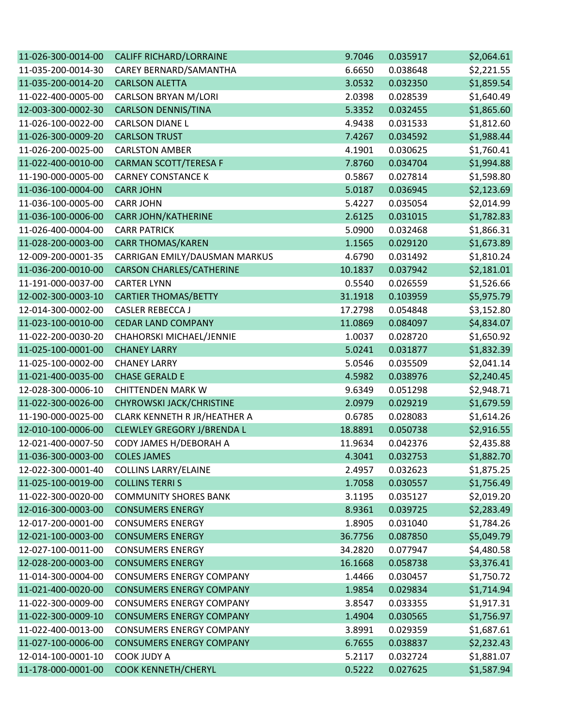| | | | | |
|---|---|---|---|---|
| 11-026-300-0014-00 | CALIFF RICHARD/LORRAINE | 9.7046 | 0.035917 | $2,064.61 |
| 11-035-200-0014-30 | CAREY BERNARD/SAMANTHA | 6.6650 | 0.038648 | $2,221.55 |
| 11-035-200-0014-20 | CARLSON ALETTA | 3.0532 | 0.032350 | $1,859.54 |
| 11-022-400-0005-00 | CARLSON BRYAN M/LORI | 2.0398 | 0.028539 | $1,640.49 |
| 12-003-300-0002-30 | CARLSON DENNIS/TINA | 5.3352 | 0.032455 | $1,865.60 |
| 11-026-100-0022-00 | CARLSON DIANE L | 4.9438 | 0.031533 | $1,812.60 |
| 11-026-300-0009-20 | CARLSON TRUST | 7.4267 | 0.034592 | $1,988.44 |
| 11-026-200-0025-00 | CARLSTON AMBER | 4.1901 | 0.030625 | $1,760.41 |
| 11-022-400-0010-00 | CARMAN SCOTT/TERESA F | 7.8760 | 0.034704 | $1,994.88 |
| 11-190-000-0005-00 | CARNEY CONSTANCE K | 0.5867 | 0.027814 | $1,598.80 |
| 11-036-100-0004-00 | CARR JOHN | 5.0187 | 0.036945 | $2,123.69 |
| 11-036-100-0005-00 | CARR JOHN | 5.4227 | 0.035054 | $2,014.99 |
| 11-036-100-0006-00 | CARR JOHN/KATHERINE | 2.6125 | 0.031015 | $1,782.83 |
| 11-026-400-0004-00 | CARR PATRICK | 5.0900 | 0.032468 | $1,866.31 |
| 11-028-200-0003-00 | CARR THOMAS/KAREN | 1.1565 | 0.029120 | $1,673.89 |
| 12-009-200-0001-35 | CARRIGAN EMILY/DAUSMAN MARKUS | 4.6790 | 0.031492 | $1,810.24 |
| 11-036-200-0010-00 | CARSON CHARLES/CATHERINE | 10.1837 | 0.037942 | $2,181.01 |
| 11-191-000-0037-00 | CARTER LYNN | 0.5540 | 0.026559 | $1,526.66 |
| 12-002-300-0003-10 | CARTIER THOMAS/BETTY | 31.1918 | 0.103959 | $5,975.79 |
| 12-014-300-0002-00 | CASLER REBECCA J | 17.2798 | 0.054848 | $3,152.80 |
| 11-023-100-0010-00 | CEDAR LAND COMPANY | 11.0869 | 0.084097 | $4,834.07 |
| 11-022-200-0030-20 | CHAHORSKI MICHAEL/JENNIE | 1.0037 | 0.028720 | $1,650.92 |
| 11-025-100-0001-00 | CHANEY LARRY | 5.0241 | 0.031877 | $1,832.39 |
| 11-025-100-0002-00 | CHANEY LARRY | 5.0546 | 0.035509 | $2,041.14 |
| 11-021-400-0035-00 | CHASE GERALD E | 4.5982 | 0.038976 | $2,240.45 |
| 12-028-300-0006-10 | CHITTENDEN MARK W | 9.6349 | 0.051298 | $2,948.71 |
| 11-022-300-0026-00 | CHYROWSKI JACK/CHRISTINE | 2.0979 | 0.029219 | $1,679.59 |
| 11-190-000-0025-00 | CLARK KENNETH R JR/HEATHER A | 0.6785 | 0.028083 | $1,614.26 |
| 12-010-100-0006-00 | CLEWLEY GREGORY J/BRENDA L | 18.8891 | 0.050738 | $2,916.55 |
| 12-021-400-0007-50 | CODY JAMES H/DEBORAH A | 11.9634 | 0.042376 | $2,435.88 |
| 11-036-300-0003-00 | COLES JAMES | 4.3041 | 0.032753 | $1,882.70 |
| 12-022-300-0001-40 | COLLINS LARRY/ELAINE | 2.4957 | 0.032623 | $1,875.25 |
| 11-025-100-0019-00 | COLLINS TERRI S | 1.7058 | 0.030557 | $1,756.49 |
| 11-022-300-0020-00 | COMMUNITY SHORES BANK | 3.1195 | 0.035127 | $2,019.20 |
| 12-016-300-0003-00 | CONSUMERS ENERGY | 8.9361 | 0.039725 | $2,283.49 |
| 12-017-200-0001-00 | CONSUMERS ENERGY | 1.8905 | 0.031040 | $1,784.26 |
| 12-021-100-0003-00 | CONSUMERS ENERGY | 36.7756 | 0.087850 | $5,049.79 |
| 12-027-100-0011-00 | CONSUMERS ENERGY | 34.2820 | 0.077947 | $4,480.58 |
| 12-028-200-0003-00 | CONSUMERS ENERGY | 16.1668 | 0.058738 | $3,376.41 |
| 11-014-300-0004-00 | CONSUMERS ENERGY COMPANY | 1.4466 | 0.030457 | $1,750.72 |
| 11-021-400-0020-00 | CONSUMERS ENERGY COMPANY | 1.9854 | 0.029834 | $1,714.94 |
| 11-022-300-0009-00 | CONSUMERS ENERGY COMPANY | 3.8547 | 0.033355 | $1,917.31 |
| 11-022-300-0009-10 | CONSUMERS ENERGY COMPANY | 1.4904 | 0.030565 | $1,756.97 |
| 11-022-400-0013-00 | CONSUMERS ENERGY COMPANY | 3.8991 | 0.029359 | $1,687.61 |
| 11-027-100-0006-00 | CONSUMERS ENERGY COMPANY | 6.7655 | 0.038837 | $2,232.43 |
| 12-014-100-0001-10 | COOK JUDY A | 5.2117 | 0.032724 | $1,881.07 |
| 11-178-000-0001-00 | COOK KENNETH/CHERYL | 0.5222 | 0.027625 | $1,587.94 |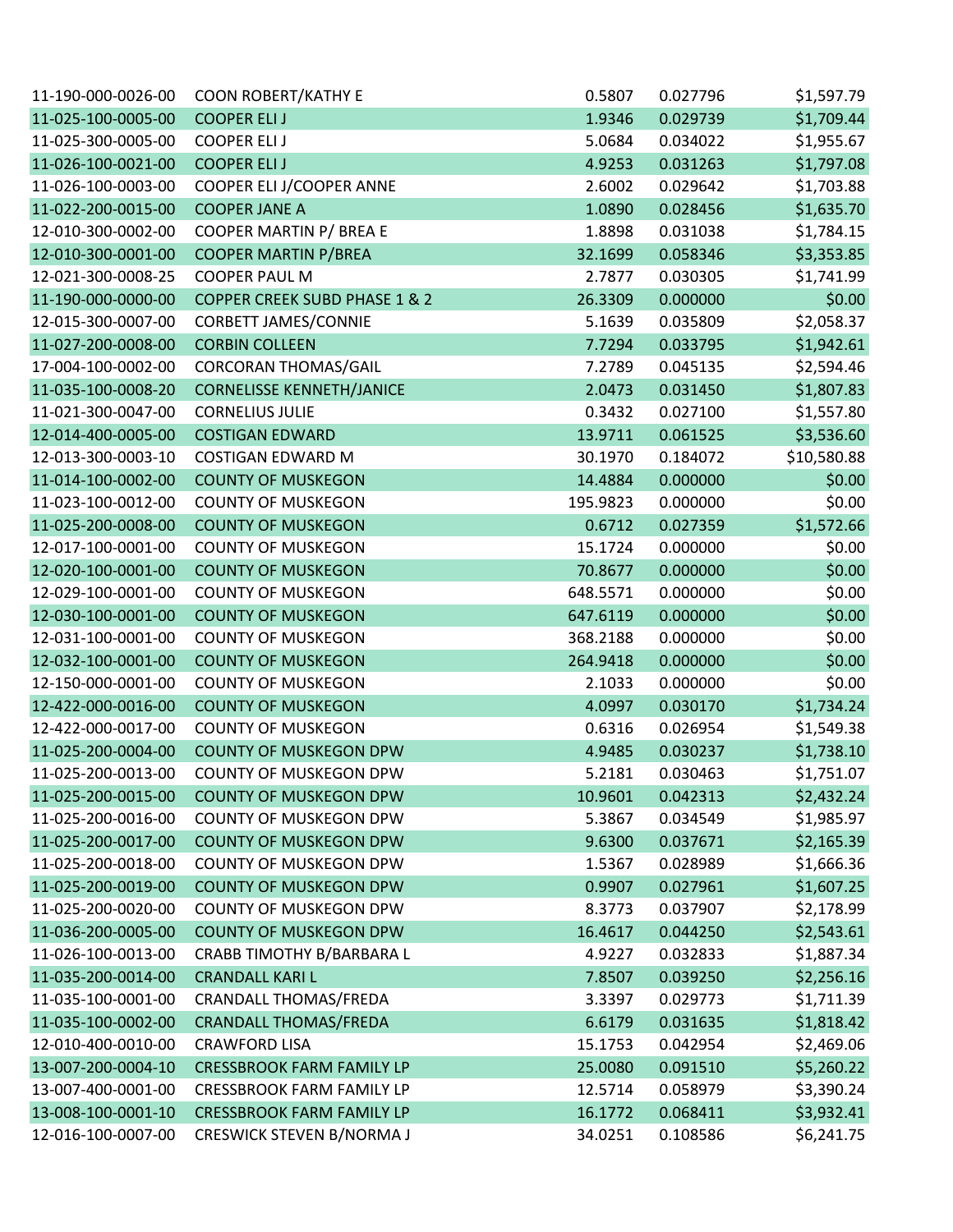| | | | | |
|---|---|---|---|---|
| 11-190-000-0026-00 | COON ROBERT/KATHY E | 0.5807 | 0.027796 | $1,597.79 |
| 11-025-100-0005-00 | COOPER ELI J | 1.9346 | 0.029739 | $1,709.44 |
| 11-025-300-0005-00 | COOPER ELI J | 5.0684 | 0.034022 | $1,955.67 |
| 11-026-100-0021-00 | COOPER ELI J | 4.9253 | 0.031263 | $1,797.08 |
| 11-026-100-0003-00 | COOPER ELI J/COOPER ANNE | 2.6002 | 0.029642 | $1,703.88 |
| 11-022-200-0015-00 | COOPER JANE A | 1.0890 | 0.028456 | $1,635.70 |
| 12-010-300-0002-00 | COOPER MARTIN P/ BREA E | 1.8898 | 0.031038 | $1,784.15 |
| 12-010-300-0001-00 | COOPER MARTIN P/BREA | 32.1699 | 0.058346 | $3,353.85 |
| 12-021-300-0008-25 | COOPER PAUL M | 2.7877 | 0.030305 | $1,741.99 |
| 11-190-000-0000-00 | COPPER CREEK SUBD PHASE 1 & 2 | 26.3309 | 0.000000 | $0.00 |
| 12-015-300-0007-00 | CORBETT JAMES/CONNIE | 5.1639 | 0.035809 | $2,058.37 |
| 11-027-200-0008-00 | CORBIN COLLEEN | 7.7294 | 0.033795 | $1,942.61 |
| 17-004-100-0002-00 | CORCORAN THOMAS/GAIL | 7.2789 | 0.045135 | $2,594.46 |
| 11-035-100-0008-20 | CORNELISSE KENNETH/JANICE | 2.0473 | 0.031450 | $1,807.83 |
| 11-021-300-0047-00 | CORNELIUS JULIE | 0.3432 | 0.027100 | $1,557.80 |
| 12-014-400-0005-00 | COSTIGAN EDWARD | 13.9711 | 0.061525 | $3,536.60 |
| 12-013-300-0003-10 | COSTIGAN EDWARD M | 30.1970 | 0.184072 | $10,580.88 |
| 11-014-100-0002-00 | COUNTY OF MUSKEGON | 14.4884 | 0.000000 | $0.00 |
| 11-023-100-0012-00 | COUNTY OF MUSKEGON | 195.9823 | 0.000000 | $0.00 |
| 11-025-200-0008-00 | COUNTY OF MUSKEGON | 0.6712 | 0.027359 | $1,572.66 |
| 12-017-100-0001-00 | COUNTY OF MUSKEGON | 15.1724 | 0.000000 | $0.00 |
| 12-020-100-0001-00 | COUNTY OF MUSKEGON | 70.8677 | 0.000000 | $0.00 |
| 12-029-100-0001-00 | COUNTY OF MUSKEGON | 648.5571 | 0.000000 | $0.00 |
| 12-030-100-0001-00 | COUNTY OF MUSKEGON | 647.6119 | 0.000000 | $0.00 |
| 12-031-100-0001-00 | COUNTY OF MUSKEGON | 368.2188 | 0.000000 | $0.00 |
| 12-032-100-0001-00 | COUNTY OF MUSKEGON | 264.9418 | 0.000000 | $0.00 |
| 12-150-000-0001-00 | COUNTY OF MUSKEGON | 2.1033 | 0.000000 | $0.00 |
| 12-422-000-0016-00 | COUNTY OF MUSKEGON | 4.0997 | 0.030170 | $1,734.24 |
| 12-422-000-0017-00 | COUNTY OF MUSKEGON | 0.6316 | 0.026954 | $1,549.38 |
| 11-025-200-0004-00 | COUNTY OF MUSKEGON DPW | 4.9485 | 0.030237 | $1,738.10 |
| 11-025-200-0013-00 | COUNTY OF MUSKEGON DPW | 5.2181 | 0.030463 | $1,751.07 |
| 11-025-200-0015-00 | COUNTY OF MUSKEGON DPW | 10.9601 | 0.042313 | $2,432.24 |
| 11-025-200-0016-00 | COUNTY OF MUSKEGON DPW | 5.3867 | 0.034549 | $1,985.97 |
| 11-025-200-0017-00 | COUNTY OF MUSKEGON DPW | 9.6300 | 0.037671 | $2,165.39 |
| 11-025-200-0018-00 | COUNTY OF MUSKEGON DPW | 1.5367 | 0.028989 | $1,666.36 |
| 11-025-200-0019-00 | COUNTY OF MUSKEGON DPW | 0.9907 | 0.027961 | $1,607.25 |
| 11-025-200-0020-00 | COUNTY OF MUSKEGON DPW | 8.3773 | 0.037907 | $2,178.99 |
| 11-036-200-0005-00 | COUNTY OF MUSKEGON DPW | 16.4617 | 0.044250 | $2,543.61 |
| 11-026-100-0013-00 | CRABB TIMOTHY B/BARBARA L | 4.9227 | 0.032833 | $1,887.34 |
| 11-035-200-0014-00 | CRANDALL KARI L | 7.8507 | 0.039250 | $2,256.16 |
| 11-035-100-0001-00 | CRANDALL THOMAS/FREDA | 3.3397 | 0.029773 | $1,711.39 |
| 11-035-100-0002-00 | CRANDALL THOMAS/FREDA | 6.6179 | 0.031635 | $1,818.42 |
| 12-010-400-0010-00 | CRAWFORD LISA | 15.1753 | 0.042954 | $2,469.06 |
| 13-007-200-0004-10 | CRESSBROOK FARM FAMILY LP | 25.0080 | 0.091510 | $5,260.22 |
| 13-007-400-0001-00 | CRESSBROOK FARM FAMILY LP | 12.5714 | 0.058979 | $3,390.24 |
| 13-008-100-0001-10 | CRESSBROOK FARM FAMILY LP | 16.1772 | 0.068411 | $3,932.41 |
| 12-016-100-0007-00 | CRESWICK STEVEN B/NORMA J | 34.0251 | 0.108586 | $6,241.75 |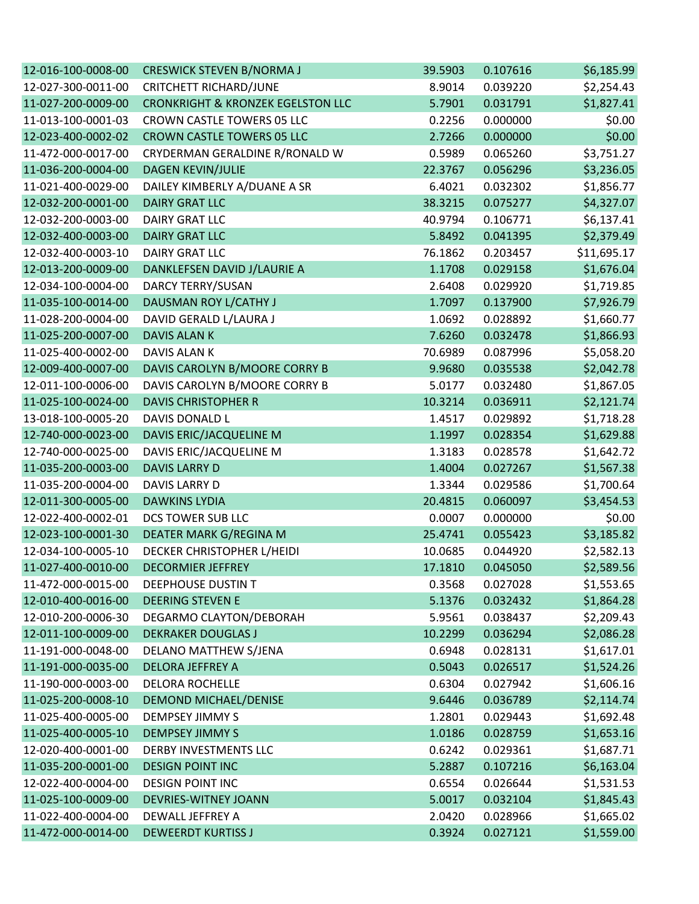| | | | | |
|---|---|---|---|---|
| 12-016-100-0008-00 | CRESWICK STEVEN B/NORMA J | 39.5903 | 0.107616 | $6,185.99 |
| 12-027-300-0011-00 | CRITCHETT RICHARD/JUNE | 8.9014 | 0.039220 | $2,254.43 |
| 11-027-200-0009-00 | CRONKRIGHT & KRONZEK EGELSTON LLC | 5.7901 | 0.031791 | $1,827.41 |
| 11-013-100-0001-03 | CROWN CASTLE TOWERS 05 LLC | 0.2256 | 0.000000 | $0.00 |
| 12-023-400-0002-02 | CROWN CASTLE TOWERS 05 LLC | 2.7266 | 0.000000 | $0.00 |
| 11-472-000-0017-00 | CRYDERMAN GERALDINE R/RONALD W | 0.5989 | 0.065260 | $3,751.27 |
| 11-036-200-0004-00 | DAGEN KEVIN/JULIE | 22.3767 | 0.056296 | $3,236.05 |
| 11-021-400-0029-00 | DAILEY KIMBERLY A/DUANE A SR | 6.4021 | 0.032302 | $1,856.77 |
| 12-032-200-0001-00 | DAIRY GRAT LLC | 38.3215 | 0.075277 | $4,327.07 |
| 12-032-200-0003-00 | DAIRY GRAT LLC | 40.9794 | 0.106771 | $6,137.41 |
| 12-032-400-0003-00 | DAIRY GRAT LLC | 5.8492 | 0.041395 | $2,379.49 |
| 12-032-400-0003-10 | DAIRY GRAT LLC | 76.1862 | 0.203457 | $11,695.17 |
| 12-013-200-0009-00 | DANKLEFSEN DAVID J/LAURIE A | 1.1708 | 0.029158 | $1,676.04 |
| 12-034-100-0004-00 | DARCY TERRY/SUSAN | 2.6408 | 0.029920 | $1,719.85 |
| 11-035-100-0014-00 | DAUSMAN ROY L/CATHY J | 1.7097 | 0.137900 | $7,926.79 |
| 11-028-200-0004-00 | DAVID GERALD L/LAURA J | 1.0692 | 0.028892 | $1,660.77 |
| 11-025-200-0007-00 | DAVIS ALAN K | 7.6260 | 0.032478 | $1,866.93 |
| 11-025-400-0002-00 | DAVIS ALAN K | 70.6989 | 0.087996 | $5,058.20 |
| 12-009-400-0007-00 | DAVIS CAROLYN B/MOORE CORRY B | 9.9680 | 0.035538 | $2,042.78 |
| 12-011-100-0006-00 | DAVIS CAROLYN B/MOORE CORRY B | 5.0177 | 0.032480 | $1,867.05 |
| 11-025-100-0024-00 | DAVIS CHRISTOPHER R | 10.3214 | 0.036911 | $2,121.74 |
| 13-018-100-0005-20 | DAVIS DONALD L | 1.4517 | 0.029892 | $1,718.28 |
| 12-740-000-0023-00 | DAVIS ERIC/JACQUELINE M | 1.1997 | 0.028354 | $1,629.88 |
| 12-740-000-0025-00 | DAVIS ERIC/JACQUELINE M | 1.3183 | 0.028578 | $1,642.72 |
| 11-035-200-0003-00 | DAVIS LARRY D | 1.4004 | 0.027267 | $1,567.38 |
| 11-035-200-0004-00 | DAVIS LARRY D | 1.3344 | 0.029586 | $1,700.64 |
| 12-011-300-0005-00 | DAWKINS LYDIA | 20.4815 | 0.060097 | $3,454.53 |
| 12-022-400-0002-01 | DCS TOWER SUB LLC | 0.0007 | 0.000000 | $0.00 |
| 12-023-100-0001-30 | DEATER MARK G/REGINA M | 25.4741 | 0.055423 | $3,185.82 |
| 12-034-100-0005-10 | DECKER CHRISTOPHER L/HEIDI | 10.0685 | 0.044920 | $2,582.13 |
| 11-027-400-0010-00 | DECORMIER JEFFREY | 17.1810 | 0.045050 | $2,589.56 |
| 11-472-000-0015-00 | DEEPHOUSE DUSTIN T | 0.3568 | 0.027028 | $1,553.65 |
| 12-010-400-0016-00 | DEERING STEVEN E | 5.1376 | 0.032432 | $1,864.28 |
| 12-010-200-0006-30 | DEGARMO CLAYTON/DEBORAH | 5.9561 | 0.038437 | $2,209.43 |
| 12-011-100-0009-00 | DEKRAKER DOUGLAS J | 10.2299 | 0.036294 | $2,086.28 |
| 11-191-000-0048-00 | DELANO MATTHEW S/JENA | 0.6948 | 0.028131 | $1,617.01 |
| 11-191-000-0035-00 | DELORA JEFFREY A | 0.5043 | 0.026517 | $1,524.26 |
| 11-190-000-0003-00 | DELORA ROCHELLE | 0.6304 | 0.027942 | $1,606.16 |
| 11-025-200-0008-10 | DEMOND MICHAEL/DENISE | 9.6446 | 0.036789 | $2,114.74 |
| 11-025-400-0005-00 | DEMPSEY JIMMY S | 1.2801 | 0.029443 | $1,692.48 |
| 11-025-400-0005-10 | DEMPSEY JIMMY S | 1.0186 | 0.028759 | $1,653.16 |
| 12-020-400-0001-00 | DERBY INVESTMENTS LLC | 0.6242 | 0.029361 | $1,687.71 |
| 11-035-200-0001-00 | DESIGN POINT INC | 5.2887 | 0.107216 | $6,163.04 |
| 12-022-400-0004-00 | DESIGN POINT INC | 0.6554 | 0.026644 | $1,531.53 |
| 11-025-100-0009-00 | DEVRIES-WITNEY JOANN | 5.0017 | 0.032104 | $1,845.43 |
| 11-022-400-0004-00 | DEWALL JEFFREY A | 2.0420 | 0.028966 | $1,665.02 |
| 11-472-000-0014-00 | DEWEERDT KURTISS J | 0.3924 | 0.027121 | $1,559.00 |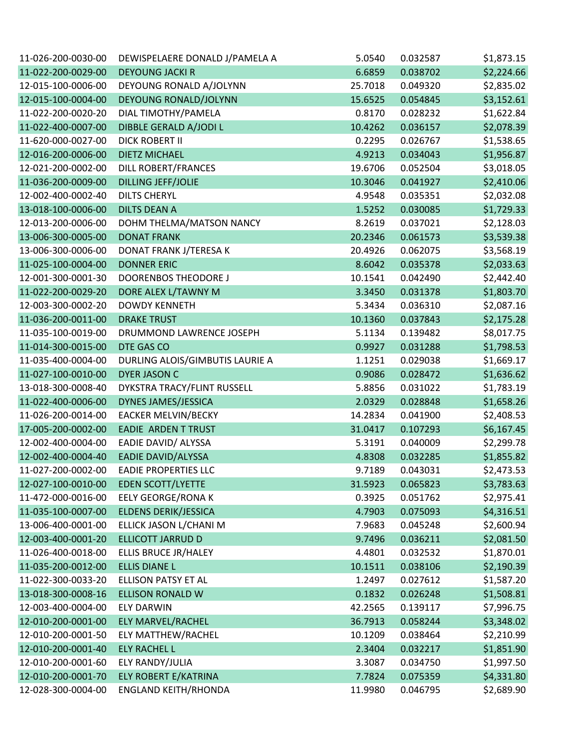| | | | | |
|---|---|---|---|---|
| 11-026-200-0030-00 | DEWISPELAERE DONALD J/PAMELA A | 5.0540 | 0.032587 | $1,873.15 |
| 11-022-200-0029-00 | DEYOUNG JACKI R | 6.6859 | 0.038702 | $2,224.66 |
| 12-015-100-0006-00 | DEYOUNG RONALD A/JOLYNN | 25.7018 | 0.049320 | $2,835.02 |
| 12-015-100-0004-00 | DEYOUNG RONALD/JOLYNN | 15.6525 | 0.054845 | $3,152.61 |
| 11-022-200-0020-20 | DIAL TIMOTHY/PAMELA | 0.8170 | 0.028232 | $1,622.84 |
| 11-022-400-0007-00 | DIBBLE GERALD A/JODI L | 10.4262 | 0.036157 | $2,078.39 |
| 11-620-000-0027-00 | DICK ROBERT II | 0.2295 | 0.026767 | $1,538.65 |
| 12-016-200-0006-00 | DIETZ MICHAEL | 4.9213 | 0.034043 | $1,956.87 |
| 12-021-200-0002-00 | DILL ROBERT/FRANCES | 19.6706 | 0.052504 | $3,018.05 |
| 11-036-200-0009-00 | DILLING JEFF/JOLIE | 10.3046 | 0.041927 | $2,410.06 |
| 12-002-400-0002-40 | DILTS CHERYL | 4.9548 | 0.035351 | $2,032.08 |
| 13-018-100-0006-00 | DILTS DEAN A | 1.5252 | 0.030085 | $1,729.33 |
| 12-013-200-0006-00 | DOHM THELMA/MATSON NANCY | 8.2619 | 0.037021 | $2,128.03 |
| 13-006-300-0005-00 | DONAT FRANK | 20.2346 | 0.061573 | $3,539.38 |
| 13-006-300-0006-00 | DONAT FRANK J/TERESA K | 20.4926 | 0.062075 | $3,568.19 |
| 11-025-100-0004-00 | DONNER ERIC | 8.6042 | 0.035378 | $2,033.63 |
| 12-001-300-0001-30 | DOORENBOS THEODORE J | 10.1541 | 0.042490 | $2,442.40 |
| 11-022-200-0029-20 | DORE ALEX L/TAWNY M | 3.3450 | 0.031378 | $1,803.70 |
| 12-003-300-0002-20 | DOWDY KENNETH | 5.3434 | 0.036310 | $2,087.16 |
| 11-036-200-0011-00 | DRAKE TRUST | 10.1360 | 0.037843 | $2,175.28 |
| 11-035-100-0019-00 | DRUMMOND LAWRENCE JOSEPH | 5.1134 | 0.139482 | $8,017.75 |
| 11-014-300-0015-00 | DTE GAS CO | 0.9927 | 0.031288 | $1,798.53 |
| 11-035-400-0004-00 | DURLING ALOIS/GIMBUTIS LAURIE A | 1.1251 | 0.029038 | $1,669.17 |
| 11-027-100-0010-00 | DYER JASON C | 0.9086 | 0.028472 | $1,636.62 |
| 13-018-300-0008-40 | DYKSTRA TRACY/FLINT RUSSELL | 5.8856 | 0.031022 | $1,783.19 |
| 11-022-400-0006-00 | DYNES JAMES/JESSICA | 2.0329 | 0.028848 | $1,658.26 |
| 11-026-200-0014-00 | EACKER MELVIN/BECKY | 14.2834 | 0.041900 | $2,408.53 |
| 17-005-200-0002-00 | EADIE ARDEN T TRUST | 31.0417 | 0.107293 | $6,167.45 |
| 12-002-400-0004-00 | EADIE DAVID/ ALYSSA | 5.3191 | 0.040009 | $2,299.78 |
| 12-002-400-0004-40 | EADIE DAVID/ALYSSA | 4.8308 | 0.032285 | $1,855.82 |
| 11-027-200-0002-00 | EADIE PROPERTIES LLC | 9.7189 | 0.043031 | $2,473.53 |
| 12-027-100-0010-00 | EDEN SCOTT/LYETTE | 31.5923 | 0.065823 | $3,783.63 |
| 11-472-000-0016-00 | EELY GEORGE/RONA K | 0.3925 | 0.051762 | $2,975.41 |
| 11-035-100-0007-00 | ELDENS DERIK/JESSICA | 4.7903 | 0.075093 | $4,316.51 |
| 13-006-400-0001-00 | ELLICK JASON L/CHANI M | 7.9683 | 0.045248 | $2,600.94 |
| 12-003-400-0001-20 | ELLICOTT JARRUD D | 9.7496 | 0.036211 | $2,081.50 |
| 11-026-400-0018-00 | ELLIS BRUCE JR/HALEY | 4.4801 | 0.032532 | $1,870.01 |
| 11-035-200-0012-00 | ELLIS DIANE L | 10.1511 | 0.038106 | $2,190.39 |
| 11-022-300-0033-20 | ELLISON PATSY ET AL | 1.2497 | 0.027612 | $1,587.20 |
| 13-018-300-0008-16 | ELLISON RONALD W | 0.1832 | 0.026248 | $1,508.81 |
| 12-003-400-0004-00 | ELY DARWIN | 42.2565 | 0.139117 | $7,996.75 |
| 12-010-200-0001-00 | ELY MARVEL/RACHEL | 36.7913 | 0.058244 | $3,348.02 |
| 12-010-200-0001-50 | ELY MATTHEW/RACHEL | 10.1209 | 0.038464 | $2,210.99 |
| 12-010-200-0001-40 | ELY RACHEL L | 2.3404 | 0.032217 | $1,851.90 |
| 12-010-200-0001-60 | ELY RANDY/JULIA | 3.3087 | 0.034750 | $1,997.50 |
| 12-010-200-0001-70 | ELY ROBERT E/KATRINA | 7.7824 | 0.075359 | $4,331.80 |
| 12-028-300-0004-00 | ENGLAND KEITH/RHONDA | 11.9980 | 0.046795 | $2,689.90 |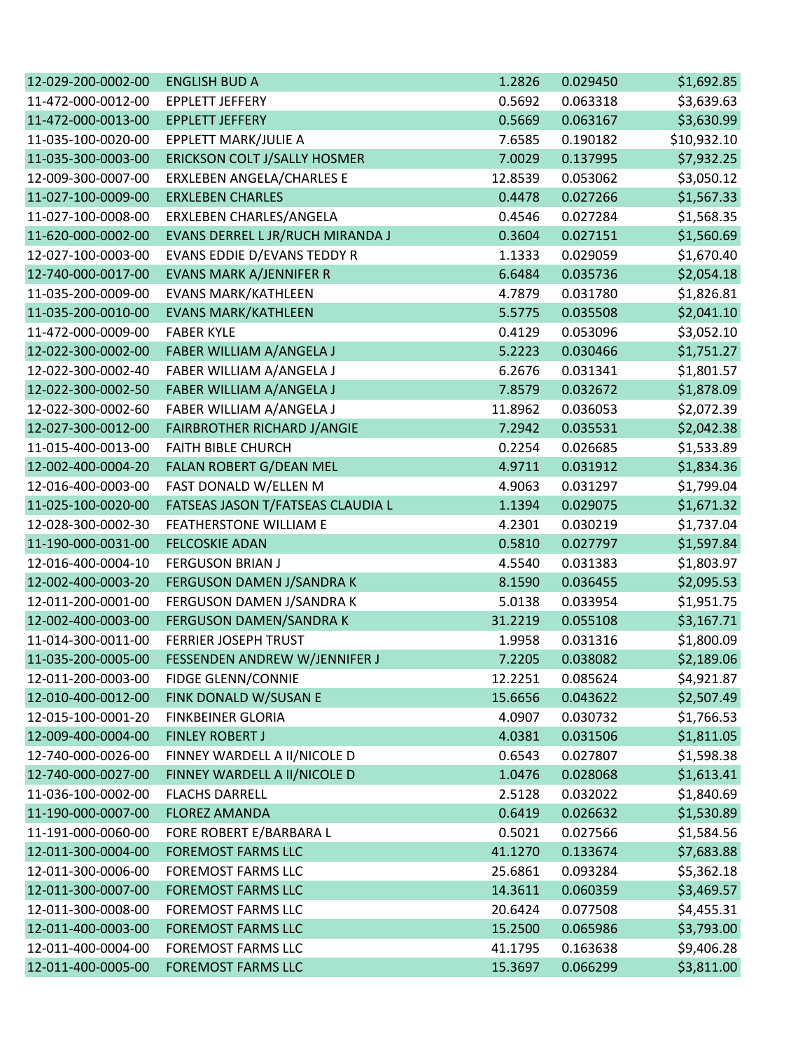| | | | | |
|---|---|---|---|---|
| 12-029-200-0002-00 | ENGLISH BUD A | 1.2826 | 0.029450 | $1,692.85 |
| 11-472-000-0012-00 | EPPLETT JEFFERY | 0.5692 | 0.063318 | $3,639.63 |
| 11-472-000-0013-00 | EPPLETT JEFFERY | 0.5669 | 0.063167 | $3,630.99 |
| 11-035-100-0020-00 | EPPLETT MARK/JULIE A | 7.6585 | 0.190182 | $10,932.10 |
| 11-035-300-0003-00 | ERICKSON COLT J/SALLY HOSMER | 7.0029 | 0.137995 | $7,932.25 |
| 12-009-300-0007-00 | ERXLEBEN ANGELA/CHARLES E | 12.8539 | 0.053062 | $3,050.12 |
| 11-027-100-0009-00 | ERXLEBEN CHARLES | 0.4478 | 0.027266 | $1,567.33 |
| 11-027-100-0008-00 | ERXLEBEN CHARLES/ANGELA | 0.4546 | 0.027284 | $1,568.35 |
| 11-620-000-0002-00 | EVANS DERREL L JR/RUCH MIRANDA J | 0.3604 | 0.027151 | $1,560.69 |
| 12-027-100-0003-00 | EVANS EDDIE D/EVANS TEDDY R | 1.1333 | 0.029059 | $1,670.40 |
| 12-740-000-0017-00 | EVANS MARK A/JENNIFER R | 6.6484 | 0.035736 | $2,054.18 |
| 11-035-200-0009-00 | EVANS MARK/KATHLEEN | 4.7879 | 0.031780 | $1,826.81 |
| 11-035-200-0010-00 | EVANS MARK/KATHLEEN | 5.5775 | 0.035508 | $2,041.10 |
| 11-472-000-0009-00 | FABER KYLE | 0.4129 | 0.053096 | $3,052.10 |
| 12-022-300-0002-00 | FABER WILLIAM A/ANGELA J | 5.2223 | 0.030466 | $1,751.27 |
| 12-022-300-0002-40 | FABER WILLIAM A/ANGELA J | 6.2676 | 0.031341 | $1,801.57 |
| 12-022-300-0002-50 | FABER WILLIAM A/ANGELA J | 7.8579 | 0.032672 | $1,878.09 |
| 12-022-300-0002-60 | FABER WILLIAM A/ANGELA J | 11.8962 | 0.036053 | $2,072.39 |
| 12-027-300-0012-00 | FAIRBROTHER RICHARD J/ANGIE | 7.2942 | 0.035531 | $2,042.38 |
| 11-015-400-0013-00 | FAITH BIBLE CHURCH | 0.2254 | 0.026685 | $1,533.89 |
| 12-002-400-0004-20 | FALAN ROBERT G/DEAN MEL | 4.9711 | 0.031912 | $1,834.36 |
| 12-016-400-0003-00 | FAST DONALD W/ELLEN M | 4.9063 | 0.031297 | $1,799.04 |
| 11-025-100-0020-00 | FATSEAS JASON T/FATSEAS CLAUDIA L | 1.1394 | 0.029075 | $1,671.32 |
| 12-028-300-0002-30 | FEATHERSTONE WILLIAM E | 4.2301 | 0.030219 | $1,737.04 |
| 11-190-000-0031-00 | FELCOSKIE ADAN | 0.5810 | 0.027797 | $1,597.84 |
| 12-016-400-0004-10 | FERGUSON BRIAN J | 4.5540 | 0.031383 | $1,803.97 |
| 12-002-400-0003-20 | FERGUSON DAMEN J/SANDRA K | 8.1590 | 0.036455 | $2,095.53 |
| 12-011-200-0001-00 | FERGUSON DAMEN J/SANDRA K | 5.0138 | 0.033954 | $1,951.75 |
| 12-002-400-0003-00 | FERGUSON DAMEN/SANDRA K | 31.2219 | 0.055108 | $3,167.71 |
| 11-014-300-0011-00 | FERRIER JOSEPH TRUST | 1.9958 | 0.031316 | $1,800.09 |
| 11-035-200-0005-00 | FESSENDEN ANDREW W/JENNIFER J | 7.2205 | 0.038082 | $2,189.06 |
| 12-011-200-0003-00 | FIDGE GLENN/CONNIE | 12.2251 | 0.085624 | $4,921.87 |
| 12-010-400-0012-00 | FINK DONALD W/SUSAN E | 15.6656 | 0.043622 | $2,507.49 |
| 12-015-100-0001-20 | FINKBEINER GLORIA | 4.0907 | 0.030732 | $1,766.53 |
| 12-009-400-0004-00 | FINLEY ROBERT J | 4.0381 | 0.031506 | $1,811.05 |
| 12-740-000-0026-00 | FINNEY WARDELL A II/NICOLE D | 0.6543 | 0.027807 | $1,598.38 |
| 12-740-000-0027-00 | FINNEY WARDELL A II/NICOLE D | 1.0476 | 0.028068 | $1,613.41 |
| 11-036-100-0002-00 | FLACHS DARRELL | 2.5128 | 0.032022 | $1,840.69 |
| 11-190-000-0007-00 | FLOREZ AMANDA | 0.6419 | 0.026632 | $1,530.89 |
| 11-191-000-0060-00 | FORE ROBERT E/BARBARA L | 0.5021 | 0.027566 | $1,584.56 |
| 12-011-300-0004-00 | FOREMOST FARMS LLC | 41.1270 | 0.133674 | $7,683.88 |
| 12-011-300-0006-00 | FOREMOST FARMS LLC | 25.6861 | 0.093284 | $5,362.18 |
| 12-011-300-0007-00 | FOREMOST FARMS LLC | 14.3611 | 0.060359 | $3,469.57 |
| 12-011-300-0008-00 | FOREMOST FARMS LLC | 20.6424 | 0.077508 | $4,455.31 |
| 12-011-400-0003-00 | FOREMOST FARMS LLC | 15.2500 | 0.065986 | $3,793.00 |
| 12-011-400-0004-00 | FOREMOST FARMS LLC | 41.1795 | 0.163638 | $9,406.28 |
| 12-011-400-0005-00 | FOREMOST FARMS LLC | 15.3697 | 0.066299 | $3,811.00 |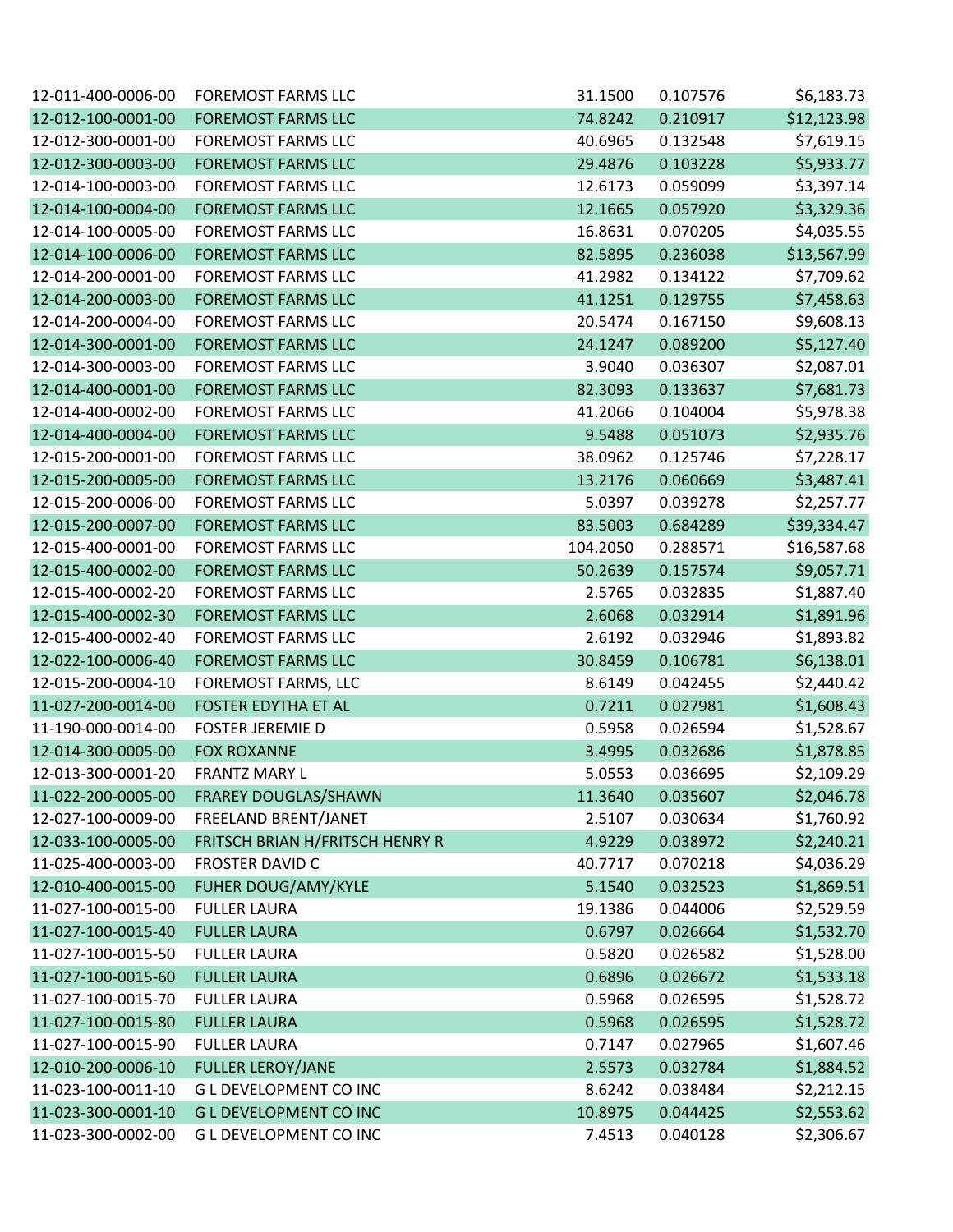| | | | | |
|---|---|---|---|---|
| 12-011-400-0006-00 | FOREMOST FARMS LLC | 31.1500 | 0.107576 | $6,183.73 |
| 12-012-100-0001-00 | FOREMOST FARMS LLC | 74.8242 | 0.210917 | $12,123.98 |
| 12-012-300-0001-00 | FOREMOST FARMS LLC | 40.6965 | 0.132548 | $7,619.15 |
| 12-012-300-0003-00 | FOREMOST FARMS LLC | 29.4876 | 0.103228 | $5,933.77 |
| 12-014-100-0003-00 | FOREMOST FARMS LLC | 12.6173 | 0.059099 | $3,397.14 |
| 12-014-100-0004-00 | FOREMOST FARMS LLC | 12.1665 | 0.057920 | $3,329.36 |
| 12-014-100-0005-00 | FOREMOST FARMS LLC | 16.8631 | 0.070205 | $4,035.55 |
| 12-014-100-0006-00 | FOREMOST FARMS LLC | 82.5895 | 0.236038 | $13,567.99 |
| 12-014-200-0001-00 | FOREMOST FARMS LLC | 41.2982 | 0.134122 | $7,709.62 |
| 12-014-200-0003-00 | FOREMOST FARMS LLC | 41.1251 | 0.129755 | $7,458.63 |
| 12-014-200-0004-00 | FOREMOST FARMS LLC | 20.5474 | 0.167150 | $9,608.13 |
| 12-014-300-0001-00 | FOREMOST FARMS LLC | 24.1247 | 0.089200 | $5,127.40 |
| 12-014-300-0003-00 | FOREMOST FARMS LLC | 3.9040 | 0.036307 | $2,087.01 |
| 12-014-400-0001-00 | FOREMOST FARMS LLC | 82.3093 | 0.133637 | $7,681.73 |
| 12-014-400-0002-00 | FOREMOST FARMS LLC | 41.2066 | 0.104004 | $5,978.38 |
| 12-014-400-0004-00 | FOREMOST FARMS LLC | 9.5488 | 0.051073 | $2,935.76 |
| 12-015-200-0001-00 | FOREMOST FARMS LLC | 38.0962 | 0.125746 | $7,228.17 |
| 12-015-200-0005-00 | FOREMOST FARMS LLC | 13.2176 | 0.060669 | $3,487.41 |
| 12-015-200-0006-00 | FOREMOST FARMS LLC | 5.0397 | 0.039278 | $2,257.77 |
| 12-015-200-0007-00 | FOREMOST FARMS LLC | 83.5003 | 0.684289 | $39,334.47 |
| 12-015-400-0001-00 | FOREMOST FARMS LLC | 104.2050 | 0.288571 | $16,587.68 |
| 12-015-400-0002-00 | FOREMOST FARMS LLC | 50.2639 | 0.157574 | $9,057.71 |
| 12-015-400-0002-20 | FOREMOST FARMS LLC | 2.5765 | 0.032835 | $1,887.40 |
| 12-015-400-0002-30 | FOREMOST FARMS LLC | 2.6068 | 0.032914 | $1,891.96 |
| 12-015-400-0002-40 | FOREMOST FARMS LLC | 2.6192 | 0.032946 | $1,893.82 |
| 12-022-100-0006-40 | FOREMOST FARMS LLC | 30.8459 | 0.106781 | $6,138.01 |
| 12-015-200-0004-10 | FOREMOST FARMS, LLC | 8.6149 | 0.042455 | $2,440.42 |
| 11-027-200-0014-00 | FOSTER EDYTHA ET AL | 0.7211 | 0.027981 | $1,608.43 |
| 11-190-000-0014-00 | FOSTER JEREMIE D | 0.5958 | 0.026594 | $1,528.67 |
| 12-014-300-0005-00 | FOX ROXANNE | 3.4995 | 0.032686 | $1,878.85 |
| 12-013-300-0001-20 | FRANTZ MARY L | 5.0553 | 0.036695 | $2,109.29 |
| 11-022-200-0005-00 | FRAREY DOUGLAS/SHAWN | 11.3640 | 0.035607 | $2,046.78 |
| 12-027-100-0009-00 | FREELAND BRENT/JANET | 2.5107 | 0.030634 | $1,760.92 |
| 12-033-100-0005-00 | FRITSCH BRIAN H/FRITSCH HENRY R | 4.9229 | 0.038972 | $2,240.21 |
| 11-025-400-0003-00 | FROSTER DAVID C | 40.7717 | 0.070218 | $4,036.29 |
| 12-010-400-0015-00 | FUHER DOUG/AMY/KYLE | 5.1540 | 0.032523 | $1,869.51 |
| 11-027-100-0015-00 | FULLER LAURA | 19.1386 | 0.044006 | $2,529.59 |
| 11-027-100-0015-40 | FULLER LAURA | 0.6797 | 0.026664 | $1,532.70 |
| 11-027-100-0015-50 | FULLER LAURA | 0.5820 | 0.026582 | $1,528.00 |
| 11-027-100-0015-60 | FULLER LAURA | 0.6896 | 0.026672 | $1,533.18 |
| 11-027-100-0015-70 | FULLER LAURA | 0.5968 | 0.026595 | $1,528.72 |
| 11-027-100-0015-80 | FULLER LAURA | 0.5968 | 0.026595 | $1,528.72 |
| 11-027-100-0015-90 | FULLER LAURA | 0.7147 | 0.027965 | $1,607.46 |
| 12-010-200-0006-10 | FULLER LEROY/JANE | 2.5573 | 0.032784 | $1,884.52 |
| 11-023-100-0011-10 | G L DEVELOPMENT CO INC | 8.6242 | 0.038484 | $2,212.15 |
| 11-023-300-0001-10 | G L DEVELOPMENT CO INC | 10.8975 | 0.044425 | $2,553.62 |
| 11-023-300-0002-00 | G L DEVELOPMENT CO INC | 7.4513 | 0.040128 | $2,306.67 |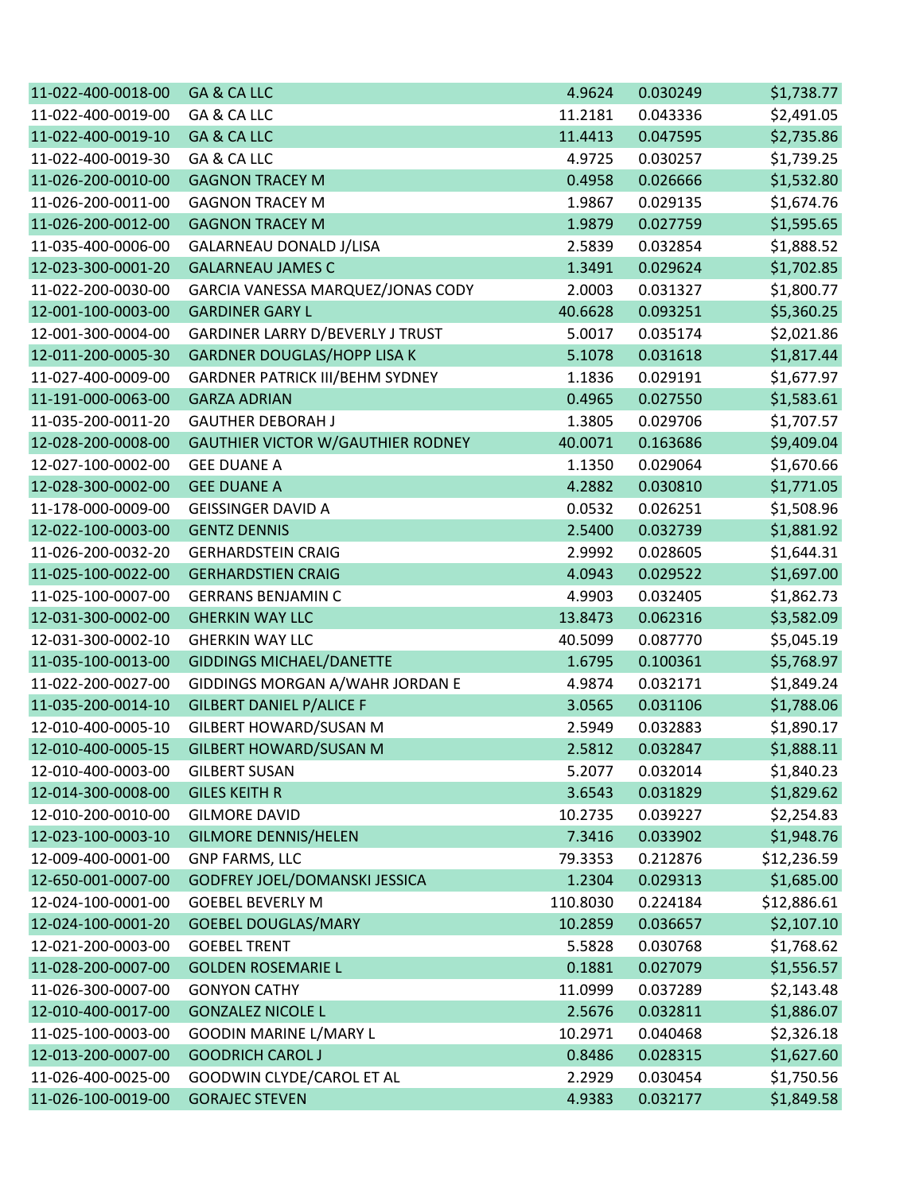| | | | | |
|---|---|---|---|---|
| 11-022-400-0018-00 | GA & CA LLC | 4.9624 | 0.030249 | $1,738.77 |
| 11-022-400-0019-00 | GA & CA LLC | 11.2181 | 0.043336 | $2,491.05 |
| 11-022-400-0019-10 | GA & CA LLC | 11.4413 | 0.047595 | $2,735.86 |
| 11-022-400-0019-30 | GA & CA LLC | 4.9725 | 0.030257 | $1,739.25 |
| 11-026-200-0010-00 | GAGNON TRACEY M | 0.4958 | 0.026666 | $1,532.80 |
| 11-026-200-0011-00 | GAGNON TRACEY M | 1.9867 | 0.029135 | $1,674.76 |
| 11-026-200-0012-00 | GAGNON TRACEY M | 1.9879 | 0.027759 | $1,595.65 |
| 11-035-400-0006-00 | GALARNEAU DONALD J/LISA | 2.5839 | 0.032854 | $1,888.52 |
| 12-023-300-0001-20 | GALARNEAU JAMES C | 1.3491 | 0.029624 | $1,702.85 |
| 11-022-200-0030-00 | GARCIA VANESSA MARQUEZ/JONAS CODY | 2.0003 | 0.031327 | $1,800.77 |
| 12-001-100-0003-00 | GARDINER GARY L | 40.6628 | 0.093251 | $5,360.25 |
| 12-001-300-0004-00 | GARDINER LARRY D/BEVERLY J TRUST | 5.0017 | 0.035174 | $2,021.86 |
| 12-011-200-0005-30 | GARDNER DOUGLAS/HOPP LISA K | 5.1078 | 0.031618 | $1,817.44 |
| 11-027-400-0009-00 | GARDNER PATRICK III/BEHM SYDNEY | 1.1836 | 0.029191 | $1,677.97 |
| 11-191-000-0063-00 | GARZA ADRIAN | 0.4965 | 0.027550 | $1,583.61 |
| 11-035-200-0011-20 | GAUTHER DEBORAH J | 1.3805 | 0.029706 | $1,707.57 |
| 12-028-200-0008-00 | GAUTHIER VICTOR W/GAUTHIER RODNEY | 40.0071 | 0.163686 | $9,409.04 |
| 12-027-100-0002-00 | GEE DUANE A | 1.1350 | 0.029064 | $1,670.66 |
| 12-028-300-0002-00 | GEE DUANE A | 4.2882 | 0.030810 | $1,771.05 |
| 11-178-000-0009-00 | GEISSINGER DAVID A | 0.0532 | 0.026251 | $1,508.96 |
| 12-022-100-0003-00 | GENTZ DENNIS | 2.5400 | 0.032739 | $1,881.92 |
| 11-026-200-0032-20 | GERHARDSTEIN CRAIG | 2.9992 | 0.028605 | $1,644.31 |
| 11-025-100-0022-00 | GERHARDSTIEN CRAIG | 4.0943 | 0.029522 | $1,697.00 |
| 11-025-100-0007-00 | GERRANS BENJAMIN C | 4.9903 | 0.032405 | $1,862.73 |
| 12-031-300-0002-00 | GHERKIN WAY LLC | 13.8473 | 0.062316 | $3,582.09 |
| 12-031-300-0002-10 | GHERKIN WAY LLC | 40.5099 | 0.087770 | $5,045.19 |
| 11-035-100-0013-00 | GIDDINGS MICHAEL/DANETTE | 1.6795 | 0.100361 | $5,768.97 |
| 11-022-200-0027-00 | GIDDINGS MORGAN A/WAHR JORDAN E | 4.9874 | 0.032171 | $1,849.24 |
| 11-035-200-0014-10 | GILBERT DANIEL P/ALICE F | 3.0565 | 0.031106 | $1,788.06 |
| 12-010-400-0005-10 | GILBERT HOWARD/SUSAN M | 2.5949 | 0.032883 | $1,890.17 |
| 12-010-400-0005-15 | GILBERT HOWARD/SUSAN M | 2.5812 | 0.032847 | $1,888.11 |
| 12-010-400-0003-00 | GILBERT SUSAN | 5.2077 | 0.032014 | $1,840.23 |
| 12-014-300-0008-00 | GILES KEITH R | 3.6543 | 0.031829 | $1,829.62 |
| 12-010-200-0010-00 | GILMORE DAVID | 10.2735 | 0.039227 | $2,254.83 |
| 12-023-100-0003-10 | GILMORE DENNIS/HELEN | 7.3416 | 0.033902 | $1,948.76 |
| 12-009-400-0001-00 | GNP FARMS, LLC | 79.3353 | 0.212876 | $12,236.59 |
| 12-650-001-0007-00 | GODFREY JOEL/DOMANSKI JESSICA | 1.2304 | 0.029313 | $1,685.00 |
| 12-024-100-0001-00 | GOEBEL BEVERLY M | 110.8030 | 0.224184 | $12,886.61 |
| 12-024-100-0001-20 | GOEBEL DOUGLAS/MARY | 10.2859 | 0.036657 | $2,107.10 |
| 12-021-200-0003-00 | GOEBEL TRENT | 5.5828 | 0.030768 | $1,768.62 |
| 11-028-200-0007-00 | GOLDEN ROSEMARIE L | 0.1881 | 0.027079 | $1,556.57 |
| 11-026-300-0007-00 | GONYON CATHY | 11.0999 | 0.037289 | $2,143.48 |
| 12-010-400-0017-00 | GONZALEZ NICOLE L | 2.5676 | 0.032811 | $1,886.07 |
| 11-025-100-0003-00 | GOODIN MARINE L/MARY L | 10.2971 | 0.040468 | $2,326.18 |
| 12-013-200-0007-00 | GOODRICH CAROL J | 0.8486 | 0.028315 | $1,627.60 |
| 11-026-400-0025-00 | GOODWIN CLYDE/CAROL ET AL | 2.2929 | 0.030454 | $1,750.56 |
| 11-026-100-0019-00 | GORAJEC STEVEN | 4.9383 | 0.032177 | $1,849.58 |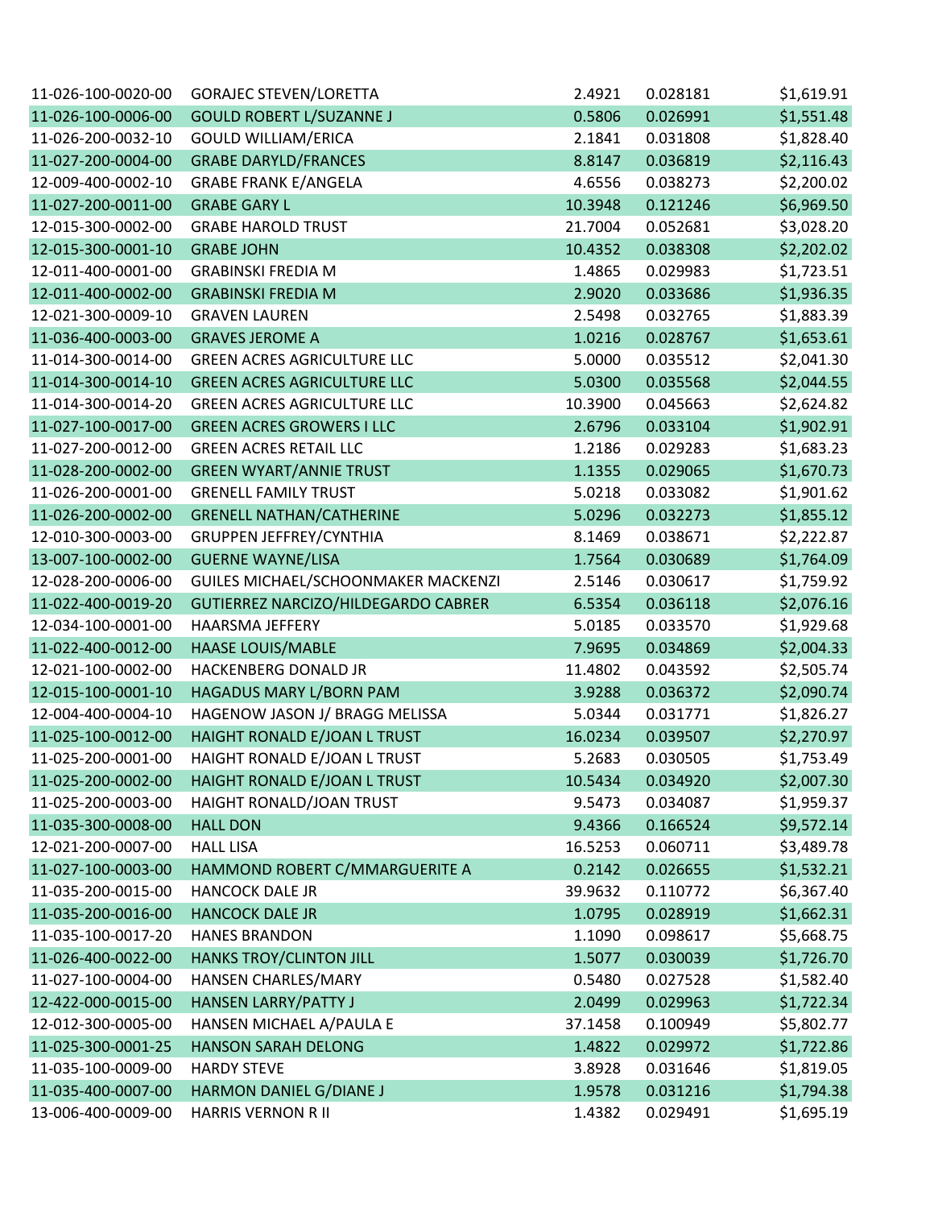| | | | | |
|---|---|---|---|---|
| 11-026-100-0020-00 | GORAJEC STEVEN/LORETTA | 2.4921 | 0.028181 | $1,619.91 |
| 11-026-100-0006-00 | GOULD ROBERT L/SUZANNE J | 0.5806 | 0.026991 | $1,551.48 |
| 11-026-200-0032-10 | GOULD WILLIAM/ERICA | 2.1841 | 0.031808 | $1,828.40 |
| 11-027-200-0004-00 | GRABE DARYLD/FRANCES | 8.8147 | 0.036819 | $2,116.43 |
| 12-009-400-0002-10 | GRABE FRANK E/ANGELA | 4.6556 | 0.038273 | $2,200.02 |
| 11-027-200-0011-00 | GRABE GARY L | 10.3948 | 0.121246 | $6,969.50 |
| 12-015-300-0002-00 | GRABE HAROLD TRUST | 21.7004 | 0.052681 | $3,028.20 |
| 12-015-300-0001-10 | GRABE JOHN | 10.4352 | 0.038308 | $2,202.02 |
| 12-011-400-0001-00 | GRABINSKI FREDIA M | 1.4865 | 0.029983 | $1,723.51 |
| 12-011-400-0002-00 | GRABINSKI FREDIA M | 2.9020 | 0.033686 | $1,936.35 |
| 12-021-300-0009-10 | GRAVEN LAUREN | 2.5498 | 0.032765 | $1,883.39 |
| 11-036-400-0003-00 | GRAVES JEROME A | 1.0216 | 0.028767 | $1,653.61 |
| 11-014-300-0014-00 | GREEN ACRES AGRICULTURE LLC | 5.0000 | 0.035512 | $2,041.30 |
| 11-014-300-0014-10 | GREEN ACRES AGRICULTURE LLC | 5.0300 | 0.035568 | $2,044.55 |
| 11-014-300-0014-20 | GREEN ACRES AGRICULTURE LLC | 10.3900 | 0.045663 | $2,624.82 |
| 11-027-100-0017-00 | GREEN ACRES GROWERS I LLC | 2.6796 | 0.033104 | $1,902.91 |
| 11-027-200-0012-00 | GREEN ACRES RETAIL LLC | 1.2186 | 0.029283 | $1,683.23 |
| 11-028-200-0002-00 | GREEN WYART/ANNIE TRUST | 1.1355 | 0.029065 | $1,670.73 |
| 11-026-200-0001-00 | GRENELL FAMILY TRUST | 5.0218 | 0.033082 | $1,901.62 |
| 11-026-200-0002-00 | GRENELL NATHAN/CATHERINE | 5.0296 | 0.032273 | $1,855.12 |
| 12-010-300-0003-00 | GRUPPEN JEFFREY/CYNTHIA | 8.1469 | 0.038671 | $2,222.87 |
| 13-007-100-0002-00 | GUERNE WAYNE/LISA | 1.7564 | 0.030689 | $1,764.09 |
| 12-028-200-0006-00 | GUILES MICHAEL/SCHOONMAKER MACKENZI | 2.5146 | 0.030617 | $1,759.92 |
| 11-022-400-0019-20 | GUTIERREZ NARCIZO/HILDEGARDO CABRER | 6.5354 | 0.036118 | $2,076.16 |
| 12-034-100-0001-00 | HAARSMA JEFFERY | 5.0185 | 0.033570 | $1,929.68 |
| 11-022-400-0012-00 | HAASE LOUIS/MABLE | 7.9695 | 0.034869 | $2,004.33 |
| 12-021-100-0002-00 | HACKENBERG DONALD JR | 11.4802 | 0.043592 | $2,505.74 |
| 12-015-100-0001-10 | HAGADUS MARY L/BORN PAM | 3.9288 | 0.036372 | $2,090.74 |
| 12-004-400-0004-10 | HAGENOW JASON J/ BRAGG MELISSA | 5.0344 | 0.031771 | $1,826.27 |
| 11-025-100-0012-00 | HAIGHT RONALD E/JOAN L TRUST | 16.0234 | 0.039507 | $2,270.97 |
| 11-025-200-0001-00 | HAIGHT RONALD E/JOAN L TRUST | 5.2683 | 0.030505 | $1,753.49 |
| 11-025-200-0002-00 | HAIGHT RONALD E/JOAN L TRUST | 10.5434 | 0.034920 | $2,007.30 |
| 11-025-200-0003-00 | HAIGHT RONALD/JOAN TRUST | 9.5473 | 0.034087 | $1,959.37 |
| 11-035-300-0008-00 | HALL DON | 9.4366 | 0.166524 | $9,572.14 |
| 12-021-200-0007-00 | HALL LISA | 16.5253 | 0.060711 | $3,489.78 |
| 11-027-100-0003-00 | HAMMOND ROBERT C/MMARGUERITE A | 0.2142 | 0.026655 | $1,532.21 |
| 11-035-200-0015-00 | HANCOCK DALE JR | 39.9632 | 0.110772 | $6,367.40 |
| 11-035-200-0016-00 | HANCOCK DALE JR | 1.0795 | 0.028919 | $1,662.31 |
| 11-035-100-0017-20 | HANES BRANDON | 1.1090 | 0.098617 | $5,668.75 |
| 11-026-400-0022-00 | HANKS TROY/CLINTON JILL | 1.5077 | 0.030039 | $1,726.70 |
| 11-027-100-0004-00 | HANSEN CHARLES/MARY | 0.5480 | 0.027528 | $1,582.40 |
| 12-422-000-0015-00 | HANSEN LARRY/PATTY J | 2.0499 | 0.029963 | $1,722.34 |
| 12-012-300-0005-00 | HANSEN MICHAEL A/PAULA E | 37.1458 | 0.100949 | $5,802.77 |
| 11-025-300-0001-25 | HANSON SARAH DELONG | 1.4822 | 0.029972 | $1,722.86 |
| 11-035-100-0009-00 | HARDY STEVE | 3.8928 | 0.031646 | $1,819.05 |
| 11-035-400-0007-00 | HARMON DANIEL G/DIANE J | 1.9578 | 0.031216 | $1,794.38 |
| 13-006-400-0009-00 | HARRIS VERNON R II | 1.4382 | 0.029491 | $1,695.19 |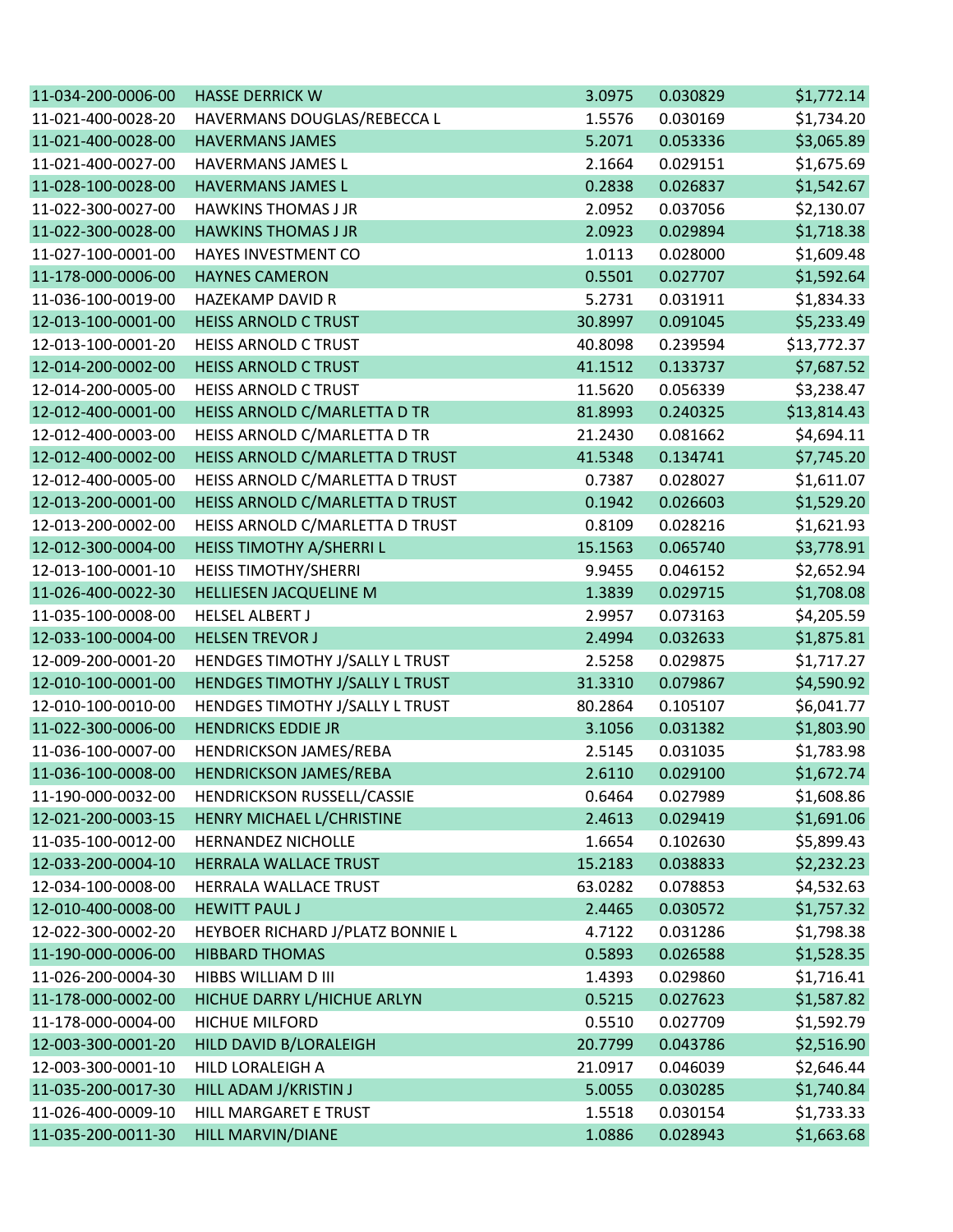| | | | | |
|---|---|---|---|---|
| 11-034-200-0006-00 | HASSE DERRICK W | 3.0975 | 0.030829 | $1,772.14 |
| 11-021-400-0028-20 | HAVERMANS DOUGLAS/REBECCA L | 1.5576 | 0.030169 | $1,734.20 |
| 11-021-400-0028-00 | HAVERMANS JAMES | 5.2071 | 0.053336 | $3,065.89 |
| 11-021-400-0027-00 | HAVERMANS JAMES L | 2.1664 | 0.029151 | $1,675.69 |
| 11-028-100-0028-00 | HAVERMANS JAMES L | 0.2838 | 0.026837 | $1,542.67 |
| 11-022-300-0027-00 | HAWKINS THOMAS J JR | 2.0952 | 0.037056 | $2,130.07 |
| 11-022-300-0028-00 | HAWKINS THOMAS J JR | 2.0923 | 0.029894 | $1,718.38 |
| 11-027-100-0001-00 | HAYES INVESTMENT CO | 1.0113 | 0.028000 | $1,609.48 |
| 11-178-000-0006-00 | HAYNES CAMERON | 0.5501 | 0.027707 | $1,592.64 |
| 11-036-100-0019-00 | HAZEKAMP DAVID R | 5.2731 | 0.031911 | $1,834.33 |
| 12-013-100-0001-00 | HEISS ARNOLD C TRUST | 30.8997 | 0.091045 | $5,233.49 |
| 12-013-100-0001-20 | HEISS ARNOLD C TRUST | 40.8098 | 0.239594 | $13,772.37 |
| 12-014-200-0002-00 | HEISS ARNOLD C TRUST | 41.1512 | 0.133737 | $7,687.52 |
| 12-014-200-0005-00 | HEISS ARNOLD C TRUST | 11.5620 | 0.056339 | $3,238.47 |
| 12-012-400-0001-00 | HEISS ARNOLD C/MARLETTA D TR | 81.8993 | 0.240325 | $13,814.43 |
| 12-012-400-0003-00 | HEISS ARNOLD C/MARLETTA D TR | 21.2430 | 0.081662 | $4,694.11 |
| 12-012-400-0002-00 | HEISS ARNOLD C/MARLETTA D TRUST | 41.5348 | 0.134741 | $7,745.20 |
| 12-012-400-0005-00 | HEISS ARNOLD C/MARLETTA D TRUST | 0.7387 | 0.028027 | $1,611.07 |
| 12-013-200-0001-00 | HEISS ARNOLD C/MARLETTA D TRUST | 0.1942 | 0.026603 | $1,529.20 |
| 12-013-200-0002-00 | HEISS ARNOLD C/MARLETTA D TRUST | 0.8109 | 0.028216 | $1,621.93 |
| 12-012-300-0004-00 | HEISS TIMOTHY A/SHERRI L | 15.1563 | 0.065740 | $3,778.91 |
| 12-013-100-0001-10 | HEISS TIMOTHY/SHERRI | 9.9455 | 0.046152 | $2,652.94 |
| 11-026-400-0022-30 | HELLIESEN JACQUELINE M | 1.3839 | 0.029715 | $1,708.08 |
| 11-035-100-0008-00 | HELSEL ALBERT J | 2.9957 | 0.073163 | $4,205.59 |
| 12-033-100-0004-00 | HELSEN TREVOR J | 2.4994 | 0.032633 | $1,875.81 |
| 12-009-200-0001-20 | HENDGES TIMOTHY J/SALLY L TRUST | 2.5258 | 0.029875 | $1,717.27 |
| 12-010-100-0001-00 | HENDGES TIMOTHY J/SALLY L TRUST | 31.3310 | 0.079867 | $4,590.92 |
| 12-010-100-0010-00 | HENDGES TIMOTHY J/SALLY L TRUST | 80.2864 | 0.105107 | $6,041.77 |
| 11-022-300-0006-00 | HENDRICKS EDDIE JR | 3.1056 | 0.031382 | $1,803.90 |
| 11-036-100-0007-00 | HENDRICKSON JAMES/REBA | 2.5145 | 0.031035 | $1,783.98 |
| 11-036-100-0008-00 | HENDRICKSON JAMES/REBA | 2.6110 | 0.029100 | $1,672.74 |
| 11-190-000-0032-00 | HENDRICKSON RUSSELL/CASSIE | 0.6464 | 0.027989 | $1,608.86 |
| 12-021-200-0003-15 | HENRY MICHAEL L/CHRISTINE | 2.4613 | 0.029419 | $1,691.06 |
| 11-035-100-0012-00 | HERNANDEZ NICHOLLE | 1.6654 | 0.102630 | $5,899.43 |
| 12-033-200-0004-10 | HERRALA WALLACE TRUST | 15.2183 | 0.038833 | $2,232.23 |
| 12-034-100-0008-00 | HERRALA WALLACE TRUST | 63.0282 | 0.078853 | $4,532.63 |
| 12-010-400-0008-00 | HEWITT PAUL J | 2.4465 | 0.030572 | $1,757.32 |
| 12-022-300-0002-20 | HEYBOER RICHARD J/PLATZ BONNIE L | 4.7122 | 0.031286 | $1,798.38 |
| 11-190-000-0006-00 | HIBBARD THOMAS | 0.5893 | 0.026588 | $1,528.35 |
| 11-026-200-0004-30 | HIBBS WILLIAM D III | 1.4393 | 0.029860 | $1,716.41 |
| 11-178-000-0002-00 | HICHUE DARRY L/HICHUE ARLYN | 0.5215 | 0.027623 | $1,587.82 |
| 11-178-000-0004-00 | HICHUE MILFORD | 0.5510 | 0.027709 | $1,592.79 |
| 12-003-300-0001-20 | HILD DAVID B/LORALEIGH | 20.7799 | 0.043786 | $2,516.90 |
| 12-003-300-0001-10 | HILD LORALEIGH A | 21.0917 | 0.046039 | $2,646.44 |
| 11-035-200-0017-30 | HILL ADAM J/KRISTIN J | 5.0055 | 0.030285 | $1,740.84 |
| 11-026-400-0009-10 | HILL MARGARET E TRUST | 1.5518 | 0.030154 | $1,733.33 |
| 11-035-200-0011-30 | HILL MARVIN/DIANE | 1.0886 | 0.028943 | $1,663.68 |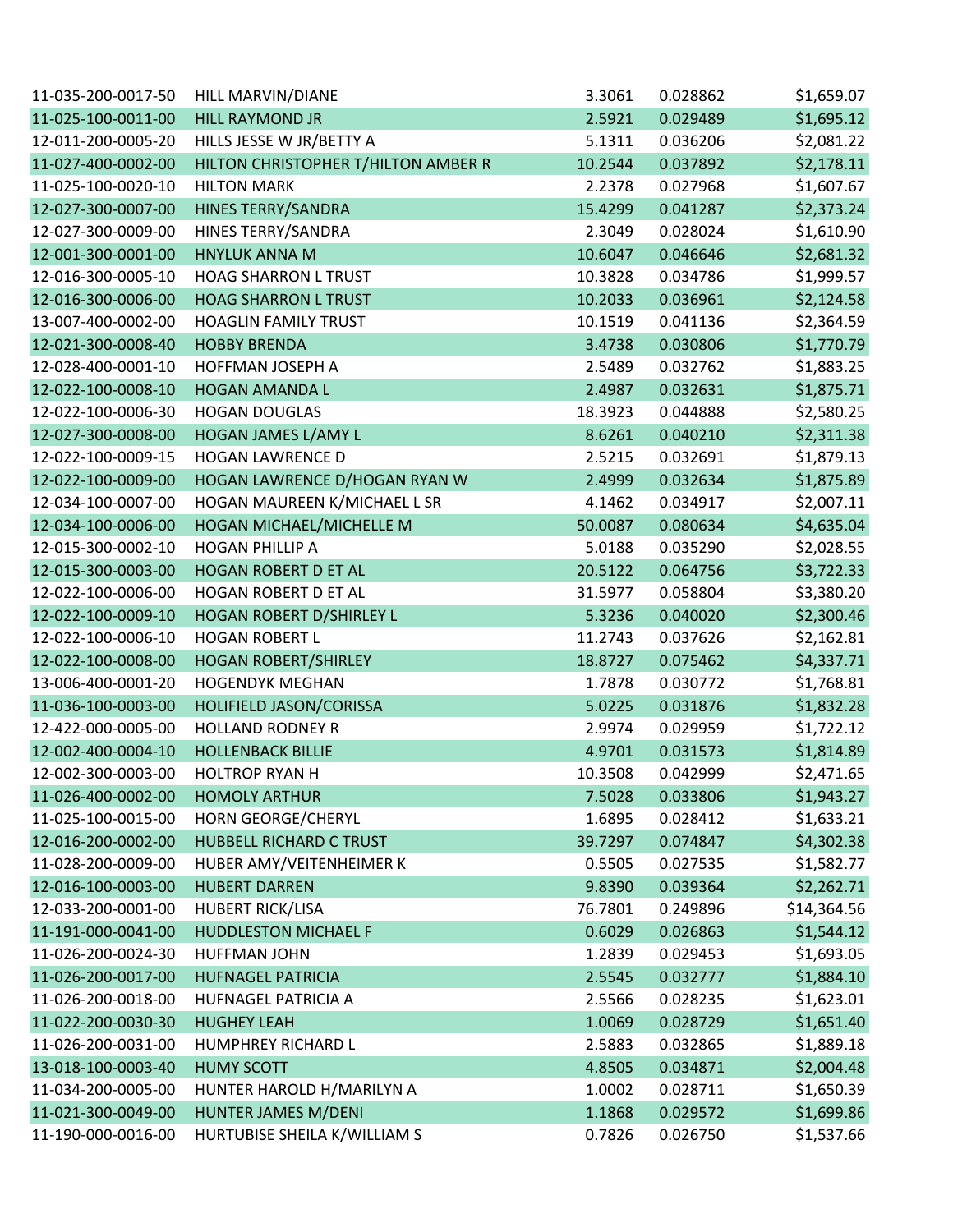| | | | | |
|---|---|---|---|---|
| 11-035-200-0017-50 | HILL MARVIN/DIANE | 3.3061 | 0.028862 | $1,659.07 |
| 11-025-100-0011-00 | HILL RAYMOND JR | 2.5921 | 0.029489 | $1,695.12 |
| 12-011-200-0005-20 | HILLS JESSE W JR/BETTY A | 5.1311 | 0.036206 | $2,081.22 |
| 11-027-400-0002-00 | HILTON CHRISTOPHER T/HILTON AMBER R | 10.2544 | 0.037892 | $2,178.11 |
| 11-025-100-0020-10 | HILTON MARK | 2.2378 | 0.027968 | $1,607.67 |
| 12-027-300-0007-00 | HINES TERRY/SANDRA | 15.4299 | 0.041287 | $2,373.24 |
| 12-027-300-0009-00 | HINES TERRY/SANDRA | 2.3049 | 0.028024 | $1,610.90 |
| 12-001-300-0001-00 | HNYLUK ANNA M | 10.6047 | 0.046646 | $2,681.32 |
| 12-016-300-0005-10 | HOAG SHARRON L TRUST | 10.3828 | 0.034786 | $1,999.57 |
| 12-016-300-0006-00 | HOAG SHARRON L TRUST | 10.2033 | 0.036961 | $2,124.58 |
| 13-007-400-0002-00 | HOAGLIN FAMILY TRUST | 10.1519 | 0.041136 | $2,364.59 |
| 12-021-300-0008-40 | HOBBY BRENDA | 3.4738 | 0.030806 | $1,770.79 |
| 12-028-400-0001-10 | HOFFMAN JOSEPH A | 2.5489 | 0.032762 | $1,883.25 |
| 12-022-100-0008-10 | HOGAN AMANDA L | 2.4987 | 0.032631 | $1,875.71 |
| 12-022-100-0006-30 | HOGAN DOUGLAS | 18.3923 | 0.044888 | $2,580.25 |
| 12-027-300-0008-00 | HOGAN JAMES L/AMY L | 8.6261 | 0.040210 | $2,311.38 |
| 12-022-100-0009-15 | HOGAN LAWRENCE D | 2.5215 | 0.032691 | $1,879.13 |
| 12-022-100-0009-00 | HOGAN LAWRENCE D/HOGAN RYAN W | 2.4999 | 0.032634 | $1,875.89 |
| 12-034-100-0007-00 | HOGAN MAUREEN K/MICHAEL L SR | 4.1462 | 0.034917 | $2,007.11 |
| 12-034-100-0006-00 | HOGAN MICHAEL/MICHELLE M | 50.0087 | 0.080634 | $4,635.04 |
| 12-015-300-0002-10 | HOGAN PHILLIP A | 5.0188 | 0.035290 | $2,028.55 |
| 12-015-300-0003-00 | HOGAN ROBERT D ET AL | 20.5122 | 0.064756 | $3,722.33 |
| 12-022-100-0006-00 | HOGAN ROBERT D ET AL | 31.5977 | 0.058804 | $3,380.20 |
| 12-022-100-0009-10 | HOGAN ROBERT D/SHIRLEY L | 5.3236 | 0.040020 | $2,300.46 |
| 12-022-100-0006-10 | HOGAN ROBERT L | 11.2743 | 0.037626 | $2,162.81 |
| 12-022-100-0008-00 | HOGAN ROBERT/SHIRLEY | 18.8727 | 0.075462 | $4,337.71 |
| 13-006-400-0001-20 | HOGENDYK MEGHAN | 1.7878 | 0.030772 | $1,768.81 |
| 11-036-100-0003-00 | HOLIFIELD JASON/CORISSA | 5.0225 | 0.031876 | $1,832.28 |
| 12-422-000-0005-00 | HOLLAND RODNEY R | 2.9974 | 0.029959 | $1,722.12 |
| 12-002-400-0004-10 | HOLLENBACK BILLIE | 4.9701 | 0.031573 | $1,814.89 |
| 12-002-300-0003-00 | HOLTROP RYAN H | 10.3508 | 0.042999 | $2,471.65 |
| 11-026-400-0002-00 | HOMOLY ARTHUR | 7.5028 | 0.033806 | $1,943.27 |
| 11-025-100-0015-00 | HORN GEORGE/CHERYL | 1.6895 | 0.028412 | $1,633.21 |
| 12-016-200-0002-00 | HUBBELL RICHARD C TRUST | 39.7297 | 0.074847 | $4,302.38 |
| 11-028-200-0009-00 | HUBER AMY/VEITENHEIMER K | 0.5505 | 0.027535 | $1,582.77 |
| 12-016-100-0003-00 | HUBERT DARREN | 9.8390 | 0.039364 | $2,262.71 |
| 12-033-200-0001-00 | HUBERT RICK/LISA | 76.7801 | 0.249896 | $14,364.56 |
| 11-191-000-0041-00 | HUDDLESTON MICHAEL F | 0.6029 | 0.026863 | $1,544.12 |
| 11-026-200-0024-30 | HUFFMAN JOHN | 1.2839 | 0.029453 | $1,693.05 |
| 11-026-200-0017-00 | HUFNAGEL PATRICIA | 2.5545 | 0.032777 | $1,884.10 |
| 11-026-200-0018-00 | HUFNAGEL PATRICIA A | 2.5566 | 0.028235 | $1,623.01 |
| 11-022-200-0030-30 | HUGHEY LEAH | 1.0069 | 0.028729 | $1,651.40 |
| 11-026-200-0031-00 | HUMPHREY RICHARD L | 2.5883 | 0.032865 | $1,889.18 |
| 13-018-100-0003-40 | HUMY SCOTT | 4.8505 | 0.034871 | $2,004.48 |
| 11-034-200-0005-00 | HUNTER HAROLD H/MARILYN A | 1.0002 | 0.028711 | $1,650.39 |
| 11-021-300-0049-00 | HUNTER JAMES M/DENI | 1.1868 | 0.029572 | $1,699.86 |
| 11-190-000-0016-00 | HURTUBISE SHEILA K/WILLIAM S | 0.7826 | 0.026750 | $1,537.66 |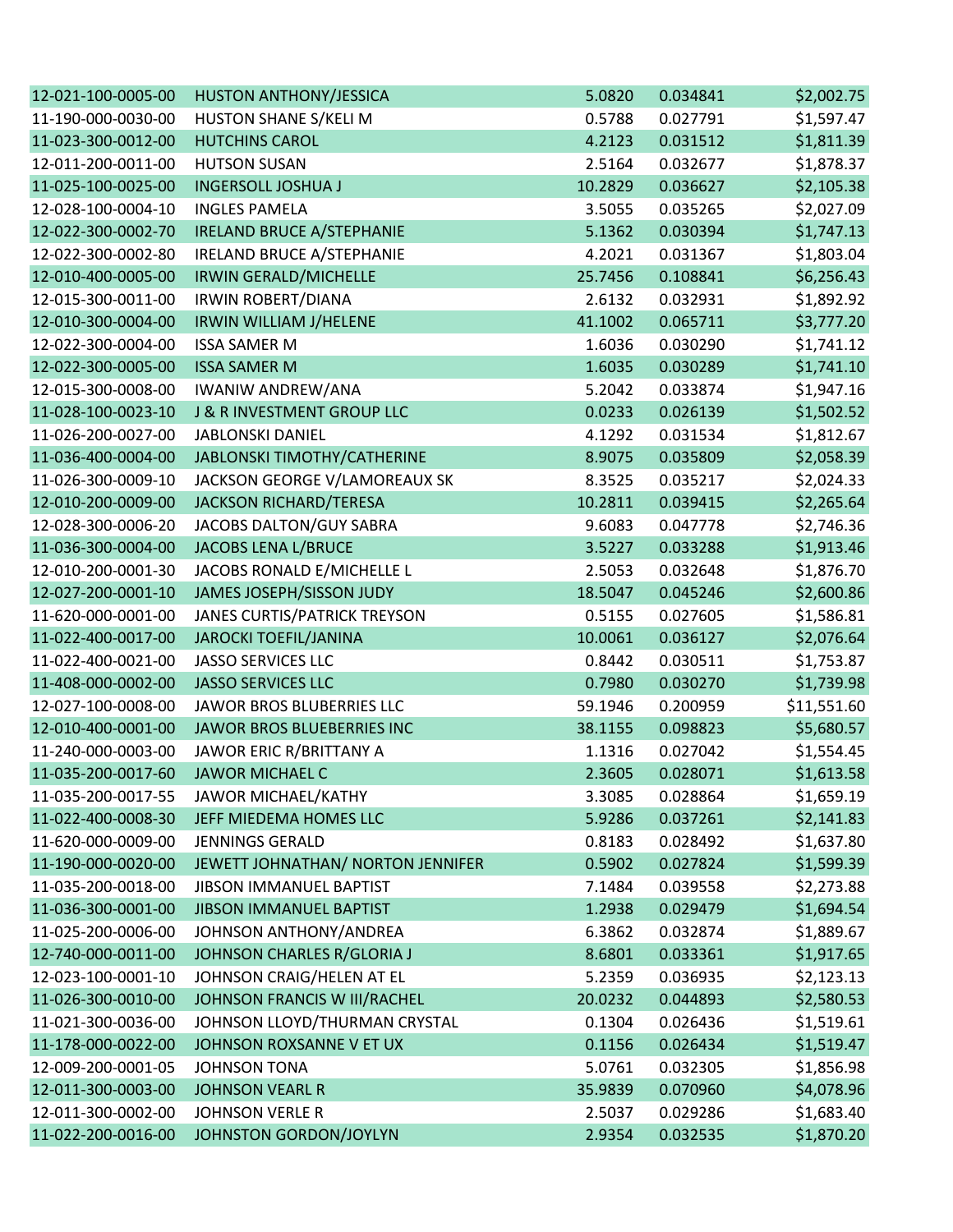| | | | | |
|---|---|---|---|---|
| 12-021-100-0005-00 | HUSTON ANTHONY/JESSICA | 5.0820 | 0.034841 | $2,002.75 |
| 11-190-000-0030-00 | HUSTON SHANE S/KELI M | 0.5788 | 0.027791 | $1,597.47 |
| 11-023-300-0012-00 | HUTCHINS CAROL | 4.2123 | 0.031512 | $1,811.39 |
| 12-011-200-0011-00 | HUTSON SUSAN | 2.5164 | 0.032677 | $1,878.37 |
| 11-025-100-0025-00 | INGERSOLL JOSHUA J | 10.2829 | 0.036627 | $2,105.38 |
| 12-028-100-0004-10 | INGLES PAMELA | 3.5055 | 0.035265 | $2,027.09 |
| 12-022-300-0002-70 | IRELAND BRUCE A/STEPHANIE | 5.1362 | 0.030394 | $1,747.13 |
| 12-022-300-0002-80 | IRELAND BRUCE A/STEPHANIE | 4.2021 | 0.031367 | $1,803.04 |
| 12-010-400-0005-00 | IRWIN GERALD/MICHELLE | 25.7456 | 0.108841 | $6,256.43 |
| 12-015-300-0011-00 | IRWIN ROBERT/DIANA | 2.6132 | 0.032931 | $1,892.92 |
| 12-010-300-0004-00 | IRWIN WILLIAM J/HELENE | 41.1002 | 0.065711 | $3,777.20 |
| 12-022-300-0004-00 | ISSA SAMER M | 1.6036 | 0.030290 | $1,741.12 |
| 12-022-300-0005-00 | ISSA SAMER M | 1.6035 | 0.030289 | $1,741.10 |
| 12-015-300-0008-00 | IWANIW ANDREW/ANA | 5.2042 | 0.033874 | $1,947.16 |
| 11-028-100-0023-10 | J & R INVESTMENT GROUP LLC | 0.0233 | 0.026139 | $1,502.52 |
| 11-026-200-0027-00 | JABLONSKI DANIEL | 4.1292 | 0.031534 | $1,812.67 |
| 11-036-400-0004-00 | JABLONSKI TIMOTHY/CATHERINE | 8.9075 | 0.035809 | $2,058.39 |
| 11-026-300-0009-10 | JACKSON GEORGE V/LAMOREAUX SK | 8.3525 | 0.035217 | $2,024.33 |
| 12-010-200-0009-00 | JACKSON RICHARD/TERESA | 10.2811 | 0.039415 | $2,265.64 |
| 12-028-300-0006-20 | JACOBS DALTON/GUY SABRA | 9.6083 | 0.047778 | $2,746.36 |
| 11-036-300-0004-00 | JACOBS LENA L/BRUCE | 3.5227 | 0.033288 | $1,913.46 |
| 12-010-200-0001-30 | JACOBS RONALD E/MICHELLE L | 2.5053 | 0.032648 | $1,876.70 |
| 12-027-200-0001-10 | JAMES JOSEPH/SISSON JUDY | 18.5047 | 0.045246 | $2,600.86 |
| 11-620-000-0001-00 | JANES CURTIS/PATRICK TREYSON | 0.5155 | 0.027605 | $1,586.81 |
| 11-022-400-0017-00 | JAROCKI TOEFIL/JANINA | 10.0061 | 0.036127 | $2,076.64 |
| 11-022-400-0021-00 | JASSO SERVICES LLC | 0.8442 | 0.030511 | $1,753.87 |
| 11-408-000-0002-00 | JASSO SERVICES LLC | 0.7980 | 0.030270 | $1,739.98 |
| 12-027-100-0008-00 | JAWOR BROS BLUBERRIES LLC | 59.1946 | 0.200959 | $11,551.60 |
| 12-010-400-0001-00 | JAWOR BROS BLUEBERRIES INC | 38.1155 | 0.098823 | $5,680.57 |
| 11-240-000-0003-00 | JAWOR ERIC R/BRITTANY A | 1.1316 | 0.027042 | $1,554.45 |
| 11-035-200-0017-60 | JAWOR MICHAEL C | 2.3605 | 0.028071 | $1,613.58 |
| 11-035-200-0017-55 | JAWOR MICHAEL/KATHY | 3.3085 | 0.028864 | $1,659.19 |
| 11-022-400-0008-30 | JEFF MIEDEMA HOMES LLC | 5.9286 | 0.037261 | $2,141.83 |
| 11-620-000-0009-00 | JENNINGS GERALD | 0.8183 | 0.028492 | $1,637.80 |
| 11-190-000-0020-00 | JEWETT JOHNATHAN/ NORTON JENNIFER | 0.5902 | 0.027824 | $1,599.39 |
| 11-035-200-0018-00 | JIBSON IMMANUEL BAPTIST | 7.1484 | 0.039558 | $2,273.88 |
| 11-036-300-0001-00 | JIBSON IMMANUEL BAPTIST | 1.2938 | 0.029479 | $1,694.54 |
| 11-025-200-0006-00 | JOHNSON ANTHONY/ANDREA | 6.3862 | 0.032874 | $1,889.67 |
| 12-740-000-0011-00 | JOHNSON CHARLES R/GLORIA J | 8.6801 | 0.033361 | $1,917.65 |
| 12-023-100-0001-10 | JOHNSON CRAIG/HELEN AT EL | 5.2359 | 0.036935 | $2,123.13 |
| 11-026-300-0010-00 | JOHNSON FRANCIS W III/RACHEL | 20.0232 | 0.044893 | $2,580.53 |
| 11-021-300-0036-00 | JOHNSON LLOYD/THURMAN CRYSTAL | 0.1304 | 0.026436 | $1,519.61 |
| 11-178-000-0022-00 | JOHNSON ROXSANNE V ET UX | 0.1156 | 0.026434 | $1,519.47 |
| 12-009-200-0001-05 | JOHNSON TONA | 5.0761 | 0.032305 | $1,856.98 |
| 12-011-300-0003-00 | JOHNSON VEARL R | 35.9839 | 0.070960 | $4,078.96 |
| 12-011-300-0002-00 | JOHNSON VERLE R | 2.5037 | 0.029286 | $1,683.40 |
| 11-022-200-0016-00 | JOHNSTON GORDON/JOYLYN | 2.9354 | 0.032535 | $1,870.20 |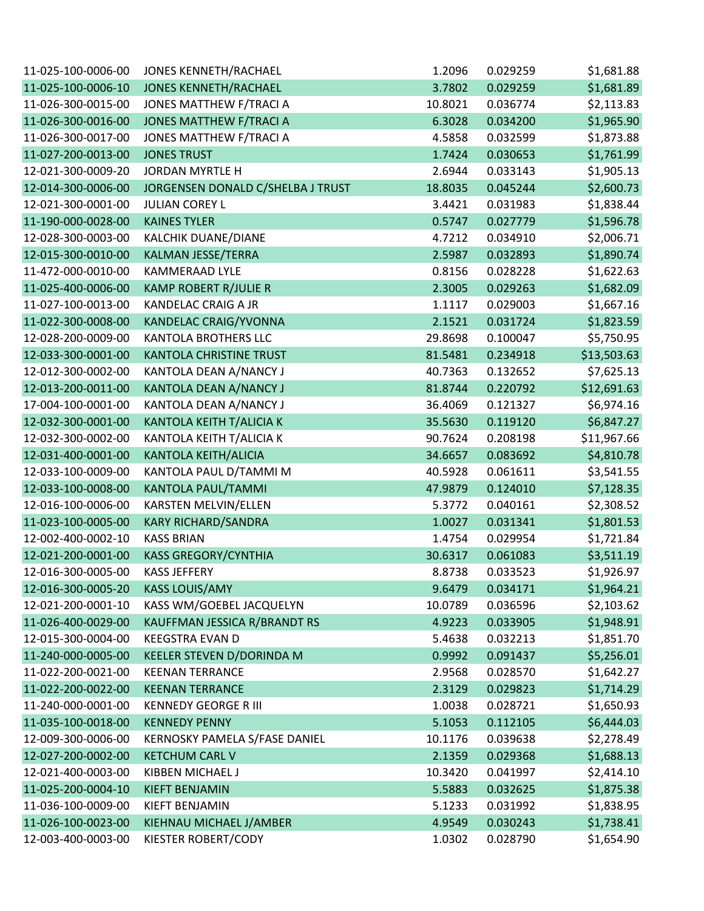| | | | | |
|---|---|---|---|---|
| 11-025-100-0006-00 | JONES KENNETH/RACHAEL | 1.2096 | 0.029259 | $1,681.88 |
| 11-025-100-0006-10 | JONES KENNETH/RACHAEL | 3.7802 | 0.029259 | $1,681.89 |
| 11-026-300-0015-00 | JONES MATTHEW F/TRACI A | 10.8021 | 0.036774 | $2,113.83 |
| 11-026-300-0016-00 | JONES MATTHEW F/TRACI A | 6.3028 | 0.034200 | $1,965.90 |
| 11-026-300-0017-00 | JONES MATTHEW F/TRACI A | 4.5858 | 0.032599 | $1,873.88 |
| 11-027-200-0013-00 | JONES TRUST | 1.7424 | 0.030653 | $1,761.99 |
| 12-021-300-0009-20 | JORDAN MYRTLE H | 2.6944 | 0.033143 | $1,905.13 |
| 12-014-300-0006-00 | JORGENSEN DONALD C/SHELBA J TRUST | 18.8035 | 0.045244 | $2,600.73 |
| 12-021-300-0001-00 | JULIAN COREY L | 3.4421 | 0.031983 | $1,838.44 |
| 11-190-000-0028-00 | KAINES TYLER | 0.5747 | 0.027779 | $1,596.78 |
| 12-028-300-0003-00 | KALCHIK DUANE/DIANE | 4.7212 | 0.034910 | $2,006.71 |
| 12-015-300-0010-00 | KALMAN JESSE/TERRA | 2.5987 | 0.032893 | $1,890.74 |
| 11-472-000-0010-00 | KAMMERAAD LYLE | 0.8156 | 0.028228 | $1,622.63 |
| 11-025-400-0006-00 | KAMP ROBERT R/JULIE R | 2.3005 | 0.029263 | $1,682.09 |
| 11-027-100-0013-00 | KANDELAC CRAIG A JR | 1.1117 | 0.029003 | $1,667.16 |
| 11-022-300-0008-00 | KANDELAC CRAIG/YVONNA | 2.1521 | 0.031724 | $1,823.59 |
| 12-028-200-0009-00 | KANTOLA BROTHERS LLC | 29.8698 | 0.100047 | $5,750.95 |
| 12-033-300-0001-00 | KANTOLA CHRISTINE TRUST | 81.5481 | 0.234918 | $13,503.63 |
| 12-012-300-0002-00 | KANTOLA DEAN A/NANCY J | 40.7363 | 0.132652 | $7,625.13 |
| 12-013-200-0011-00 | KANTOLA DEAN A/NANCY J | 81.8744 | 0.220792 | $12,691.63 |
| 17-004-100-0001-00 | KANTOLA DEAN A/NANCY J | 36.4069 | 0.121327 | $6,974.16 |
| 12-032-300-0001-00 | KANTOLA KEITH T/ALICIA K | 35.5630 | 0.119120 | $6,847.27 |
| 12-032-300-0002-00 | KANTOLA KEITH T/ALICIA K | 90.7624 | 0.208198 | $11,967.66 |
| 12-031-400-0001-00 | KANTOLA KEITH/ALICIA | 34.6657 | 0.083692 | $4,810.78 |
| 12-033-100-0009-00 | KANTOLA PAUL D/TAMMI M | 40.5928 | 0.061611 | $3,541.55 |
| 12-033-100-0008-00 | KANTOLA PAUL/TAMMI | 47.9879 | 0.124010 | $7,128.35 |
| 12-016-100-0006-00 | KARSTEN MELVIN/ELLEN | 5.3772 | 0.040161 | $2,308.52 |
| 11-023-100-0005-00 | KARY RICHARD/SANDRA | 1.0027 | 0.031341 | $1,801.53 |
| 12-002-400-0002-10 | KASS BRIAN | 1.4754 | 0.029954 | $1,721.84 |
| 12-021-200-0001-00 | KASS GREGORY/CYNTHIA | 30.6317 | 0.061083 | $3,511.19 |
| 12-016-300-0005-00 | KASS JEFFERY | 8.8738 | 0.033523 | $1,926.97 |
| 12-016-300-0005-20 | KASS LOUIS/AMY | 9.6479 | 0.034171 | $1,964.21 |
| 12-021-200-0001-10 | KASS WM/GOEBEL JACQUELYN | 10.0789 | 0.036596 | $2,103.62 |
| 11-026-400-0029-00 | KAUFFMAN JESSICA R/BRANDT RS | 4.9223 | 0.033905 | $1,948.91 |
| 12-015-300-0004-00 | KEEGSTRA EVAN D | 5.4638 | 0.032213 | $1,851.70 |
| 11-240-000-0005-00 | KEELER STEVEN D/DORINDA M | 0.9992 | 0.091437 | $5,256.01 |
| 11-022-200-0021-00 | KEENAN TERRANCE | 2.9568 | 0.028570 | $1,642.27 |
| 11-022-200-0022-00 | KEENAN TERRANCE | 2.3129 | 0.029823 | $1,714.29 |
| 11-240-000-0001-00 | KENNEDY GEORGE R III | 1.0038 | 0.028721 | $1,650.93 |
| 11-035-100-0018-00 | KENNEDY PENNY | 5.1053 | 0.112105 | $6,444.03 |
| 12-009-300-0006-00 | KERNOSKY PAMELA S/FASE DANIEL | 10.1176 | 0.039638 | $2,278.49 |
| 12-027-200-0002-00 | KETCHUM CARL V | 2.1359 | 0.029368 | $1,688.13 |
| 12-021-400-0003-00 | KIBBEN MICHAEL J | 10.3420 | 0.041997 | $2,414.10 |
| 11-025-200-0004-10 | KIEFT BENJAMIN | 5.5883 | 0.032625 | $1,875.38 |
| 11-036-100-0009-00 | KIEFT BENJAMIN | 5.1233 | 0.031992 | $1,838.95 |
| 11-026-100-0023-00 | KIEHNAU MICHAEL J/AMBER | 4.9549 | 0.030243 | $1,738.41 |
| 12-003-400-0003-00 | KIESTER ROBERT/CODY | 1.0302 | 0.028790 | $1,654.90 |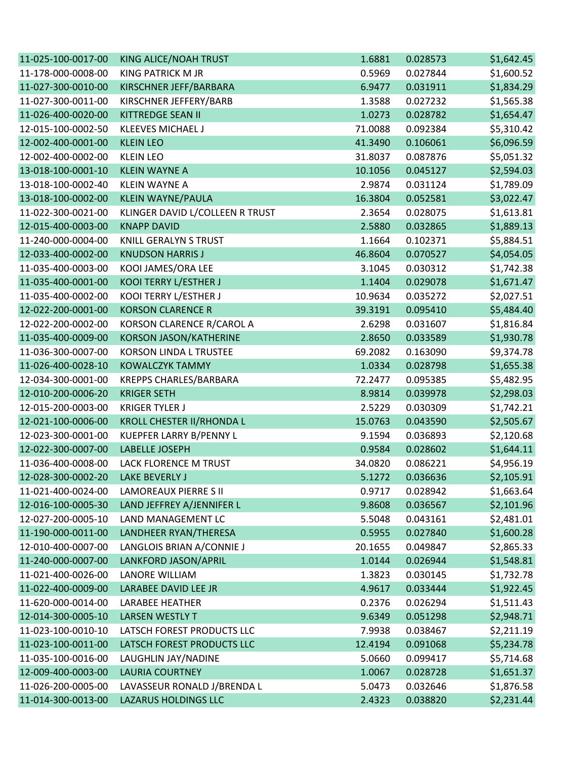| | | | | |
|---|---|---|---|---|
| 11-025-100-0017-00 | KING ALICE/NOAH TRUST | 1.6881 | 0.028573 | $1,642.45 |
| 11-178-000-0008-00 | KING PATRICK M JR | 0.5969 | 0.027844 | $1,600.52 |
| 11-027-300-0010-00 | KIRSCHNER JEFF/BARBARA | 6.9477 | 0.031911 | $1,834.29 |
| 11-027-300-0011-00 | KIRSCHNER JEFFERY/BARB | 1.3588 | 0.027232 | $1,565.38 |
| 11-026-400-0020-00 | KITTREDGE SEAN II | 1.0273 | 0.028782 | $1,654.47 |
| 12-015-100-0002-50 | KLEEVES MICHAEL J | 71.0088 | 0.092384 | $5,310.42 |
| 12-002-400-0001-00 | KLEIN LEO | 41.3490 | 0.106061 | $6,096.59 |
| 12-002-400-0002-00 | KLEIN LEO | 31.8037 | 0.087876 | $5,051.32 |
| 13-018-100-0001-10 | KLEIN WAYNE A | 10.1056 | 0.045127 | $2,594.03 |
| 13-018-100-0002-40 | KLEIN WAYNE A | 2.9874 | 0.031124 | $1,789.09 |
| 13-018-100-0002-00 | KLEIN WAYNE/PAULA | 16.3804 | 0.052581 | $3,022.47 |
| 11-022-300-0021-00 | KLINGER DAVID L/COLLEEN R TRUST | 2.3654 | 0.028075 | $1,613.81 |
| 12-015-400-0003-00 | KNAPP DAVID | 2.5880 | 0.032865 | $1,889.13 |
| 11-240-000-0004-00 | KNILL GERALYN S TRUST | 1.1664 | 0.102371 | $5,884.51 |
| 12-033-400-0002-00 | KNUDSON HARRIS J | 46.8604 | 0.070527 | $4,054.05 |
| 11-035-400-0003-00 | KOOI JAMES/ORA LEE | 3.1045 | 0.030312 | $1,742.38 |
| 11-035-400-0001-00 | KOOI TERRY L/ESTHER J | 1.1404 | 0.029078 | $1,671.47 |
| 11-035-400-0002-00 | KOOI TERRY L/ESTHER J | 10.9634 | 0.035272 | $2,027.51 |
| 12-022-200-0001-00 | KORSON CLARENCE R | 39.3191 | 0.095410 | $5,484.40 |
| 12-022-200-0002-00 | KORSON CLARENCE R/CAROL A | 2.6298 | 0.031607 | $1,816.84 |
| 11-035-400-0009-00 | KORSON JASON/KATHERINE | 2.8650 | 0.033589 | $1,930.78 |
| 11-036-300-0007-00 | KORSON LINDA L TRUSTEE | 69.2082 | 0.163090 | $9,374.78 |
| 11-026-400-0028-10 | KOWALCZYK TAMMY | 1.0334 | 0.028798 | $1,655.38 |
| 12-034-300-0001-00 | KREPPS CHARLES/BARBARA | 72.2477 | 0.095385 | $5,482.95 |
| 12-010-200-0006-20 | KRIGER SETH | 8.9814 | 0.039978 | $2,298.03 |
| 12-015-200-0003-00 | KRIGER TYLER J | 2.5229 | 0.030309 | $1,742.21 |
| 12-021-100-0006-00 | KROLL CHESTER II/RHONDA L | 15.0763 | 0.043590 | $2,505.67 |
| 12-023-300-0001-00 | KUEPFER LARRY B/PENNY L | 9.1594 | 0.036893 | $2,120.68 |
| 12-022-300-0007-00 | LABELLE JOSEPH | 0.9584 | 0.028602 | $1,644.11 |
| 11-036-400-0008-00 | LACK FLORENCE M TRUST | 34.0820 | 0.086221 | $4,956.19 |
| 12-028-300-0002-20 | LAKE BEVERLY J | 5.1272 | 0.036636 | $2,105.91 |
| 11-021-400-0024-00 | LAMOREAUX PIERRE S II | 0.9717 | 0.028942 | $1,663.64 |
| 12-016-100-0005-30 | LAND JEFFREY A/JENNIFER L | 9.8608 | 0.036567 | $2,101.96 |
| 12-027-200-0005-10 | LAND MANAGEMENT LC | 5.5048 | 0.043161 | $2,481.01 |
| 11-190-000-0011-00 | LANDHEER RYAN/THERESA | 0.5955 | 0.027840 | $1,600.28 |
| 12-010-400-0007-00 | LANGLOIS BRIAN A/CONNIE J | 20.1655 | 0.049847 | $2,865.33 |
| 11-240-000-0007-00 | LANKFORD JASON/APRIL | 1.0144 | 0.026944 | $1,548.81 |
| 11-021-400-0026-00 | LANORE WILLIAM | 1.3823 | 0.030145 | $1,732.78 |
| 11-022-400-0009-00 | LARABEE DAVID LEE JR | 4.9617 | 0.033444 | $1,922.45 |
| 11-620-000-0014-00 | LARABEE HEATHER | 0.2376 | 0.026294 | $1,511.43 |
| 12-014-300-0005-10 | LARSEN WESTLY T | 9.6349 | 0.051298 | $2,948.71 |
| 11-023-100-0010-10 | LATSCH FOREST PRODUCTS LLC | 7.9938 | 0.038467 | $2,211.19 |
| 11-023-100-0011-00 | LATSCH FOREST PRODUCTS LLC | 12.4194 | 0.091068 | $5,234.78 |
| 11-035-100-0016-00 | LAUGHLIN JAY/NADINE | 5.0660 | 0.099417 | $5,714.68 |
| 12-009-400-0003-00 | LAURIA COURTNEY | 1.0067 | 0.028728 | $1,651.37 |
| 11-026-200-0005-00 | LAVASSEUR RONALD J/BRENDA L | 5.0473 | 0.032646 | $1,876.58 |
| 11-014-300-0013-00 | LAZARUS HOLDINGS LLC | 2.4323 | 0.038820 | $2,231.44 |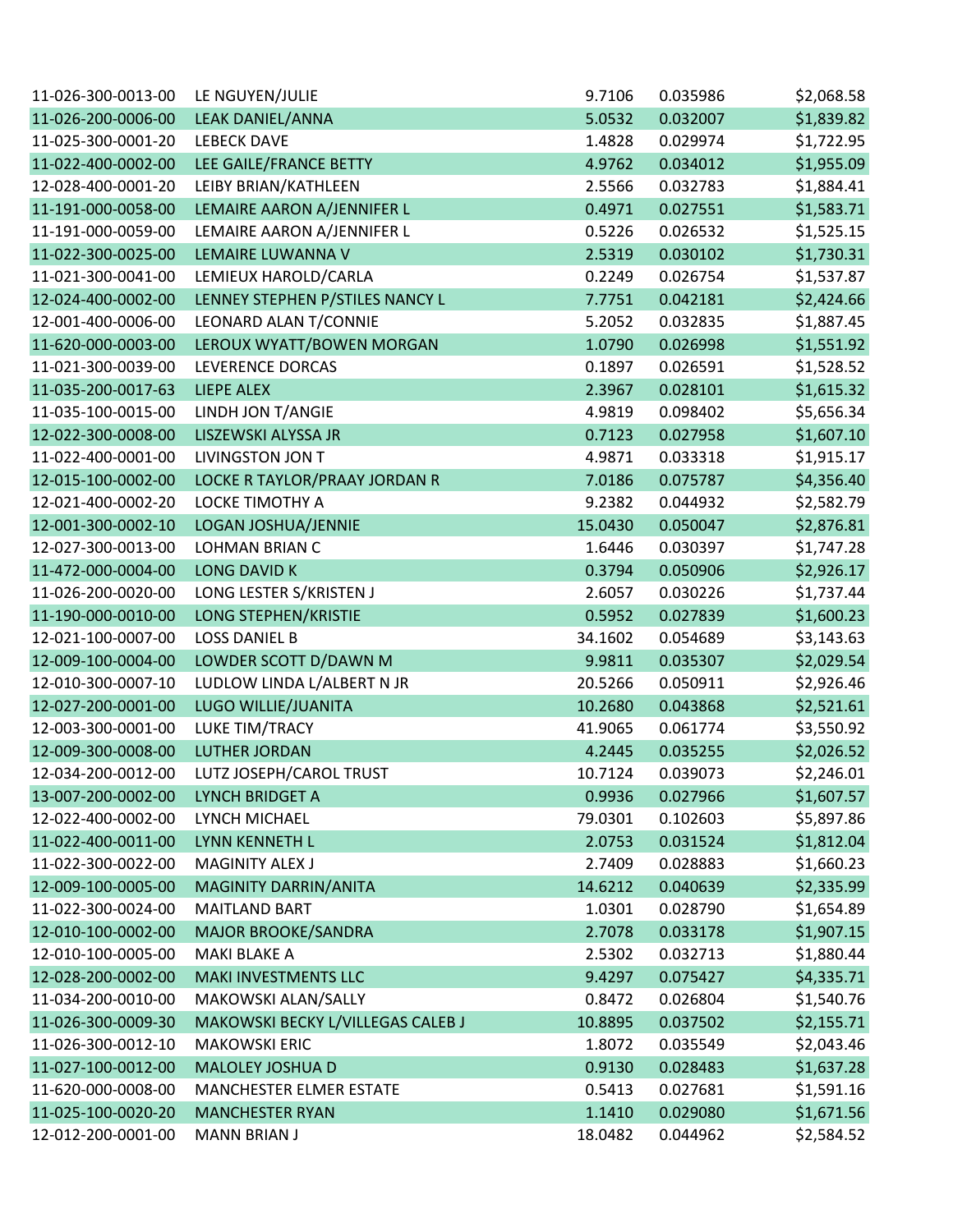| | | | | |
|---|---|---|---|---|
| 11-026-300-0013-00 | LE NGUYEN/JULIE | 9.7106 | 0.035986 | $2,068.58 |
| 11-026-200-0006-00 | LEAK DANIEL/ANNA | 5.0532 | 0.032007 | $1,839.82 |
| 11-025-300-0001-20 | LEBECK DAVE | 1.4828 | 0.029974 | $1,722.95 |
| 11-022-400-0002-00 | LEE GAILE/FRANCE BETTY | 4.9762 | 0.034012 | $1,955.09 |
| 12-028-400-0001-20 | LEIBY BRIAN/KATHLEEN | 2.5566 | 0.032783 | $1,884.41 |
| 11-191-000-0058-00 | LEMAIRE AARON A/JENNIFER L | 0.4971 | 0.027551 | $1,583.71 |
| 11-191-000-0059-00 | LEMAIRE AARON A/JENNIFER L | 0.5226 | 0.026532 | $1,525.15 |
| 11-022-300-0025-00 | LEMAIRE LUWANNA V | 2.5319 | 0.030102 | $1,730.31 |
| 11-021-300-0041-00 | LEMIEUX HAROLD/CARLA | 0.2249 | 0.026754 | $1,537.87 |
| 12-024-400-0002-00 | LENNEY STEPHEN P/STILES NANCY L | 7.7751 | 0.042181 | $2,424.66 |
| 12-001-400-0006-00 | LEONARD ALAN T/CONNIE | 5.2052 | 0.032835 | $1,887.45 |
| 11-620-000-0003-00 | LEROUX WYATT/BOWEN MORGAN | 1.0790 | 0.026998 | $1,551.92 |
| 11-021-300-0039-00 | LEVERENCE DORCAS | 0.1897 | 0.026591 | $1,528.52 |
| 11-035-200-0017-63 | LIEPE ALEX | 2.3967 | 0.028101 | $1,615.32 |
| 11-035-100-0015-00 | LINDH JON T/ANGIE | 4.9819 | 0.098402 | $5,656.34 |
| 12-022-300-0008-00 | LISZEWSKI ALYSSA JR | 0.7123 | 0.027958 | $1,607.10 |
| 11-022-400-0001-00 | LIVINGSTON JON T | 4.9871 | 0.033318 | $1,915.17 |
| 12-015-100-0002-00 | LOCKE R TAYLOR/PRAAY JORDAN R | 7.0186 | 0.075787 | $4,356.40 |
| 12-021-400-0002-20 | LOCKE TIMOTHY A | 9.2382 | 0.044932 | $2,582.79 |
| 12-001-300-0002-10 | LOGAN JOSHUA/JENNIE | 15.0430 | 0.050047 | $2,876.81 |
| 12-027-300-0013-00 | LOHMAN BRIAN C | 1.6446 | 0.030397 | $1,747.28 |
| 11-472-000-0004-00 | LONG DAVID K | 0.3794 | 0.050906 | $2,926.17 |
| 11-026-200-0020-00 | LONG LESTER S/KRISTEN J | 2.6057 | 0.030226 | $1,737.44 |
| 11-190-000-0010-00 | LONG STEPHEN/KRISTIE | 0.5952 | 0.027839 | $1,600.23 |
| 12-021-100-0007-00 | LOSS DANIEL B | 34.1602 | 0.054689 | $3,143.63 |
| 12-009-100-0004-00 | LOWDER SCOTT D/DAWN M | 9.9811 | 0.035307 | $2,029.54 |
| 12-010-300-0007-10 | LUDLOW LINDA L/ALBERT N JR | 20.5266 | 0.050911 | $2,926.46 |
| 12-027-200-0001-00 | LUGO WILLIE/JUANITA | 10.2680 | 0.043868 | $2,521.61 |
| 12-003-300-0001-00 | LUKE TIM/TRACY | 41.9065 | 0.061774 | $3,550.92 |
| 12-009-300-0008-00 | LUTHER JORDAN | 4.2445 | 0.035255 | $2,026.52 |
| 12-034-200-0012-00 | LUTZ JOSEPH/CAROL TRUST | 10.7124 | 0.039073 | $2,246.01 |
| 13-007-200-0002-00 | LYNCH BRIDGET A | 0.9936 | 0.027966 | $1,607.57 |
| 12-022-400-0002-00 | LYNCH MICHAEL | 79.0301 | 0.102603 | $5,897.86 |
| 11-022-400-0011-00 | LYNN KENNETH L | 2.0753 | 0.031524 | $1,812.04 |
| 11-022-300-0022-00 | MAGINITY ALEX J | 2.7409 | 0.028883 | $1,660.23 |
| 12-009-100-0005-00 | MAGINITY DARRIN/ANITA | 14.6212 | 0.040639 | $2,335.99 |
| 11-022-300-0024-00 | MAITLAND BART | 1.0301 | 0.028790 | $1,654.89 |
| 12-010-100-0002-00 | MAJOR BROOKE/SANDRA | 2.7078 | 0.033178 | $1,907.15 |
| 12-010-100-0005-00 | MAKI BLAKE A | 2.5302 | 0.032713 | $1,880.44 |
| 12-028-200-0002-00 | MAKI INVESTMENTS LLC | 9.4297 | 0.075427 | $4,335.71 |
| 11-034-200-0010-00 | MAKOWSKI ALAN/SALLY | 0.8472 | 0.026804 | $1,540.76 |
| 11-026-300-0009-30 | MAKOWSKI BECKY L/VILLEGAS CALEB J | 10.8895 | 0.037502 | $2,155.71 |
| 11-026-300-0012-10 | MAKOWSKI ERIC | 1.8072 | 0.035549 | $2,043.46 |
| 11-027-100-0012-00 | MALOLEY JOSHUA D | 0.9130 | 0.028483 | $1,637.28 |
| 11-620-000-0008-00 | MANCHESTER ELMER ESTATE | 0.5413 | 0.027681 | $1,591.16 |
| 11-025-100-0020-20 | MANCHESTER RYAN | 1.1410 | 0.029080 | $1,671.56 |
| 12-012-200-0001-00 | MANN BRIAN J | 18.0482 | 0.044962 | $2,584.52 |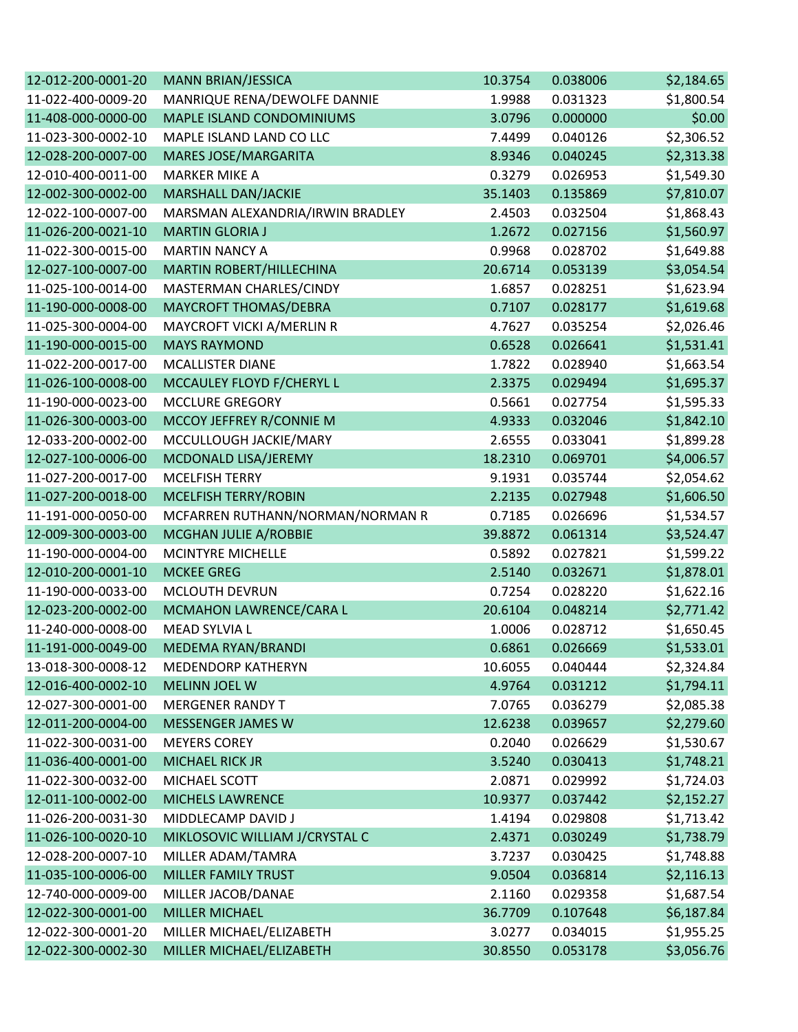| | | | | |
|---|---|---|---|---|
| 12-012-200-0001-20 | MANN BRIAN/JESSICA | 10.3754 | 0.038006 | $2,184.65 |
| 11-022-400-0009-20 | MANRIQUE RENA/DEWOLFE DANNIE | 1.9988 | 0.031323 | $1,800.54 |
| 11-408-000-0000-00 | MAPLE ISLAND CONDOMINIUMS | 3.0796 | 0.000000 | $0.00 |
| 11-023-300-0002-10 | MAPLE ISLAND LAND CO LLC | 7.4499 | 0.040126 | $2,306.52 |
| 12-028-200-0007-00 | MARES JOSE/MARGARITA | 8.9346 | 0.040245 | $2,313.38 |
| 12-010-400-0011-00 | MARKER MIKE A | 0.3279 | 0.026953 | $1,549.30 |
| 12-002-300-0002-00 | MARSHALL DAN/JACKIE | 35.1403 | 0.135869 | $7,810.07 |
| 12-022-100-0007-00 | MARSMAN ALEXANDRIA/IRWIN BRADLEY | 2.4503 | 0.032504 | $1,868.43 |
| 11-026-200-0021-10 | MARTIN GLORIA J | 1.2672 | 0.027156 | $1,560.97 |
| 11-022-300-0015-00 | MARTIN NANCY A | 0.9968 | 0.028702 | $1,649.88 |
| 12-027-100-0007-00 | MARTIN ROBERT/HILLECHINA | 20.6714 | 0.053139 | $3,054.54 |
| 11-025-100-0014-00 | MASTERMAN CHARLES/CINDY | 1.6857 | 0.028251 | $1,623.94 |
| 11-190-000-0008-00 | MAYCROFT THOMAS/DEBRA | 0.7107 | 0.028177 | $1,619.68 |
| 11-025-300-0004-00 | MAYCROFT VICKI A/MERLIN R | 4.7627 | 0.035254 | $2,026.46 |
| 11-190-000-0015-00 | MAYS RAYMOND | 0.6528 | 0.026641 | $1,531.41 |
| 11-022-200-0017-00 | MCALLISTER DIANE | 1.7822 | 0.028940 | $1,663.54 |
| 11-026-100-0008-00 | MCCAULEY FLOYD F/CHERYL L | 2.3375 | 0.029494 | $1,695.37 |
| 11-190-000-0023-00 | MCCLURE GREGORY | 0.5661 | 0.027754 | $1,595.33 |
| 11-026-300-0003-00 | MCCOY JEFFREY R/CONNIE M | 4.9333 | 0.032046 | $1,842.10 |
| 12-033-200-0002-00 | MCCULLOUGH JACKIE/MARY | 2.6555 | 0.033041 | $1,899.28 |
| 12-027-100-0006-00 | MCDONALD LISA/JEREMY | 18.2310 | 0.069701 | $4,006.57 |
| 11-027-200-0017-00 | MCELFISH TERRY | 9.1931 | 0.035744 | $2,054.62 |
| 11-027-200-0018-00 | MCELFISH TERRY/ROBIN | 2.2135 | 0.027948 | $1,606.50 |
| 11-191-000-0050-00 | MCFARREN RUTHANN/NORMAN/NORMAN R | 0.7185 | 0.026696 | $1,534.57 |
| 12-009-300-0003-00 | MCGHAN JULIE A/ROBBIE | 39.8872 | 0.061314 | $3,524.47 |
| 11-190-000-0004-00 | MCINTYRE MICHELLE | 0.5892 | 0.027821 | $1,599.22 |
| 12-010-200-0001-10 | MCKEE GREG | 2.5140 | 0.032671 | $1,878.01 |
| 11-190-000-0033-00 | MCLOUTH DEVRUN | 0.7254 | 0.028220 | $1,622.16 |
| 12-023-200-0002-00 | MCMAHON LAWRENCE/CARA L | 20.6104 | 0.048214 | $2,771.42 |
| 11-240-000-0008-00 | MEAD SYLVIA L | 1.0006 | 0.028712 | $1,650.45 |
| 11-191-000-0049-00 | MEDEMA RYAN/BRANDI | 0.6861 | 0.026669 | $1,533.01 |
| 13-018-300-0008-12 | MEDENDORP KATHERYN | 10.6055 | 0.040444 | $2,324.84 |
| 12-016-400-0002-10 | MELINN JOEL W | 4.9764 | 0.031212 | $1,794.11 |
| 12-027-300-0001-00 | MERGENER RANDY T | 7.0765 | 0.036279 | $2,085.38 |
| 12-011-200-0004-00 | MESSENGER JAMES W | 12.6238 | 0.039657 | $2,279.60 |
| 11-022-300-0031-00 | MEYERS COREY | 0.2040 | 0.026629 | $1,530.67 |
| 11-036-400-0001-00 | MICHAEL RICK JR | 3.5240 | 0.030413 | $1,748.21 |
| 11-022-300-0032-00 | MICHAEL SCOTT | 2.0871 | 0.029992 | $1,724.03 |
| 12-011-100-0002-00 | MICHELS LAWRENCE | 10.9377 | 0.037442 | $2,152.27 |
| 11-026-200-0031-30 | MIDDLECAMP DAVID J | 1.4194 | 0.029808 | $1,713.42 |
| 11-026-100-0020-10 | MIKLOSOVIC WILLIAM J/CRYSTAL C | 2.4371 | 0.030249 | $1,738.79 |
| 12-028-200-0007-10 | MILLER ADAM/TAMRA | 3.7237 | 0.030425 | $1,748.88 |
| 11-035-100-0006-00 | MILLER FAMILY TRUST | 9.0504 | 0.036814 | $2,116.13 |
| 12-740-000-0009-00 | MILLER JACOB/DANAE | 2.1160 | 0.029358 | $1,687.54 |
| 12-022-300-0001-00 | MILLER MICHAEL | 36.7709 | 0.107648 | $6,187.84 |
| 12-022-300-0001-20 | MILLER MICHAEL/ELIZABETH | 3.0277 | 0.034015 | $1,955.25 |
| 12-022-300-0002-30 | MILLER MICHAEL/ELIZABETH | 30.8550 | 0.053178 | $3,056.76 |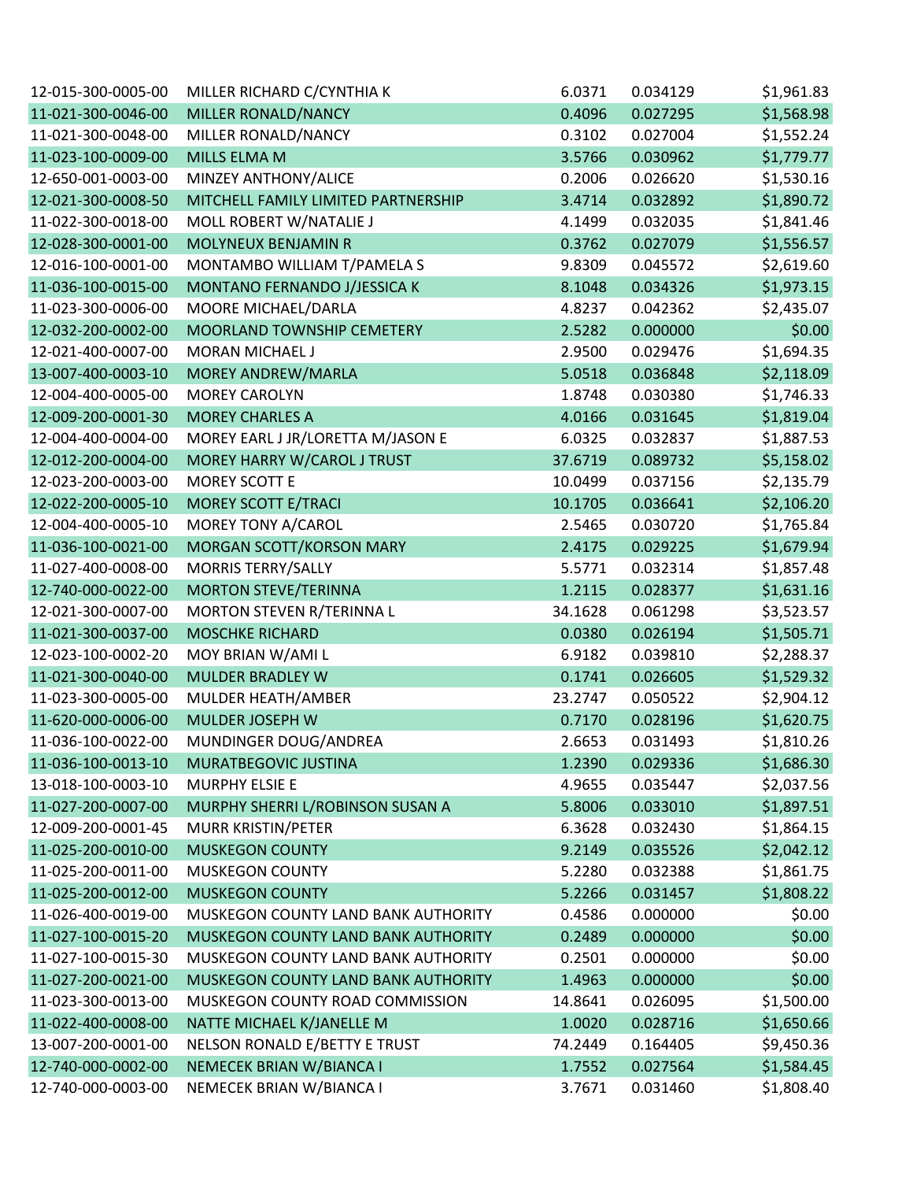| | | | | |
|---|---|---|---|---|
| 12-015-300-0005-00 | MILLER RICHARD C/CYNTHIA K | 6.0371 | 0.034129 | $1,961.83 |
| 11-021-300-0046-00 | MILLER RONALD/NANCY | 0.4096 | 0.027295 | $1,568.98 |
| 11-021-300-0048-00 | MILLER RONALD/NANCY | 0.3102 | 0.027004 | $1,552.24 |
| 11-023-100-0009-00 | MILLS ELMA M | 3.5766 | 0.030962 | $1,779.77 |
| 12-650-001-0003-00 | MINZEY ANTHONY/ALICE | 0.2006 | 0.026620 | $1,530.16 |
| 12-021-300-0008-50 | MITCHELL FAMILY LIMITED PARTNERSHIP | 3.4714 | 0.032892 | $1,890.72 |
| 11-022-300-0018-00 | MOLL ROBERT W/NATALIE J | 4.1499 | 0.032035 | $1,841.46 |
| 12-028-300-0001-00 | MOLYNEUX BENJAMIN R | 0.3762 | 0.027079 | $1,556.57 |
| 12-016-100-0001-00 | MONTAMBO WILLIAM T/PAMELA S | 9.8309 | 0.045572 | $2,619.60 |
| 11-036-100-0015-00 | MONTANO FERNANDO J/JESSICA K | 8.1048 | 0.034326 | $1,973.15 |
| 11-023-300-0006-00 | MOORE MICHAEL/DARLA | 4.8237 | 0.042362 | $2,435.07 |
| 12-032-200-0002-00 | MOORLAND TOWNSHIP CEMETERY | 2.5282 | 0.000000 | $0.00 |
| 12-021-400-0007-00 | MORAN MICHAEL J | 2.9500 | 0.029476 | $1,694.35 |
| 13-007-400-0003-10 | MOREY ANDREW/MARLA | 5.0518 | 0.036848 | $2,118.09 |
| 12-004-400-0005-00 | MOREY CAROLYN | 1.8748 | 0.030380 | $1,746.33 |
| 12-009-200-0001-30 | MOREY CHARLES A | 4.0166 | 0.031645 | $1,819.04 |
| 12-004-400-0004-00 | MOREY EARL J JR/LORETTA M/JASON E | 6.0325 | 0.032837 | $1,887.53 |
| 12-012-200-0004-00 | MOREY HARRY W/CAROL J TRUST | 37.6719 | 0.089732 | $5,158.02 |
| 12-023-200-0003-00 | MOREY SCOTT E | 10.0499 | 0.037156 | $2,135.79 |
| 12-022-200-0005-10 | MOREY SCOTT E/TRACI | 10.1705 | 0.036641 | $2,106.20 |
| 12-004-400-0005-10 | MOREY TONY A/CAROL | 2.5465 | 0.030720 | $1,765.84 |
| 11-036-100-0021-00 | MORGAN SCOTT/KORSON MARY | 2.4175 | 0.029225 | $1,679.94 |
| 11-027-400-0008-00 | MORRIS TERRY/SALLY | 5.5771 | 0.032314 | $1,857.48 |
| 12-740-000-0022-00 | MORTON STEVE/TERINNA | 1.2115 | 0.028377 | $1,631.16 |
| 12-021-300-0007-00 | MORTON STEVEN R/TERINNA L | 34.1628 | 0.061298 | $3,523.57 |
| 11-021-300-0037-00 | MOSCHKE RICHARD | 0.0380 | 0.026194 | $1,505.71 |
| 12-023-100-0002-20 | MOY BRIAN W/AMI L | 6.9182 | 0.039810 | $2,288.37 |
| 11-021-300-0040-00 | MULDER BRADLEY W | 0.1741 | 0.026605 | $1,529.32 |
| 11-023-300-0005-00 | MULDER HEATH/AMBER | 23.2747 | 0.050522 | $2,904.12 |
| 11-620-000-0006-00 | MULDER JOSEPH W | 0.7170 | 0.028196 | $1,620.75 |
| 11-036-100-0022-00 | MUNDINGER DOUG/ANDREA | 2.6653 | 0.031493 | $1,810.26 |
| 11-036-100-0013-10 | MURATBEGOVIC JUSTINA | 1.2390 | 0.029336 | $1,686.30 |
| 13-018-100-0003-10 | MURPHY ELSIE E | 4.9655 | 0.035447 | $2,037.56 |
| 11-027-200-0007-00 | MURPHY SHERRI L/ROBINSON SUSAN A | 5.8006 | 0.033010 | $1,897.51 |
| 12-009-200-0001-45 | MURR KRISTIN/PETER | 6.3628 | 0.032430 | $1,864.15 |
| 11-025-200-0010-00 | MUSKEGON COUNTY | 9.2149 | 0.035526 | $2,042.12 |
| 11-025-200-0011-00 | MUSKEGON COUNTY | 5.2280 | 0.032388 | $1,861.75 |
| 11-025-200-0012-00 | MUSKEGON COUNTY | 5.2266 | 0.031457 | $1,808.22 |
| 11-026-400-0019-00 | MUSKEGON COUNTY LAND BANK AUTHORITY | 0.4586 | 0.000000 | $0.00 |
| 11-027-100-0015-20 | MUSKEGON COUNTY LAND BANK AUTHORITY | 0.2489 | 0.000000 | $0.00 |
| 11-027-100-0015-30 | MUSKEGON COUNTY LAND BANK AUTHORITY | 0.2501 | 0.000000 | $0.00 |
| 11-027-200-0021-00 | MUSKEGON COUNTY LAND BANK AUTHORITY | 1.4963 | 0.000000 | $0.00 |
| 11-023-300-0013-00 | MUSKEGON COUNTY ROAD COMMISSION | 14.8641 | 0.026095 | $1,500.00 |
| 11-022-400-0008-00 | NATTE MICHAEL K/JANELLE M | 1.0020 | 0.028716 | $1,650.66 |
| 13-007-200-0001-00 | NELSON RONALD E/BETTY E TRUST | 74.2449 | 0.164405 | $9,450.36 |
| 12-740-000-0002-00 | NEMECEK BRIAN W/BIANCA I | 1.7552 | 0.027564 | $1,584.45 |
| 12-740-000-0003-00 | NEMECEK BRIAN W/BIANCA I | 3.7671 | 0.031460 | $1,808.40 |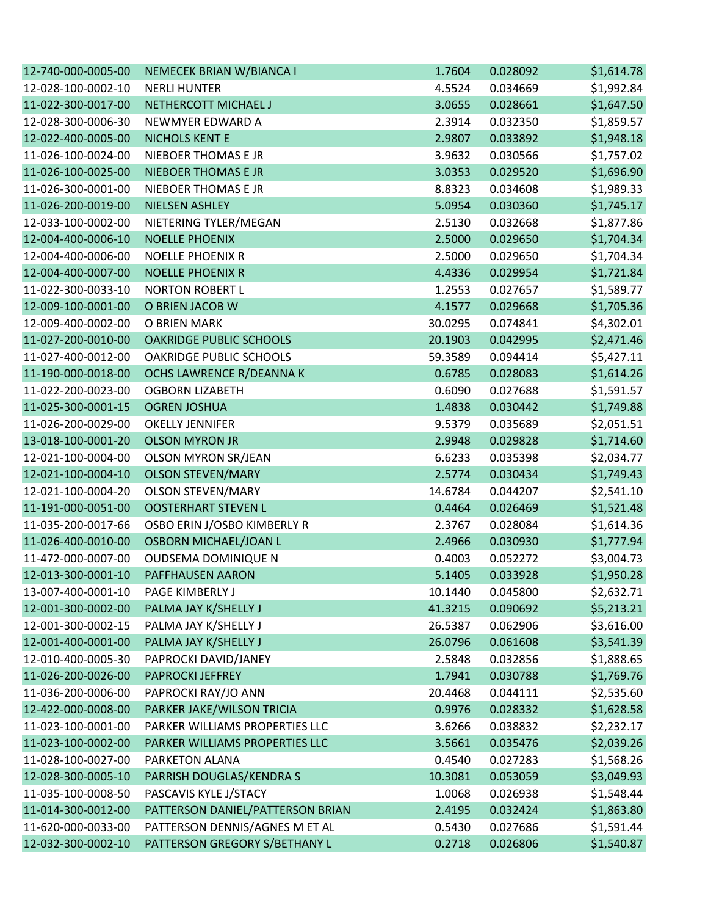| | | | | |
|---|---|---|---|---|
| 12-740-000-0005-00 | NEMECEK BRIAN W/BIANCA I | 1.7604 | 0.028092 | $1,614.78 |
| 12-028-100-0002-10 | NERLI HUNTER | 4.5524 | 0.034669 | $1,992.84 |
| 11-022-300-0017-00 | NETHERCOTT MICHAEL J | 3.0655 | 0.028661 | $1,647.50 |
| 12-028-300-0006-30 | NEWMYER EDWARD A | 2.3914 | 0.032350 | $1,859.57 |
| 12-022-400-0005-00 | NICHOLS KENT E | 2.9807 | 0.033892 | $1,948.18 |
| 11-026-100-0024-00 | NIEBOER THOMAS E JR | 3.9632 | 0.030566 | $1,757.02 |
| 11-026-100-0025-00 | NIEBOER THOMAS E JR | 3.0353 | 0.029520 | $1,696.90 |
| 11-026-300-0001-00 | NIEBOER THOMAS E JR | 8.8323 | 0.034608 | $1,989.33 |
| 11-026-200-0019-00 | NIELSEN ASHLEY | 5.0954 | 0.030360 | $1,745.17 |
| 12-033-100-0002-00 | NIETERING TYLER/MEGAN | 2.5130 | 0.032668 | $1,877.86 |
| 12-004-400-0006-10 | NOELLE PHOENIX | 2.5000 | 0.029650 | $1,704.34 |
| 12-004-400-0006-00 | NOELLE PHOENIX R | 2.5000 | 0.029650 | $1,704.34 |
| 12-004-400-0007-00 | NOELLE PHOENIX R | 4.4336 | 0.029954 | $1,721.84 |
| 11-022-300-0033-10 | NORTON ROBERT L | 1.2553 | 0.027657 | $1,589.77 |
| 12-009-100-0001-00 | O BRIEN JACOB W | 4.1577 | 0.029668 | $1,705.36 |
| 12-009-400-0002-00 | O BRIEN MARK | 30.0295 | 0.074841 | $4,302.01 |
| 11-027-200-0010-00 | OAKRIDGE PUBLIC SCHOOLS | 20.1903 | 0.042995 | $2,471.46 |
| 11-027-400-0012-00 | OAKRIDGE PUBLIC SCHOOLS | 59.3589 | 0.094414 | $5,427.11 |
| 11-190-000-0018-00 | OCHS LAWRENCE R/DEANNA K | 0.6785 | 0.028083 | $1,614.26 |
| 11-022-200-0023-00 | OGBORN LIZABETH | 0.6090 | 0.027688 | $1,591.57 |
| 11-025-300-0001-15 | OGREN JOSHUA | 1.4838 | 0.030442 | $1,749.88 |
| 11-026-200-0029-00 | OKELLY JENNIFER | 9.5379 | 0.035689 | $2,051.51 |
| 13-018-100-0001-20 | OLSON MYRON JR | 2.9948 | 0.029828 | $1,714.60 |
| 12-021-100-0004-00 | OLSON MYRON SR/JEAN | 6.6233 | 0.035398 | $2,034.77 |
| 12-021-100-0004-10 | OLSON STEVEN/MARY | 2.5774 | 0.030434 | $1,749.43 |
| 12-021-100-0004-20 | OLSON STEVEN/MARY | 14.6784 | 0.044207 | $2,541.10 |
| 11-191-000-0051-00 | OOSTERHART STEVEN L | 0.4464 | 0.026469 | $1,521.48 |
| 11-035-200-0017-66 | OSBO ERIN J/OSBO KIMBERLY R | 2.3767 | 0.028084 | $1,614.36 |
| 11-026-400-0010-00 | OSBORN MICHAEL/JOAN L | 2.4966 | 0.030930 | $1,777.94 |
| 11-472-000-0007-00 | OUDSEMA DOMINIQUE N | 0.4003 | 0.052272 | $3,004.73 |
| 12-013-300-0001-10 | PAFFHAUSEN AARON | 5.1405 | 0.033928 | $1,950.28 |
| 13-007-400-0001-10 | PAGE KIMBERLY J | 10.1440 | 0.045800 | $2,632.71 |
| 12-001-300-0002-00 | PALMA JAY K/SHELLY J | 41.3215 | 0.090692 | $5,213.21 |
| 12-001-300-0002-15 | PALMA JAY K/SHELLY J | 26.5387 | 0.062906 | $3,616.00 |
| 12-001-400-0001-00 | PALMA JAY K/SHELLY J | 26.0796 | 0.061608 | $3,541.39 |
| 12-010-400-0005-30 | PAPROCKI DAVID/JANEY | 2.5848 | 0.032856 | $1,888.65 |
| 11-026-200-0026-00 | PAPROCKI JEFFREY | 1.7941 | 0.030788 | $1,769.76 |
| 11-036-200-0006-00 | PAPROCKI RAY/JO ANN | 20.4468 | 0.044111 | $2,535.60 |
| 12-422-000-0008-00 | PARKER JAKE/WILSON TRICIA | 0.9976 | 0.028332 | $1,628.58 |
| 11-023-100-0001-00 | PARKER WILLIAMS PROPERTIES LLC | 3.6266 | 0.038832 | $2,232.17 |
| 11-023-100-0002-00 | PARKER WILLIAMS PROPERTIES LLC | 3.5661 | 0.035476 | $2,039.26 |
| 11-028-100-0027-00 | PARKETON ALANA | 0.4540 | 0.027283 | $1,568.26 |
| 12-028-300-0005-10 | PARRISH DOUGLAS/KENDRA S | 10.3081 | 0.053059 | $3,049.93 |
| 11-035-100-0008-50 | PASCAVIS KYLE J/STACY | 1.0068 | 0.026938 | $1,548.44 |
| 11-014-300-0012-00 | PATTERSON DANIEL/PATTERSON BRIAN | 2.4195 | 0.032424 | $1,863.80 |
| 11-620-000-0033-00 | PATTERSON DENNIS/AGNES M ET AL | 0.5430 | 0.027686 | $1,591.44 |
| 12-032-300-0002-10 | PATTERSON GREGORY S/BETHANY L | 0.2718 | 0.026806 | $1,540.87 |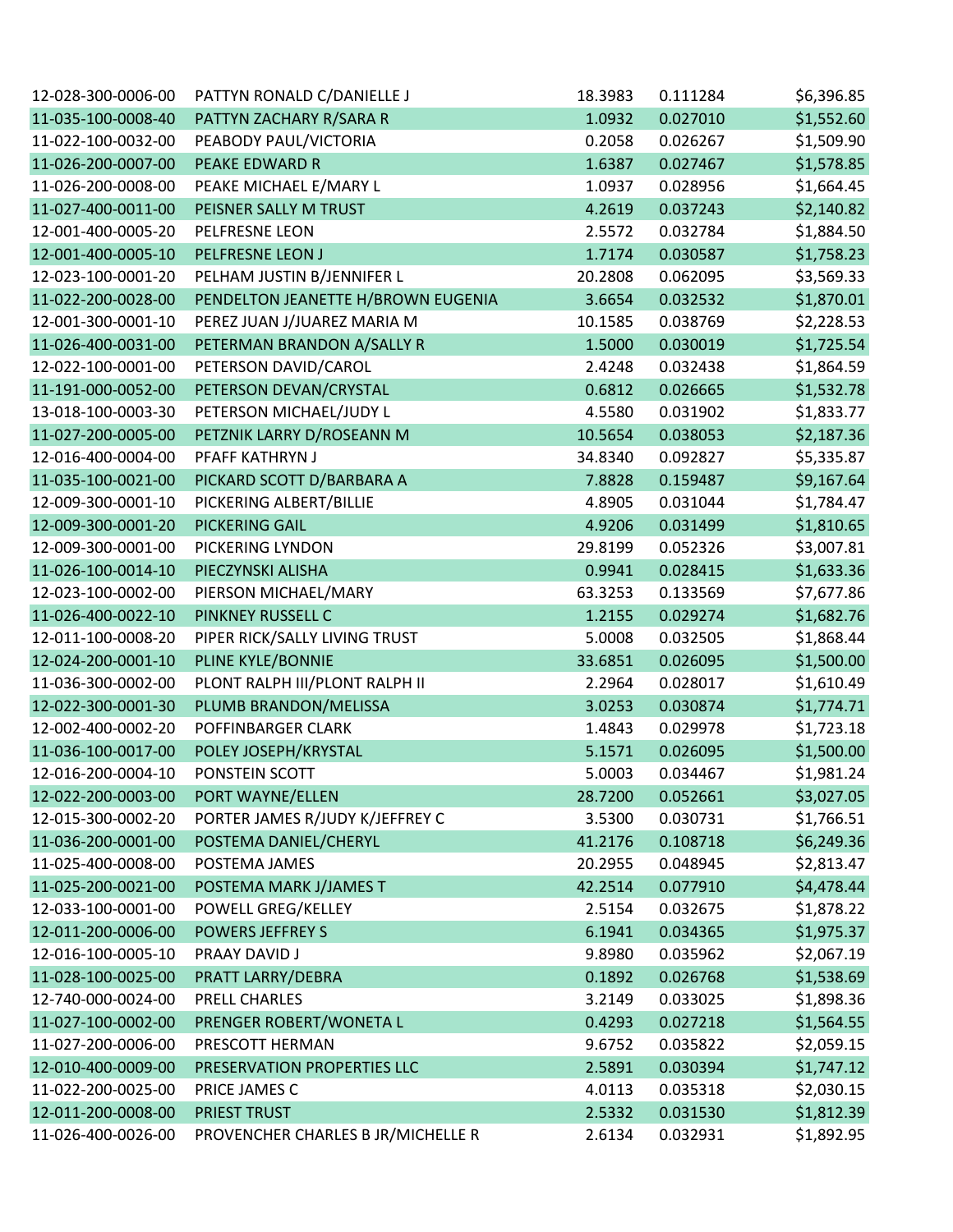| | | | | |
|---|---|---|---|---|
| 12-028-300-0006-00 | PATTYN RONALD C/DANIELLE J | 18.3983 | 0.111284 | $6,396.85 |
| 11-035-100-0008-40 | PATTYN ZACHARY R/SARA R | 1.0932 | 0.027010 | $1,552.60 |
| 11-022-100-0032-00 | PEABODY PAUL/VICTORIA | 0.2058 | 0.026267 | $1,509.90 |
| 11-026-200-0007-00 | PEAKE EDWARD R | 1.6387 | 0.027467 | $1,578.85 |
| 11-026-200-0008-00 | PEAKE MICHAEL E/MARY L | 1.0937 | 0.028956 | $1,664.45 |
| 11-027-400-0011-00 | PEISNER SALLY M TRUST | 4.2619 | 0.037243 | $2,140.82 |
| 12-001-400-0005-20 | PELFRESNE LEON | 2.5572 | 0.032784 | $1,884.50 |
| 12-001-400-0005-10 | PELFRESNE LEON J | 1.7174 | 0.030587 | $1,758.23 |
| 12-023-100-0001-20 | PELHAM JUSTIN B/JENNIFER L | 20.2808 | 0.062095 | $3,569.33 |
| 11-022-200-0028-00 | PENDELTON JEANETTE H/BROWN EUGENIA | 3.6654 | 0.032532 | $1,870.01 |
| 12-001-300-0001-10 | PEREZ JUAN J/JUAREZ MARIA M | 10.1585 | 0.038769 | $2,228.53 |
| 11-026-400-0031-00 | PETERMAN BRANDON A/SALLY R | 1.5000 | 0.030019 | $1,725.54 |
| 12-022-100-0001-00 | PETERSON DAVID/CAROL | 2.4248 | 0.032438 | $1,864.59 |
| 11-191-000-0052-00 | PETERSON DEVAN/CRYSTAL | 0.6812 | 0.026665 | $1,532.78 |
| 13-018-100-0003-30 | PETERSON MICHAEL/JUDY L | 4.5580 | 0.031902 | $1,833.77 |
| 11-027-200-0005-00 | PETZNIK LARRY D/ROSEANN M | 10.5654 | 0.038053 | $2,187.36 |
| 12-016-400-0004-00 | PFAFF KATHRYN J | 34.8340 | 0.092827 | $5,335.87 |
| 11-035-100-0021-00 | PICKARD SCOTT D/BARBARA A | 7.8828 | 0.159487 | $9,167.64 |
| 12-009-300-0001-10 | PICKERING ALBERT/BILLIE | 4.8905 | 0.031044 | $1,784.47 |
| 12-009-300-0001-20 | PICKERING GAIL | 4.9206 | 0.031499 | $1,810.65 |
| 12-009-300-0001-00 | PICKERING LYNDON | 29.8199 | 0.052326 | $3,007.81 |
| 11-026-100-0014-10 | PIECZYNSKI ALISHA | 0.9941 | 0.028415 | $1,633.36 |
| 12-023-100-0002-00 | PIERSON MICHAEL/MARY | 63.3253 | 0.133569 | $7,677.86 |
| 11-026-400-0022-10 | PINKNEY RUSSELL C | 1.2155 | 0.029274 | $1,682.76 |
| 12-011-100-0008-20 | PIPER RICK/SALLY LIVING TRUST | 5.0008 | 0.032505 | $1,868.44 |
| 12-024-200-0001-10 | PLINE KYLE/BONNIE | 33.6851 | 0.026095 | $1,500.00 |
| 11-036-300-0002-00 | PLONT RALPH III/PLONT RALPH II | 2.2964 | 0.028017 | $1,610.49 |
| 12-022-300-0001-30 | PLUMB BRANDON/MELISSA | 3.0253 | 0.030874 | $1,774.71 |
| 12-002-400-0002-20 | POFFINBARGER CLARK | 1.4843 | 0.029978 | $1,723.18 |
| 11-036-100-0017-00 | POLEY JOSEPH/KRYSTAL | 5.1571 | 0.026095 | $1,500.00 |
| 12-016-200-0004-10 | PONSTEIN SCOTT | 5.0003 | 0.034467 | $1,981.24 |
| 12-022-200-0003-00 | PORT WAYNE/ELLEN | 28.7200 | 0.052661 | $3,027.05 |
| 12-015-300-0002-20 | PORTER JAMES R/JUDY K/JEFFREY C | 3.5300 | 0.030731 | $1,766.51 |
| 11-036-200-0001-00 | POSTEMA DANIEL/CHERYL | 41.2176 | 0.108718 | $6,249.36 |
| 11-025-400-0008-00 | POSTEMA JAMES | 20.2955 | 0.048945 | $2,813.47 |
| 11-025-200-0021-00 | POSTEMA MARK J/JAMES T | 42.2514 | 0.077910 | $4,478.44 |
| 12-033-100-0001-00 | POWELL GREG/KELLEY | 2.5154 | 0.032675 | $1,878.22 |
| 12-011-200-0006-00 | POWERS JEFFREY S | 6.1941 | 0.034365 | $1,975.37 |
| 12-016-100-0005-10 | PRAAY DAVID J | 9.8980 | 0.035962 | $2,067.19 |
| 11-028-100-0025-00 | PRATT LARRY/DEBRA | 0.1892 | 0.026768 | $1,538.69 |
| 12-740-000-0024-00 | PRELL CHARLES | 3.2149 | 0.033025 | $1,898.36 |
| 11-027-100-0002-00 | PRENGER ROBERT/WONETA L | 0.4293 | 0.027218 | $1,564.55 |
| 11-027-200-0006-00 | PRESCOTT HERMAN | 9.6752 | 0.035822 | $2,059.15 |
| 12-010-400-0009-00 | PRESERVATION PROPERTIES LLC | 2.5891 | 0.030394 | $1,747.12 |
| 11-022-200-0025-00 | PRICE JAMES C | 4.0113 | 0.035318 | $2,030.15 |
| 12-011-200-0008-00 | PRIEST TRUST | 2.5332 | 0.031530 | $1,812.39 |
| 11-026-400-0026-00 | PROVENCHER CHARLES B JR/MICHELLE R | 2.6134 | 0.032931 | $1,892.95 |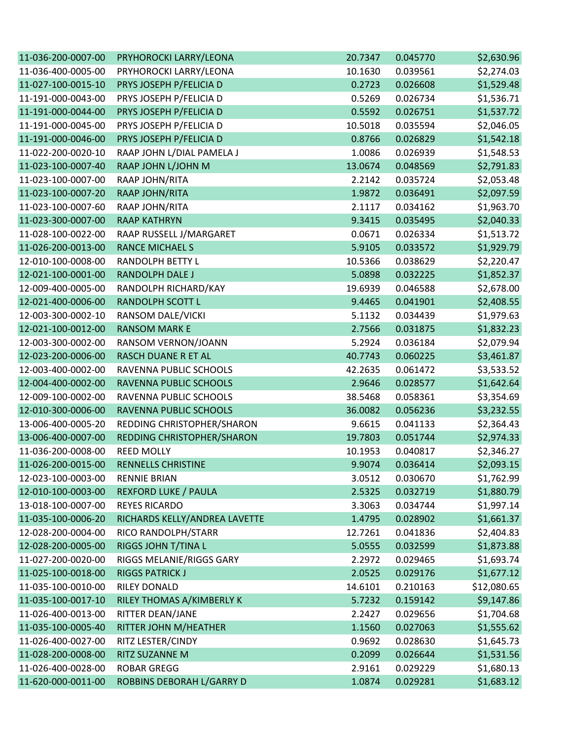| | | | | |
|---|---|---|---|---|
| 11-036-200-0007-00 | PRYHOROCKI LARRY/LEONA | 20.7347 | 0.045770 | $2,630.96 |
| 11-036-400-0005-00 | PRYHOROCKI LARRY/LEONA | 10.1630 | 0.039561 | $2,274.03 |
| 11-027-100-0015-10 | PRYS JOSEPH P/FELICIA D | 0.2723 | 0.026608 | $1,529.48 |
| 11-191-000-0043-00 | PRYS JOSEPH P/FELICIA D | 0.5269 | 0.026734 | $1,536.71 |
| 11-191-000-0044-00 | PRYS JOSEPH P/FELICIA D | 0.5592 | 0.026751 | $1,537.72 |
| 11-191-000-0045-00 | PRYS JOSEPH P/FELICIA D | 10.5018 | 0.035594 | $2,046.05 |
| 11-191-000-0046-00 | PRYS JOSEPH P/FELICIA D | 0.8766 | 0.026829 | $1,542.18 |
| 11-022-200-0020-10 | RAAP JOHN L/DIAL PAMELA J | 1.0086 | 0.026939 | $1,548.53 |
| 11-023-100-0007-40 | RAAP JOHN L/JOHN M | 13.0674 | 0.048569 | $2,791.83 |
| 11-023-100-0007-00 | RAAP JOHN/RITA | 2.2142 | 0.035724 | $2,053.48 |
| 11-023-100-0007-20 | RAAP JOHN/RITA | 1.9872 | 0.036491 | $2,097.59 |
| 11-023-100-0007-60 | RAAP JOHN/RITA | 2.1117 | 0.034162 | $1,963.70 |
| 11-023-300-0007-00 | RAAP KATHRYN | 9.3415 | 0.035495 | $2,040.33 |
| 11-028-100-0022-00 | RAAP RUSSELL J/MARGARET | 0.0671 | 0.026334 | $1,513.72 |
| 11-026-200-0013-00 | RANCE MICHAEL S | 5.9105 | 0.033572 | $1,929.79 |
| 12-010-100-0008-00 | RANDOLPH BETTY L | 10.5366 | 0.038629 | $2,220.47 |
| 12-021-100-0001-00 | RANDOLPH DALE J | 5.0898 | 0.032225 | $1,852.37 |
| 12-009-400-0005-00 | RANDOLPH RICHARD/KAY | 19.6939 | 0.046588 | $2,678.00 |
| 12-021-400-0006-00 | RANDOLPH SCOTT L | 9.4465 | 0.041901 | $2,408.55 |
| 12-003-300-0002-10 | RANSOM DALE/VICKI | 5.1132 | 0.034439 | $1,979.63 |
| 12-021-100-0012-00 | RANSOM MARK E | 2.7566 | 0.031875 | $1,832.23 |
| 12-003-300-0002-00 | RANSOM VERNON/JOANN | 5.2924 | 0.036184 | $2,079.94 |
| 12-023-200-0006-00 | RASCH DUANE R ET AL | 40.7743 | 0.060225 | $3,461.87 |
| 12-003-400-0002-00 | RAVENNA PUBLIC SCHOOLS | 42.2635 | 0.061472 | $3,533.52 |
| 12-004-400-0002-00 | RAVENNA PUBLIC SCHOOLS | 2.9646 | 0.028577 | $1,642.64 |
| 12-009-100-0002-00 | RAVENNA PUBLIC SCHOOLS | 38.5468 | 0.058361 | $3,354.69 |
| 12-010-300-0006-00 | RAVENNA PUBLIC SCHOOLS | 36.0082 | 0.056236 | $3,232.55 |
| 13-006-400-0005-20 | REDDING CHRISTOPHER/SHARON | 9.6615 | 0.041133 | $2,364.43 |
| 13-006-400-0007-00 | REDDING CHRISTOPHER/SHARON | 19.7803 | 0.051744 | $2,974.33 |
| 11-036-200-0008-00 | REED MOLLY | 10.1953 | 0.040817 | $2,346.27 |
| 11-026-200-0015-00 | RENNELLS CHRISTINE | 9.9074 | 0.036414 | $2,093.15 |
| 12-023-100-0003-00 | RENNIE BRIAN | 3.0512 | 0.030670 | $1,762.99 |
| 12-010-100-0003-00 | REXFORD LUKE / PAULA | 2.5325 | 0.032719 | $1,880.79 |
| 13-018-100-0007-00 | REYES RICARDO | 3.3063 | 0.034744 | $1,997.14 |
| 11-035-100-0006-20 | RICHARDS KELLY/ANDREA LAVETTE | 1.4795 | 0.028902 | $1,661.37 |
| 12-028-200-0004-00 | RICO RANDOLPH/STARR | 12.7261 | 0.041836 | $2,404.83 |
| 12-028-200-0005-00 | RIGGS JOHN T/TINA L | 5.0555 | 0.032599 | $1,873.88 |
| 11-027-200-0020-00 | RIGGS MELANIE/RIGGS GARY | 2.2972 | 0.029465 | $1,693.74 |
| 11-025-100-0018-00 | RIGGS PATRICK J | 2.0525 | 0.029176 | $1,677.12 |
| 11-035-100-0010-00 | RILEY DONALD | 14.6101 | 0.210163 | $12,080.65 |
| 11-035-100-0017-10 | RILEY THOMAS A/KIMBERLY K | 5.7232 | 0.159142 | $9,147.86 |
| 11-026-400-0013-00 | RITTER DEAN/JANE | 2.2427 | 0.029656 | $1,704.68 |
| 11-035-100-0005-40 | RITTER JOHN M/HEATHER | 1.1560 | 0.027063 | $1,555.62 |
| 11-026-400-0027-00 | RITZ LESTER/CINDY | 0.9692 | 0.028630 | $1,645.73 |
| 11-028-200-0008-00 | RITZ SUZANNE M | 0.2099 | 0.026644 | $1,531.56 |
| 11-026-400-0028-00 | ROBAR GREGG | 2.9161 | 0.029229 | $1,680.13 |
| 11-620-000-0011-00 | ROBBINS DEBORAH L/GARRY D | 1.0874 | 0.029281 | $1,683.12 |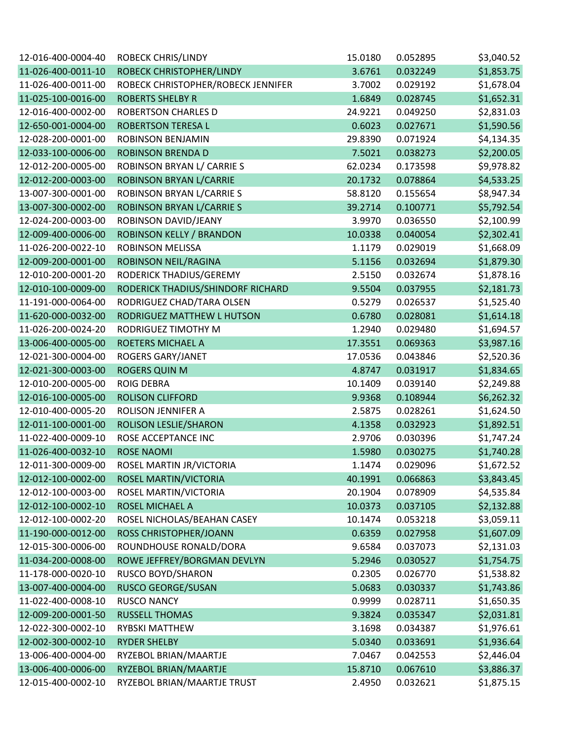| | | | | |
|---|---|---|---|---|
| 12-016-400-0004-40 | ROBECK CHRIS/LINDY | 15.0180 | 0.052895 | $3,040.52 |
| 11-026-400-0011-10 | ROBECK CHRISTOPHER/LINDY | 3.6761 | 0.032249 | $1,853.75 |
| 11-026-400-0011-00 | ROBECK CHRISTOPHER/ROBECK JENNIFER | 3.7002 | 0.029192 | $1,678.04 |
| 11-025-100-0016-00 | ROBERTS SHELBY R | 1.6849 | 0.028745 | $1,652.31 |
| 12-016-400-0002-00 | ROBERTSON CHARLES D | 24.9221 | 0.049250 | $2,831.03 |
| 12-650-001-0004-00 | ROBERTSON TERESA L | 0.6023 | 0.027671 | $1,590.56 |
| 12-028-200-0001-00 | ROBINSON BENJAMIN | 29.8390 | 0.071924 | $4,134.35 |
| 12-033-100-0006-00 | ROBINSON BRENDA D | 7.5021 | 0.038273 | $2,200.05 |
| 12-012-200-0005-00 | ROBINSON BRYAN L/ CARRIE S | 62.0234 | 0.173598 | $9,978.82 |
| 12-012-200-0003-00 | ROBINSON BRYAN L/CARRIE | 20.1732 | 0.078864 | $4,533.25 |
| 13-007-300-0001-00 | ROBINSON BRYAN L/CARRIE S | 58.8120 | 0.155654 | $8,947.34 |
| 13-007-300-0002-00 | ROBINSON BRYAN L/CARRIE S | 39.2714 | 0.100771 | $5,792.54 |
| 12-024-200-0003-00 | ROBINSON DAVID/JEANY | 3.9970 | 0.036550 | $2,100.99 |
| 12-009-400-0006-00 | ROBINSON KELLY / BRANDON | 10.0338 | 0.040054 | $2,302.41 |
| 11-026-200-0022-10 | ROBINSON MELISSA | 1.1179 | 0.029019 | $1,668.09 |
| 12-009-200-0001-00 | ROBINSON NEIL/RAGINA | 5.1156 | 0.032694 | $1,879.30 |
| 12-010-200-0001-20 | RODERICK THADIUS/GEREMY | 2.5150 | 0.032674 | $1,878.16 |
| 12-010-100-0009-00 | RODERICK THADIUS/SHINDORF RICHARD | 9.5504 | 0.037955 | $2,181.73 |
| 11-191-000-0064-00 | RODRIGUEZ CHAD/TARA OLSEN | 0.5279 | 0.026537 | $1,525.40 |
| 11-620-000-0032-00 | RODRIGUEZ MATTHEW L HUTSON | 0.6780 | 0.028081 | $1,614.18 |
| 11-026-200-0024-20 | RODRIGUEZ TIMOTHY M | 1.2940 | 0.029480 | $1,694.57 |
| 13-006-400-0005-00 | ROETERS MICHAEL A | 17.3551 | 0.069363 | $3,987.16 |
| 12-021-300-0004-00 | ROGERS GARY/JANET | 17.0536 | 0.043846 | $2,520.36 |
| 12-021-300-0003-00 | ROGERS QUIN M | 4.8747 | 0.031917 | $1,834.65 |
| 12-010-200-0005-00 | ROIG DEBRA | 10.1409 | 0.039140 | $2,249.88 |
| 12-016-100-0005-00 | ROLISON CLIFFORD | 9.9368 | 0.108944 | $6,262.32 |
| 12-010-400-0005-20 | ROLISON JENNIFER A | 2.5875 | 0.028261 | $1,624.50 |
| 12-011-100-0001-00 | ROLISON LESLIE/SHARON | 4.1358 | 0.032923 | $1,892.51 |
| 11-022-400-0009-10 | ROSE ACCEPTANCE INC | 2.9706 | 0.030396 | $1,747.24 |
| 11-026-400-0032-10 | ROSE NAOMI | 1.5980 | 0.030275 | $1,740.28 |
| 12-011-300-0009-00 | ROSEL MARTIN JR/VICTORIA | 1.1474 | 0.029096 | $1,672.52 |
| 12-012-100-0002-00 | ROSEL MARTIN/VICTORIA | 40.1991 | 0.066863 | $3,843.45 |
| 12-012-100-0003-00 | ROSEL MARTIN/VICTORIA | 20.1904 | 0.078909 | $4,535.84 |
| 12-012-100-0002-10 | ROSEL MICHAEL A | 10.0373 | 0.037105 | $2,132.88 |
| 12-012-100-0002-20 | ROSEL NICHOLAS/BEAHAN CASEY | 10.1474 | 0.053218 | $3,059.11 |
| 11-190-000-0012-00 | ROSS CHRISTOPHER/JOANN | 0.6359 | 0.027958 | $1,607.09 |
| 12-015-300-0006-00 | ROUNDHOUSE RONALD/DORA | 9.6584 | 0.037073 | $2,131.03 |
| 11-034-200-0008-00 | ROWE JEFFREY/BORGMAN DEVLYN | 5.2946 | 0.030527 | $1,754.75 |
| 11-178-000-0020-10 | RUSCO BOYD/SHARON | 0.2305 | 0.026770 | $1,538.82 |
| 13-007-400-0004-00 | RUSCO GEORGE/SUSAN | 5.0683 | 0.030337 | $1,743.86 |
| 11-022-400-0008-10 | RUSCO NANCY | 0.9999 | 0.028711 | $1,650.35 |
| 12-009-200-0001-50 | RUSSELL THOMAS | 9.3824 | 0.035347 | $2,031.81 |
| 12-022-300-0002-10 | RYBSKI MATTHEW | 3.1698 | 0.034387 | $1,976.61 |
| 12-002-300-0002-10 | RYDER SHELBY | 5.0340 | 0.033691 | $1,936.64 |
| 13-006-400-0004-00 | RYZEBOL BRIAN/MAARTJE | 7.0467 | 0.042553 | $2,446.04 |
| 13-006-400-0006-00 | RYZEBOL BRIAN/MAARTJE | 15.8710 | 0.067610 | $3,886.37 |
| 12-015-400-0002-10 | RYZEBOL BRIAN/MAARTJE TRUST | 2.4950 | 0.032621 | $1,875.15 |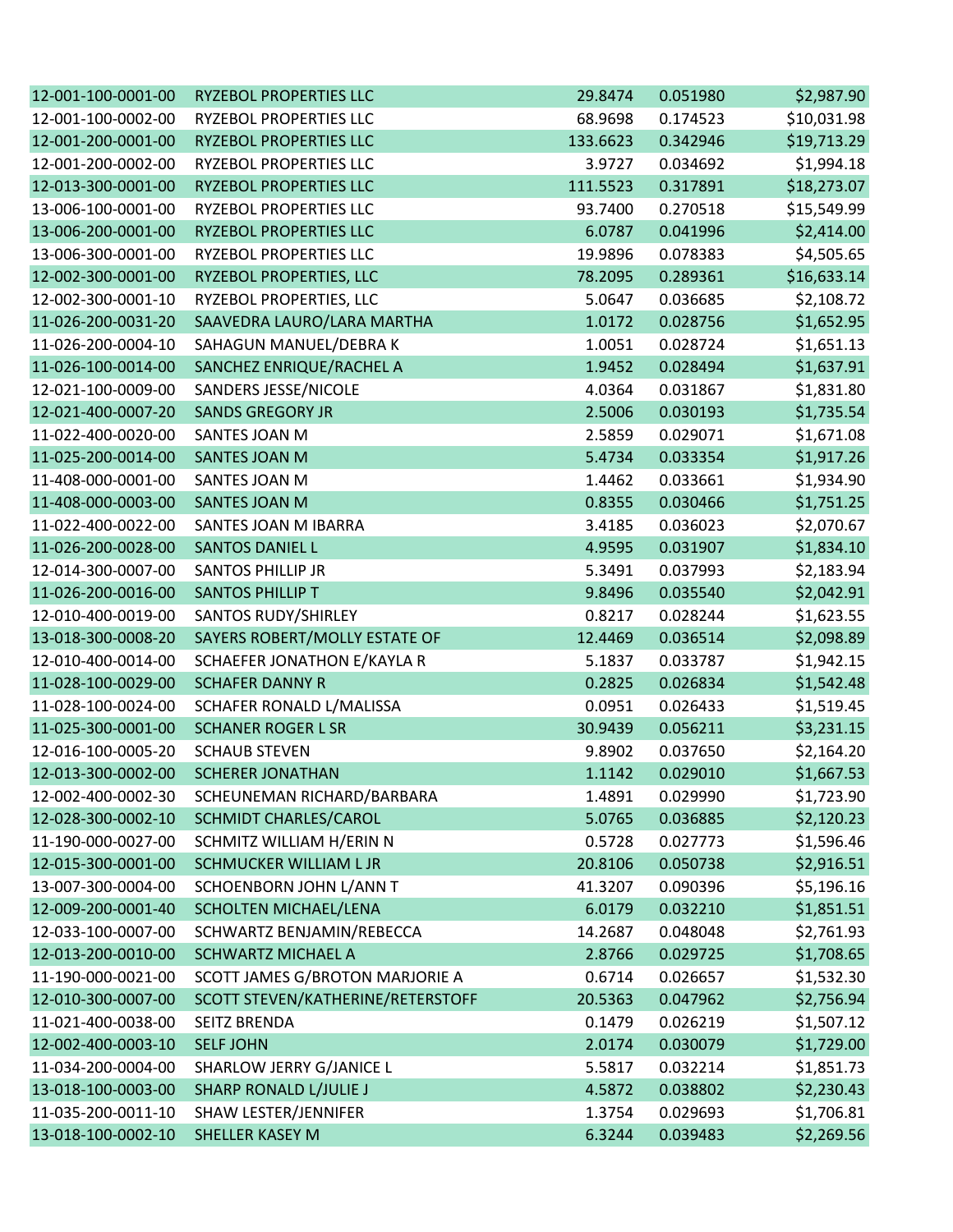| | | | | |
|---|---|---|---|---|
| 12-001-100-0001-00 | RYZEBOL PROPERTIES LLC | 29.8474 | 0.051980 | $2,987.90 |
| 12-001-100-0002-00 | RYZEBOL PROPERTIES LLC | 68.9698 | 0.174523 | $10,031.98 |
| 12-001-200-0001-00 | RYZEBOL PROPERTIES LLC | 133.6623 | 0.342946 | $19,713.29 |
| 12-001-200-0002-00 | RYZEBOL PROPERTIES LLC | 3.9727 | 0.034692 | $1,994.18 |
| 12-013-300-0001-00 | RYZEBOL PROPERTIES LLC | 111.5523 | 0.317891 | $18,273.07 |
| 13-006-100-0001-00 | RYZEBOL PROPERTIES LLC | 93.7400 | 0.270518 | $15,549.99 |
| 13-006-200-0001-00 | RYZEBOL PROPERTIES LLC | 6.0787 | 0.041996 | $2,414.00 |
| 13-006-300-0001-00 | RYZEBOL PROPERTIES LLC | 19.9896 | 0.078383 | $4,505.65 |
| 12-002-300-0001-00 | RYZEBOL PROPERTIES, LLC | 78.2095 | 0.289361 | $16,633.14 |
| 12-002-300-0001-10 | RYZEBOL PROPERTIES, LLC | 5.0647 | 0.036685 | $2,108.72 |
| 11-026-200-0031-20 | SAAVEDRA LAURO/LARA MARTHA | 1.0172 | 0.028756 | $1,652.95 |
| 11-026-200-0004-10 | SAHAGUN MANUEL/DEBRA K | 1.0051 | 0.028724 | $1,651.13 |
| 11-026-100-0014-00 | SANCHEZ ENRIQUE/RACHEL A | 1.9452 | 0.028494 | $1,637.91 |
| 12-021-100-0009-00 | SANDERS JESSE/NICOLE | 4.0364 | 0.031867 | $1,831.80 |
| 12-021-400-0007-20 | SANDS GREGORY JR | 2.5006 | 0.030193 | $1,735.54 |
| 11-022-400-0020-00 | SANTES JOAN M | 2.5859 | 0.029071 | $1,671.08 |
| 11-025-200-0014-00 | SANTES JOAN M | 5.4734 | 0.033354 | $1,917.26 |
| 11-408-000-0001-00 | SANTES JOAN M | 1.4462 | 0.033661 | $1,934.90 |
| 11-408-000-0003-00 | SANTES JOAN M | 0.8355 | 0.030466 | $1,751.25 |
| 11-022-400-0022-00 | SANTES JOAN M IBARRA | 3.4185 | 0.036023 | $2,070.67 |
| 11-026-200-0028-00 | SANTOS DANIEL L | 4.9595 | 0.031907 | $1,834.10 |
| 12-014-300-0007-00 | SANTOS PHILLIP JR | 5.3491 | 0.037993 | $2,183.94 |
| 11-026-200-0016-00 | SANTOS PHILLIP T | 9.8496 | 0.035540 | $2,042.91 |
| 12-010-400-0019-00 | SANTOS RUDY/SHIRLEY | 0.8217 | 0.028244 | $1,623.55 |
| 13-018-300-0008-20 | SAYERS ROBERT/MOLLY ESTATE OF | 12.4469 | 0.036514 | $2,098.89 |
| 12-010-400-0014-00 | SCHAEFER JONATHON E/KAYLA R | 5.1837 | 0.033787 | $1,942.15 |
| 11-028-100-0029-00 | SCHAFER DANNY R | 0.2825 | 0.026834 | $1,542.48 |
| 11-028-100-0024-00 | SCHAFER RONALD L/MALISSA | 0.0951 | 0.026433 | $1,519.45 |
| 11-025-300-0001-00 | SCHANER ROGER L SR | 30.9439 | 0.056211 | $3,231.15 |
| 12-016-100-0005-20 | SCHAUB STEVEN | 9.8902 | 0.037650 | $2,164.20 |
| 12-013-300-0002-00 | SCHERER JONATHAN | 1.1142 | 0.029010 | $1,667.53 |
| 12-002-400-0002-30 | SCHEUNEMAN RICHARD/BARBARA | 1.4891 | 0.029990 | $1,723.90 |
| 12-028-300-0002-10 | SCHMIDT CHARLES/CAROL | 5.0765 | 0.036885 | $2,120.23 |
| 11-190-000-0027-00 | SCHMITZ WILLIAM H/ERIN N | 0.5728 | 0.027773 | $1,596.46 |
| 12-015-300-0001-00 | SCHMUCKER WILLIAM L JR | 20.8106 | 0.050738 | $2,916.51 |
| 13-007-300-0004-00 | SCHOENBORN JOHN L/ANN T | 41.3207 | 0.090396 | $5,196.16 |
| 12-009-200-0001-40 | SCHOLTEN MICHAEL/LENA | 6.0179 | 0.032210 | $1,851.51 |
| 12-033-100-0007-00 | SCHWARTZ BENJAMIN/REBECCA | 14.2687 | 0.048048 | $2,761.93 |
| 12-013-200-0010-00 | SCHWARTZ MICHAEL A | 2.8766 | 0.029725 | $1,708.65 |
| 11-190-000-0021-00 | SCOTT JAMES G/BROTON MARJORIE A | 0.6714 | 0.026657 | $1,532.30 |
| 12-010-300-0007-00 | SCOTT STEVEN/KATHERINE/RETERSTOFF | 20.5363 | 0.047962 | $2,756.94 |
| 11-021-400-0038-00 | SEITZ BRENDA | 0.1479 | 0.026219 | $1,507.12 |
| 12-002-400-0003-10 | SELF JOHN | 2.0174 | 0.030079 | $1,729.00 |
| 11-034-200-0004-00 | SHARLOW JERRY G/JANICE L | 5.5817 | 0.032214 | $1,851.73 |
| 13-018-100-0003-00 | SHARP RONALD L/JULIE J | 4.5872 | 0.038802 | $2,230.43 |
| 11-035-200-0011-10 | SHAW LESTER/JENNIFER | 1.3754 | 0.029693 | $1,706.81 |
| 13-018-100-0002-10 | SHELLER KASEY M | 6.3244 | 0.039483 | $2,269.56 |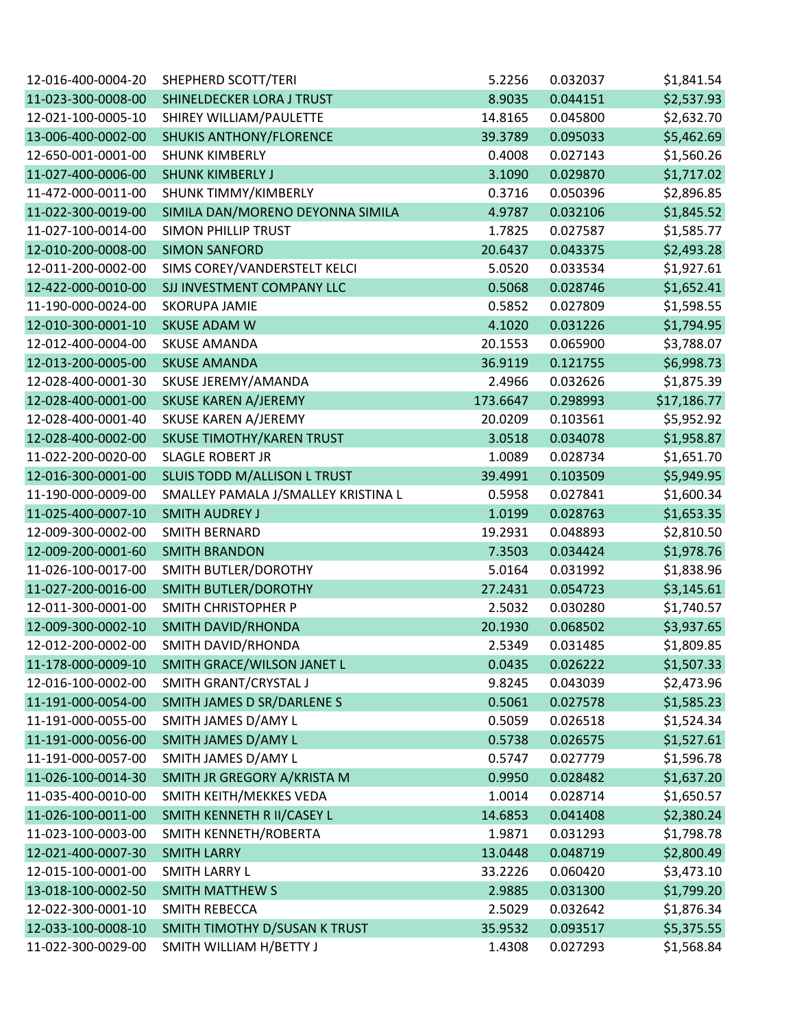| | | | | |
|---|---|---|---|---|
| 12-016-400-0004-20 | SHEPHERD SCOTT/TERI | 5.2256 | 0.032037 | $1,841.54 |
| 11-023-300-0008-00 | SHINELDECKER LORA J TRUST | 8.9035 | 0.044151 | $2,537.93 |
| 12-021-100-0005-10 | SHIREY WILLIAM/PAULETTE | 14.8165 | 0.045800 | $2,632.70 |
| 13-006-400-0002-00 | SHUKIS ANTHONY/FLORENCE | 39.3789 | 0.095033 | $5,462.69 |
| 12-650-001-0001-00 | SHUNK KIMBERLY | 0.4008 | 0.027143 | $1,560.26 |
| 11-027-400-0006-00 | SHUNK KIMBERLY J | 3.1090 | 0.029870 | $1,717.02 |
| 11-472-000-0011-00 | SHUNK TIMMY/KIMBERLY | 0.3716 | 0.050396 | $2,896.85 |
| 11-022-300-0019-00 | SIMILA DAN/MORENO DEYONNA SIMILA | 4.9787 | 0.032106 | $1,845.52 |
| 11-027-100-0014-00 | SIMON PHILLIP TRUST | 1.7825 | 0.027587 | $1,585.77 |
| 12-010-200-0008-00 | SIMON SANFORD | 20.6437 | 0.043375 | $2,493.28 |
| 12-011-200-0002-00 | SIMS COREY/VANDERSTELT KELCI | 5.0520 | 0.033534 | $1,927.61 |
| 12-422-000-0010-00 | SJJ INVESTMENT COMPANY LLC | 0.5068 | 0.028746 | $1,652.41 |
| 11-190-000-0024-00 | SKORUPA JAMIE | 0.5852 | 0.027809 | $1,598.55 |
| 12-010-300-0001-10 | SKUSE ADAM W | 4.1020 | 0.031226 | $1,794.95 |
| 12-012-400-0004-00 | SKUSE AMANDA | 20.1553 | 0.065900 | $3,788.07 |
| 12-013-200-0005-00 | SKUSE AMANDA | 36.9119 | 0.121755 | $6,998.73 |
| 12-028-400-0001-30 | SKUSE JEREMY/AMANDA | 2.4966 | 0.032626 | $1,875.39 |
| 12-028-400-0001-00 | SKUSE KAREN A/JEREMY | 173.6647 | 0.298993 | $17,186.77 |
| 12-028-400-0001-40 | SKUSE KAREN A/JEREMY | 20.0209 | 0.103561 | $5,952.92 |
| 12-028-400-0002-00 | SKUSE TIMOTHY/KAREN TRUST | 3.0518 | 0.034078 | $1,958.87 |
| 11-022-200-0020-00 | SLAGLE ROBERT JR | 1.0089 | 0.028734 | $1,651.70 |
| 12-016-300-0001-00 | SLUIS TODD M/ALLISON L TRUST | 39.4991 | 0.103509 | $5,949.95 |
| 11-190-000-0009-00 | SMALLEY PAMALA J/SMALLEY KRISTINA L | 0.5958 | 0.027841 | $1,600.34 |
| 11-025-400-0007-10 | SMITH AUDREY J | 1.0199 | 0.028763 | $1,653.35 |
| 12-009-300-0002-00 | SMITH BERNARD | 19.2931 | 0.048893 | $2,810.50 |
| 12-009-200-0001-60 | SMITH BRANDON | 7.3503 | 0.034424 | $1,978.76 |
| 11-026-100-0017-00 | SMITH BUTLER/DOROTHY | 5.0164 | 0.031992 | $1,838.96 |
| 11-027-200-0016-00 | SMITH BUTLER/DOROTHY | 27.2431 | 0.054723 | $3,145.61 |
| 12-011-300-0001-00 | SMITH CHRISTOPHER P | 2.5032 | 0.030280 | $1,740.57 |
| 12-009-300-0002-10 | SMITH DAVID/RHONDA | 20.1930 | 0.068502 | $3,937.65 |
| 12-012-200-0002-00 | SMITH DAVID/RHONDA | 2.5349 | 0.031485 | $1,809.85 |
| 11-178-000-0009-10 | SMITH GRACE/WILSON JANET L | 0.0435 | 0.026222 | $1,507.33 |
| 12-016-100-0002-00 | SMITH GRANT/CRYSTAL J | 9.8245 | 0.043039 | $2,473.96 |
| 11-191-000-0054-00 | SMITH JAMES D SR/DARLENE S | 0.5061 | 0.027578 | $1,585.23 |
| 11-191-000-0055-00 | SMITH JAMES D/AMY L | 0.5059 | 0.026518 | $1,524.34 |
| 11-191-000-0056-00 | SMITH JAMES D/AMY L | 0.5738 | 0.026575 | $1,527.61 |
| 11-191-000-0057-00 | SMITH JAMES D/AMY L | 0.5747 | 0.027779 | $1,596.78 |
| 11-026-100-0014-30 | SMITH JR GREGORY A/KRISTA M | 0.9950 | 0.028482 | $1,637.20 |
| 11-035-400-0010-00 | SMITH KEITH/MEKKES VEDA | 1.0014 | 0.028714 | $1,650.57 |
| 11-026-100-0011-00 | SMITH KENNETH R II/CASEY L | 14.6853 | 0.041408 | $2,380.24 |
| 11-023-100-0003-00 | SMITH KENNETH/ROBERTA | 1.9871 | 0.031293 | $1,798.78 |
| 12-021-400-0007-30 | SMITH LARRY | 13.0448 | 0.048719 | $2,800.49 |
| 12-015-100-0001-00 | SMITH LARRY L | 33.2226 | 0.060420 | $3,473.10 |
| 13-018-100-0002-50 | SMITH MATTHEW S | 2.9885 | 0.031300 | $1,799.20 |
| 12-022-300-0001-10 | SMITH REBECCA | 2.5029 | 0.032642 | $1,876.34 |
| 12-033-100-0008-10 | SMITH TIMOTHY D/SUSAN K TRUST | 35.9532 | 0.093517 | $5,375.55 |
| 11-022-300-0029-00 | SMITH WILLIAM H/BETTY J | 1.4308 | 0.027293 | $1,568.84 |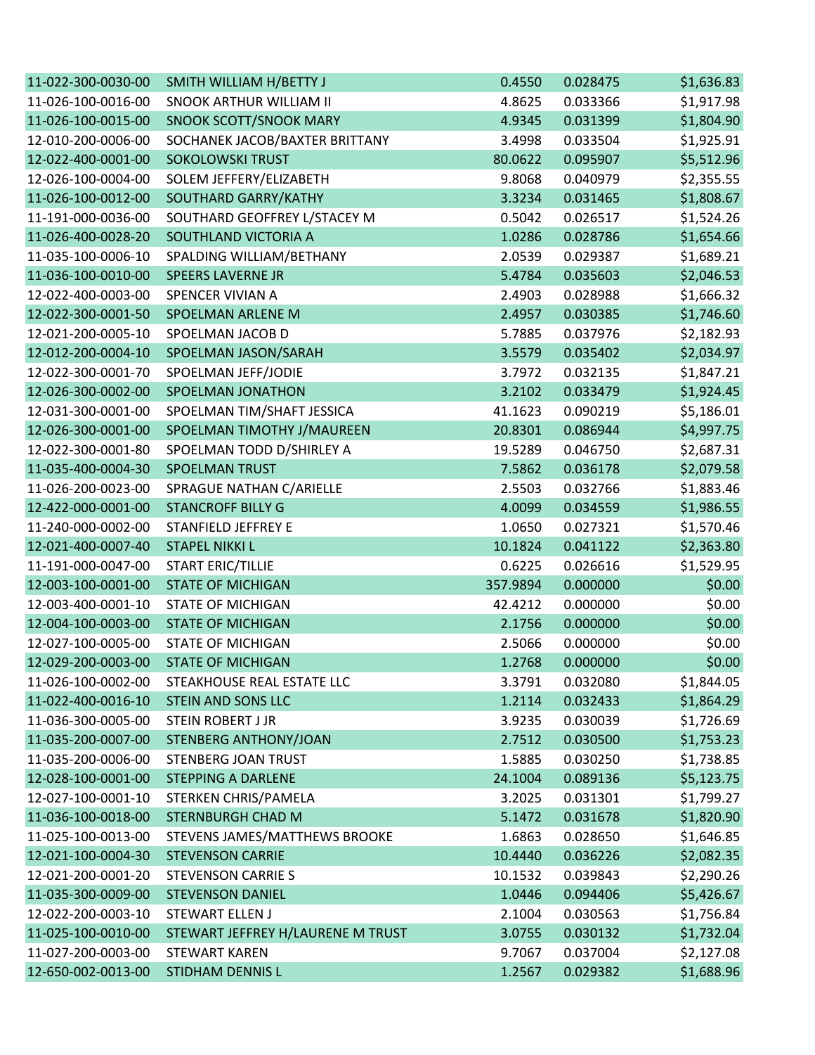| | | | | |
|---|---|---|---|---|
| 11-022-300-0030-00 | SMITH WILLIAM H/BETTY J | 0.4550 | 0.028475 | $1,636.83 |
| 11-026-100-0016-00 | SNOOK ARTHUR WILLIAM II | 4.8625 | 0.033366 | $1,917.98 |
| 11-026-100-0015-00 | SNOOK SCOTT/SNOOK MARY | 4.9345 | 0.031399 | $1,804.90 |
| 12-010-200-0006-00 | SOCHANEK JACOB/BAXTER BRITTANY | 3.4998 | 0.033504 | $1,925.91 |
| 12-022-400-0001-00 | SOKOLOWSKI TRUST | 80.0622 | 0.095907 | $5,512.96 |
| 12-026-100-0004-00 | SOLEM JEFFERY/ELIZABETH | 9.8068 | 0.040979 | $2,355.55 |
| 11-026-100-0012-00 | SOUTHARD GARRY/KATHY | 3.3234 | 0.031465 | $1,808.67 |
| 11-191-000-0036-00 | SOUTHARD GEOFFREY L/STACEY M | 0.5042 | 0.026517 | $1,524.26 |
| 11-026-400-0028-20 | SOUTHLAND VICTORIA A | 1.0286 | 0.028786 | $1,654.66 |
| 11-035-100-0006-10 | SPALDING WILLIAM/BETHANY | 2.0539 | 0.029387 | $1,689.21 |
| 11-036-100-0010-00 | SPEERS LAVERNE JR | 5.4784 | 0.035603 | $2,046.53 |
| 12-022-400-0003-00 | SPENCER VIVIAN A | 2.4903 | 0.028988 | $1,666.32 |
| 12-022-300-0001-50 | SPOELMAN ARLENE M | 2.4957 | 0.030385 | $1,746.60 |
| 12-021-200-0005-10 | SPOELMAN JACOB D | 5.7885 | 0.037976 | $2,182.93 |
| 12-012-200-0004-10 | SPOELMAN JASON/SARAH | 3.5579 | 0.035402 | $2,034.97 |
| 12-022-300-0001-70 | SPOELMAN JEFF/JODIE | 3.7972 | 0.032135 | $1,847.21 |
| 12-026-300-0002-00 | SPOELMAN JONATHON | 3.2102 | 0.033479 | $1,924.45 |
| 12-031-300-0001-00 | SPOELMAN TIM/SHAFT JESSICA | 41.1623 | 0.090219 | $5,186.01 |
| 12-026-300-0001-00 | SPOELMAN TIMOTHY J/MAUREEN | 20.8301 | 0.086944 | $4,997.75 |
| 12-022-300-0001-80 | SPOELMAN TODD D/SHIRLEY A | 19.5289 | 0.046750 | $2,687.31 |
| 11-035-400-0004-30 | SPOELMAN TRUST | 7.5862 | 0.036178 | $2,079.58 |
| 11-026-200-0023-00 | SPRAGUE NATHAN C/ARIELLE | 2.5503 | 0.032766 | $1,883.46 |
| 12-422-000-0001-00 | STANCROFF BILLY G | 4.0099 | 0.034559 | $1,986.55 |
| 11-240-000-0002-00 | STANFIELD JEFFREY E | 1.0650 | 0.027321 | $1,570.46 |
| 12-021-400-0007-40 | STAPEL NIKKI L | 10.1824 | 0.041122 | $2,363.80 |
| 11-191-000-0047-00 | START ERIC/TILLIE | 0.6225 | 0.026616 | $1,529.95 |
| 12-003-100-0001-00 | STATE OF MICHIGAN | 357.9894 | 0.000000 | $0.00 |
| 12-003-400-0001-10 | STATE OF MICHIGAN | 42.4212 | 0.000000 | $0.00 |
| 12-004-100-0003-00 | STATE OF MICHIGAN | 2.1756 | 0.000000 | $0.00 |
| 12-027-100-0005-00 | STATE OF MICHIGAN | 2.5066 | 0.000000 | $0.00 |
| 12-029-200-0003-00 | STATE OF MICHIGAN | 1.2768 | 0.000000 | $0.00 |
| 11-026-100-0002-00 | STEAKHOUSE REAL ESTATE LLC | 3.3791 | 0.032080 | $1,844.05 |
| 11-022-400-0016-10 | STEIN AND SONS LLC | 1.2114 | 0.032433 | $1,864.29 |
| 11-036-300-0005-00 | STEIN ROBERT J JR | 3.9235 | 0.030039 | $1,726.69 |
| 11-035-200-0007-00 | STENBERG ANTHONY/JOAN | 2.7512 | 0.030500 | $1,753.23 |
| 11-035-200-0006-00 | STENBERG JOAN TRUST | 1.5885 | 0.030250 | $1,738.85 |
| 12-028-100-0001-00 | STEPPING A DARLENE | 24.1004 | 0.089136 | $5,123.75 |
| 12-027-100-0001-10 | STERKEN CHRIS/PAMELA | 3.2025 | 0.031301 | $1,799.27 |
| 11-036-100-0018-00 | STERNBURGH CHAD M | 5.1472 | 0.031678 | $1,820.90 |
| 11-025-100-0013-00 | STEVENS JAMES/MATTHEWS BROOKE | 1.6863 | 0.028650 | $1,646.85 |
| 12-021-100-0004-30 | STEVENSON CARRIE | 10.4440 | 0.036226 | $2,082.35 |
| 12-021-200-0001-20 | STEVENSON CARRIE S | 10.1532 | 0.039843 | $2,290.26 |
| 11-035-300-0009-00 | STEVENSON DANIEL | 1.0446 | 0.094406 | $5,426.67 |
| 12-022-200-0003-10 | STEWART ELLEN J | 2.1004 | 0.030563 | $1,756.84 |
| 11-025-100-0010-00 | STEWART JEFFREY H/LAURENE M TRUST | 3.0755 | 0.030132 | $1,732.04 |
| 11-027-200-0003-00 | STEWART KAREN | 9.7067 | 0.037004 | $2,127.08 |
| 12-650-002-0013-00 | STIDHAM DENNIS L | 1.2567 | 0.029382 | $1,688.96 |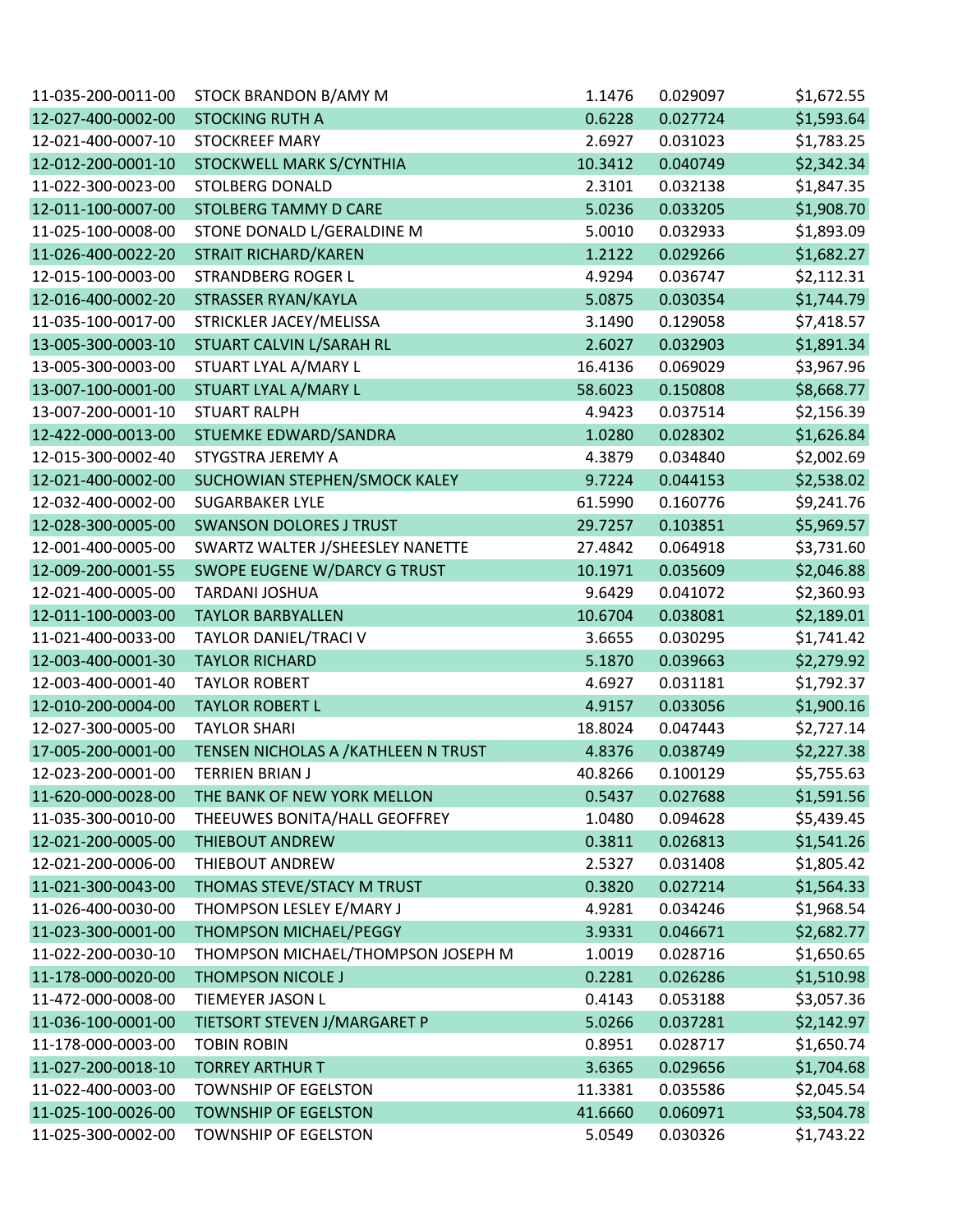| | | | | |
|---|---|---|---|---|
| 11-035-200-0011-00 | STOCK BRANDON B/AMY M | 1.1476 | 0.029097 | $1,672.55 |
| 12-027-400-0002-00 | STOCKING RUTH A | 0.6228 | 0.027724 | $1,593.64 |
| 12-021-400-0007-10 | STOCKREEF MARY | 2.6927 | 0.031023 | $1,783.25 |
| 12-012-200-0001-10 | STOCKWELL MARK S/CYNTHIA | 10.3412 | 0.040749 | $2,342.34 |
| 11-022-300-0023-00 | STOLBERG DONALD | 2.3101 | 0.032138 | $1,847.35 |
| 12-011-100-0007-00 | STOLBERG TAMMY D CARE | 5.0236 | 0.033205 | $1,908.70 |
| 11-025-100-0008-00 | STONE DONALD L/GERALDINE M | 5.0010 | 0.032933 | $1,893.09 |
| 11-026-400-0022-20 | STRAIT RICHARD/KAREN | 1.2122 | 0.029266 | $1,682.27 |
| 12-015-100-0003-00 | STRANDBERG ROGER L | 4.9294 | 0.036747 | $2,112.31 |
| 12-016-400-0002-20 | STRASSER RYAN/KAYLA | 5.0875 | 0.030354 | $1,744.79 |
| 11-035-100-0017-00 | STRICKLER JACEY/MELISSA | 3.1490 | 0.129058 | $7,418.57 |
| 13-005-300-0003-10 | STUART CALVIN L/SARAH RL | 2.6027 | 0.032903 | $1,891.34 |
| 13-005-300-0003-00 | STUART LYAL A/MARY L | 16.4136 | 0.069029 | $3,967.96 |
| 13-007-100-0001-00 | STUART LYAL A/MARY L | 58.6023 | 0.150808 | $8,668.77 |
| 13-007-200-0001-10 | STUART RALPH | 4.9423 | 0.037514 | $2,156.39 |
| 12-422-000-0013-00 | STUEMKE EDWARD/SANDRA | 1.0280 | 0.028302 | $1,626.84 |
| 12-015-300-0002-40 | STYGSTRA JEREMY A | 4.3879 | 0.034840 | $2,002.69 |
| 12-021-400-0002-00 | SUCHOWIAN STEPHEN/SMOCK KALEY | 9.7224 | 0.044153 | $2,538.02 |
| 12-032-400-0002-00 | SUGARBAKER LYLE | 61.5990 | 0.160776 | $9,241.76 |
| 12-028-300-0005-00 | SWANSON DOLORES J TRUST | 29.7257 | 0.103851 | $5,969.57 |
| 12-001-400-0005-00 | SWARTZ WALTER J/SHEESLEY NANETTE | 27.4842 | 0.064918 | $3,731.60 |
| 12-009-200-0001-55 | SWOPE EUGENE W/DARCY G TRUST | 10.1971 | 0.035609 | $2,046.88 |
| 12-021-400-0005-00 | TARDANI JOSHUA | 9.6429 | 0.041072 | $2,360.93 |
| 12-011-100-0003-00 | TAYLOR BARBYALLEN | 10.6704 | 0.038081 | $2,189.01 |
| 11-021-400-0033-00 | TAYLOR DANIEL/TRACI V | 3.6655 | 0.030295 | $1,741.42 |
| 12-003-400-0001-30 | TAYLOR RICHARD | 5.1870 | 0.039663 | $2,279.92 |
| 12-003-400-0001-40 | TAYLOR ROBERT | 4.6927 | 0.031181 | $1,792.37 |
| 12-010-200-0004-00 | TAYLOR ROBERT L | 4.9157 | 0.033056 | $1,900.16 |
| 12-027-300-0005-00 | TAYLOR SHARI | 18.8024 | 0.047443 | $2,727.14 |
| 17-005-200-0001-00 | TENSEN NICHOLAS A /KATHLEEN N TRUST | 4.8376 | 0.038749 | $2,227.38 |
| 12-023-200-0001-00 | TERRIEN BRIAN J | 40.8266 | 0.100129 | $5,755.63 |
| 11-620-000-0028-00 | THE BANK OF NEW YORK MELLON | 0.5437 | 0.027688 | $1,591.56 |
| 11-035-300-0010-00 | THEEUWES BONITA/HALL GEOFFREY | 1.0480 | 0.094628 | $5,439.45 |
| 12-021-200-0005-00 | THIEBOUT ANDREW | 0.3811 | 0.026813 | $1,541.26 |
| 12-021-200-0006-00 | THIEBOUT ANDREW | 2.5327 | 0.031408 | $1,805.42 |
| 11-021-300-0043-00 | THOMAS STEVE/STACY M TRUST | 0.3820 | 0.027214 | $1,564.33 |
| 11-026-400-0030-00 | THOMPSON LESLEY E/MARY J | 4.9281 | 0.034246 | $1,968.54 |
| 11-023-300-0001-00 | THOMPSON MICHAEL/PEGGY | 3.9331 | 0.046671 | $2,682.77 |
| 11-022-200-0030-10 | THOMPSON MICHAEL/THOMPSON JOSEPH M | 1.0019 | 0.028716 | $1,650.65 |
| 11-178-000-0020-00 | THOMPSON NICOLE J | 0.2281 | 0.026286 | $1,510.98 |
| 11-472-000-0008-00 | TIEMEYER JASON L | 0.4143 | 0.053188 | $3,057.36 |
| 11-036-100-0001-00 | TIETSORT STEVEN J/MARGARET P | 5.0266 | 0.037281 | $2,142.97 |
| 11-178-000-0003-00 | TOBIN ROBIN | 0.8951 | 0.028717 | $1,650.74 |
| 11-027-200-0018-10 | TORREY ARTHUR T | 3.6365 | 0.029656 | $1,704.68 |
| 11-022-400-0003-00 | TOWNSHIP OF EGELSTON | 11.3381 | 0.035586 | $2,045.54 |
| 11-025-100-0026-00 | TOWNSHIP OF EGELSTON | 41.6660 | 0.060971 | $3,504.78 |
| 11-025-300-0002-00 | TOWNSHIP OF EGELSTON | 5.0549 | 0.030326 | $1,743.22 |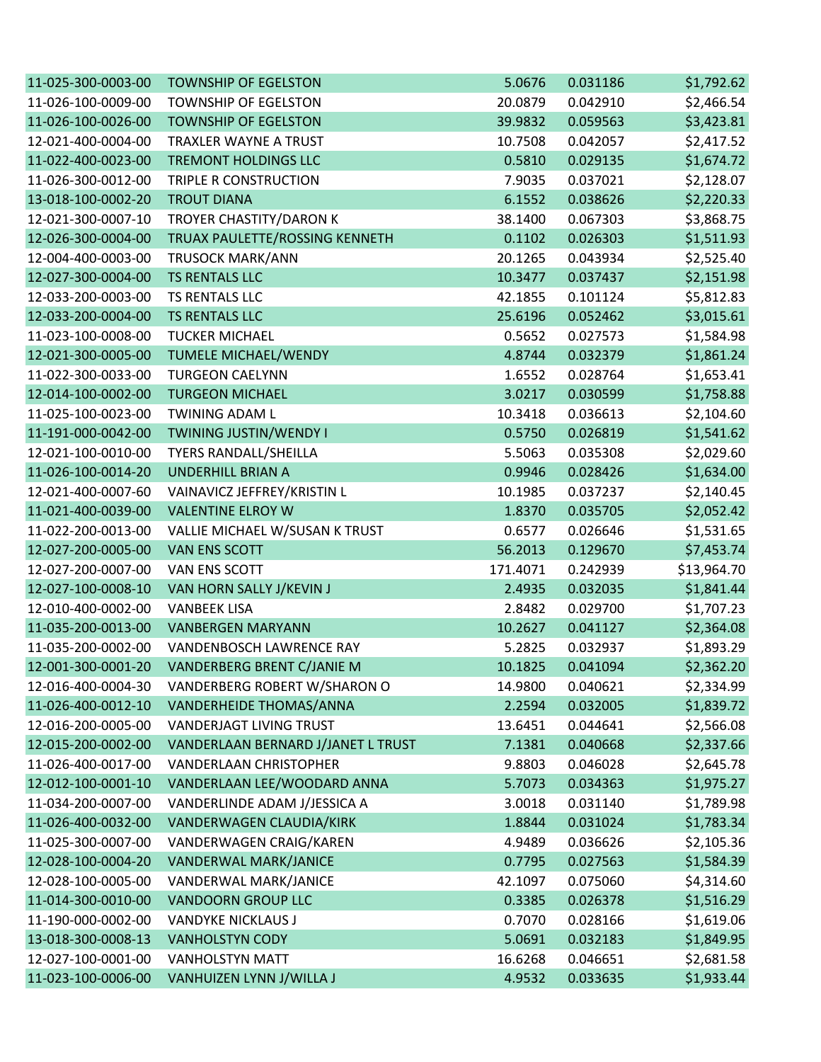| | | | | |
|---|---|---|---|---|
| 11-025-300-0003-00 | TOWNSHIP OF EGELSTON | 5.0676 | 0.031186 | $1,792.62 |
| 11-026-100-0009-00 | TOWNSHIP OF EGELSTON | 20.0879 | 0.042910 | $2,466.54 |
| 11-026-100-0026-00 | TOWNSHIP OF EGELSTON | 39.9832 | 0.059563 | $3,423.81 |
| 12-021-400-0004-00 | TRAXLER WAYNE A TRUST | 10.7508 | 0.042057 | $2,417.52 |
| 11-022-400-0023-00 | TREMONT HOLDINGS LLC | 0.5810 | 0.029135 | $1,674.72 |
| 11-026-300-0012-00 | TRIPLE R CONSTRUCTION | 7.9035 | 0.037021 | $2,128.07 |
| 13-018-100-0002-20 | TROUT DIANA | 6.1552 | 0.038626 | $2,220.33 |
| 12-021-300-0007-10 | TROYER CHASTITY/DARON K | 38.1400 | 0.067303 | $3,868.75 |
| 12-026-300-0004-00 | TRUAX PAULETTE/ROSSING KENNETH | 0.1102 | 0.026303 | $1,511.93 |
| 12-004-400-0003-00 | TRUSOCK MARK/ANN | 20.1265 | 0.043934 | $2,525.40 |
| 12-027-300-0004-00 | TS RENTALS LLC | 10.3477 | 0.037437 | $2,151.98 |
| 12-033-200-0003-00 | TS RENTALS LLC | 42.1855 | 0.101124 | $5,812.83 |
| 12-033-200-0004-00 | TS RENTALS LLC | 25.6196 | 0.052462 | $3,015.61 |
| 11-023-100-0008-00 | TUCKER MICHAEL | 0.5652 | 0.027573 | $1,584.98 |
| 12-021-300-0005-00 | TUMELE MICHAEL/WENDY | 4.8744 | 0.032379 | $1,861.24 |
| 11-022-300-0033-00 | TURGEON CAELYNN | 1.6552 | 0.028764 | $1,653.41 |
| 12-014-100-0002-00 | TURGEON MICHAEL | 3.0217 | 0.030599 | $1,758.88 |
| 11-025-100-0023-00 | TWINING ADAM L | 10.3418 | 0.036613 | $2,104.60 |
| 11-191-000-0042-00 | TWINING JUSTIN/WENDY I | 0.5750 | 0.026819 | $1,541.62 |
| 12-021-100-0010-00 | TYERS RANDALL/SHEILLA | 5.5063 | 0.035308 | $2,029.60 |
| 11-026-100-0014-20 | UNDERHILL BRIAN A | 0.9946 | 0.028426 | $1,634.00 |
| 12-021-400-0007-60 | VAINAVICZ JEFFREY/KRISTIN L | 10.1985 | 0.037237 | $2,140.45 |
| 11-021-400-0039-00 | VALENTINE ELROY W | 1.8370 | 0.035705 | $2,052.42 |
| 11-022-200-0013-00 | VALLIE MICHAEL W/SUSAN K TRUST | 0.6577 | 0.026646 | $1,531.65 |
| 12-027-200-0005-00 | VAN ENS SCOTT | 56.2013 | 0.129670 | $7,453.74 |
| 12-027-200-0007-00 | VAN ENS SCOTT | 171.4071 | 0.242939 | $13,964.70 |
| 12-027-100-0008-10 | VAN HORN SALLY J/KEVIN J | 2.4935 | 0.032035 | $1,841.44 |
| 12-010-400-0002-00 | VANBEEK LISA | 2.8482 | 0.029700 | $1,707.23 |
| 11-035-200-0013-00 | VANBERGEN MARYANN | 10.2627 | 0.041127 | $2,364.08 |
| 11-035-200-0002-00 | VANDENBOSCH LAWRENCE RAY | 5.2825 | 0.032937 | $1,893.29 |
| 12-001-300-0001-20 | VANDERBERG BRENT C/JANIE M | 10.1825 | 0.041094 | $2,362.20 |
| 12-016-400-0004-30 | VANDERBERG ROBERT W/SHARON O | 14.9800 | 0.040621 | $2,334.99 |
| 11-026-400-0012-10 | VANDERHEIDE THOMAS/ANNA | 2.2594 | 0.032005 | $1,839.72 |
| 12-016-200-0005-00 | VANDERJAGT LIVING TRUST | 13.6451 | 0.044641 | $2,566.08 |
| 12-015-200-0002-00 | VANDERLAAN BERNARD J/JANET L TRUST | 7.1381 | 0.040668 | $2,337.66 |
| 11-026-400-0017-00 | VANDERLAAN CHRISTOPHER | 9.8803 | 0.046028 | $2,645.78 |
| 12-012-100-0001-10 | VANDERLAAN LEE/WOODARD ANNA | 5.7073 | 0.034363 | $1,975.27 |
| 11-034-200-0007-00 | VANDERLINDE ADAM J/JESSICA A | 3.0018 | 0.031140 | $1,789.98 |
| 11-026-400-0032-00 | VANDERWAGEN CLAUDIA/KIRK | 1.8844 | 0.031024 | $1,783.34 |
| 11-025-300-0007-00 | VANDERWAGEN CRAIG/KAREN | 4.9489 | 0.036626 | $2,105.36 |
| 12-028-100-0004-20 | VANDERWAL MARK/JANICE | 0.7795 | 0.027563 | $1,584.39 |
| 12-028-100-0005-00 | VANDERWAL MARK/JANICE | 42.1097 | 0.075060 | $4,314.60 |
| 11-014-300-0010-00 | VANDOORN GROUP LLC | 0.3385 | 0.026378 | $1,516.29 |
| 11-190-000-0002-00 | VANDYKE NICKLAUS J | 0.7070 | 0.028166 | $1,619.06 |
| 13-018-300-0008-13 | VANHOLSTYN CODY | 5.0691 | 0.032183 | $1,849.95 |
| 12-027-100-0001-00 | VANHOLSTYN MATT | 16.6268 | 0.046651 | $2,681.58 |
| 11-023-100-0006-00 | VANHUIZEN LYNN J/WILLA J | 4.9532 | 0.033635 | $1,933.44 |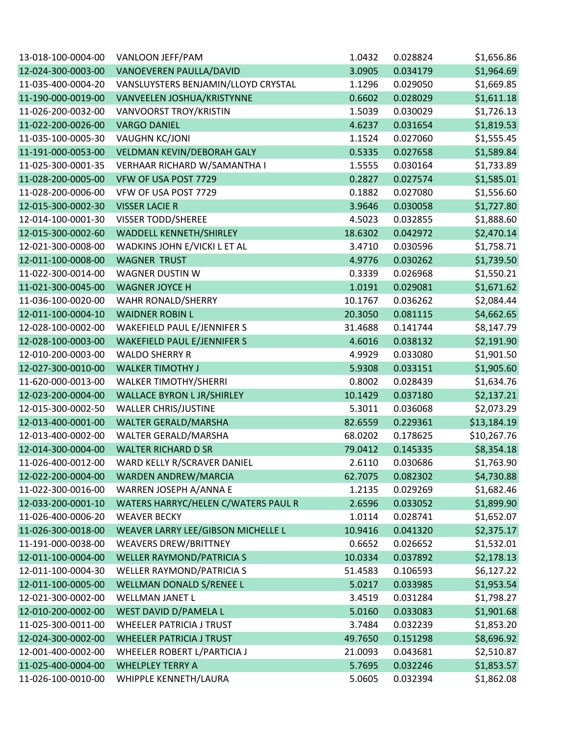| | | | | |
|---|---|---|---|---|
| 13-018-100-0004-00 | VANLOON JEFF/PAM | 1.0432 | 0.028824 | $1,656.86 |
| 12-024-300-0003-00 | VANOEVEREN PAULLA/DAVID | 3.0905 | 0.034179 | $1,964.69 |
| 11-035-400-0004-20 | VANSLUYSTERS BENJAMIN/LLOYD CRYSTAL | 1.1296 | 0.029050 | $1,669.85 |
| 11-190-000-0019-00 | VANVEELEN JOSHUA/KRISTYNNE | 0.6602 | 0.028029 | $1,611.18 |
| 11-026-200-0032-00 | VANVOORST TROY/KRISTIN | 1.5039 | 0.030029 | $1,726.13 |
| 11-022-200-0026-00 | VARGO DANIEL | 4.6237 | 0.031654 | $1,819.53 |
| 11-035-100-0005-30 | VAUGHN KC/JONI | 1.1524 | 0.027060 | $1,555.45 |
| 11-191-000-0053-00 | VELDMAN KEVIN/DEBORAH GALY | 0.5335 | 0.027658 | $1,589.84 |
| 11-025-300-0001-35 | VERHAAR RICHARD W/SAMANTHA I | 1.5555 | 0.030164 | $1,733.89 |
| 11-028-200-0005-00 | VFW OF USA POST 7729 | 0.2827 | 0.027574 | $1,585.01 |
| 11-028-200-0006-00 | VFW OF USA POST 7729 | 0.1882 | 0.027080 | $1,556.60 |
| 12-015-300-0002-30 | VISSER LACIE R | 3.9646 | 0.030058 | $1,727.80 |
| 12-014-100-0001-30 | VISSER TODD/SHEREE | 4.5023 | 0.032855 | $1,888.60 |
| 12-015-300-0002-60 | WADDELL KENNETH/SHIRLEY | 18.6302 | 0.042972 | $2,470.14 |
| 12-021-300-0008-00 | WADKINS JOHN E/VICKI L ET AL | 3.4710 | 0.030596 | $1,758.71 |
| 12-011-100-0008-00 | WAGNER TRUST | 4.9776 | 0.030262 | $1,739.50 |
| 11-022-300-0014-00 | WAGNER DUSTIN W | 0.3339 | 0.026968 | $1,550.21 |
| 11-021-300-0045-00 | WAGNER JOYCE H | 1.0191 | 0.029081 | $1,671.62 |
| 11-036-100-0020-00 | WAHR RONALD/SHERRY | 10.1767 | 0.036262 | $2,084.44 |
| 12-011-100-0004-10 | WAIDNER ROBIN L | 20.3050 | 0.081115 | $4,662.65 |
| 12-028-100-0002-00 | WAKEFIELD PAUL E/JENNIFER S | 31.4688 | 0.141744 | $8,147.79 |
| 12-028-100-0003-00 | WAKEFIELD PAUL E/JENNIFER S | 4.6016 | 0.038132 | $2,191.90 |
| 12-010-200-0003-00 | WALDO SHERRY R | 4.9929 | 0.033080 | $1,901.50 |
| 12-027-300-0010-00 | WALKER TIMOTHY J | 5.9308 | 0.033151 | $1,905.60 |
| 11-620-000-0013-00 | WALKER TIMOTHY/SHERRI | 0.8002 | 0.028439 | $1,634.76 |
| 12-023-200-0004-00 | WALLACE BYRON L JR/SHIRLEY | 10.1429 | 0.037180 | $2,137.21 |
| 12-015-300-0002-50 | WALLER CHRIS/JUSTINE | 5.3011 | 0.036068 | $2,073.29 |
| 12-013-400-0001-00 | WALTER GERALD/MARSHA | 82.6559 | 0.229361 | $13,184.19 |
| 12-013-400-0002-00 | WALTER GERALD/MARSHA | 68.0202 | 0.178625 | $10,267.76 |
| 12-014-300-0004-00 | WALTER RICHARD D SR | 79.0412 | 0.145335 | $8,354.18 |
| 11-026-400-0012-00 | WARD KELLY R/SCRAVER DANIEL | 2.6110 | 0.030686 | $1,763.90 |
| 12-022-200-0004-00 | WARDEN ANDREW/MARCIA | 62.7075 | 0.082302 | $4,730.88 |
| 11-022-300-0016-00 | WARREN JOSEPH A/ANNA E | 1.2135 | 0.029269 | $1,682.46 |
| 12-033-200-0001-10 | WATERS HARRYC/HELEN C/WATERS PAUL R | 2.6596 | 0.033052 | $1,899.90 |
| 11-026-400-0006-20 | WEAVER BECKY | 1.0114 | 0.028741 | $1,652.07 |
| 11-026-300-0018-00 | WEAVER LARRY LEE/GIBSON MICHELLE L | 10.9416 | 0.041320 | $2,375.17 |
| 11-191-000-0038-00 | WEAVERS DREW/BRITTNEY | 0.6652 | 0.026652 | $1,532.01 |
| 12-011-100-0004-00 | WELLER RAYMOND/PATRICIA S | 10.0334 | 0.037892 | $2,178.13 |
| 12-011-100-0004-30 | WELLER RAYMOND/PATRICIA S | 51.4583 | 0.106593 | $6,127.22 |
| 12-011-100-0005-00 | WELLMAN DONALD S/RENEE L | 5.0217 | 0.033985 | $1,953.54 |
| 12-021-300-0002-00 | WELLMAN JANET L | 3.4519 | 0.031284 | $1,798.27 |
| 12-010-200-0002-00 | WEST DAVID D/PAMELA L | 5.0160 | 0.033083 | $1,901.68 |
| 11-025-300-0011-00 | WHEELER PATRICIA J TRUST | 3.7484 | 0.032239 | $1,853.20 |
| 12-024-300-0002-00 | WHEELER PATRICIA J TRUST | 49.7650 | 0.151298 | $8,696.92 |
| 12-001-400-0002-00 | WHEELER ROBERT L/PARTICIA J | 21.0093 | 0.043681 | $2,510.87 |
| 11-025-400-0004-00 | WHELPLEY TERRY A | 5.7695 | 0.032246 | $1,853.57 |
| 11-026-100-0010-00 | WHIPPLE KENNETH/LAURA | 5.0605 | 0.032394 | $1,862.08 |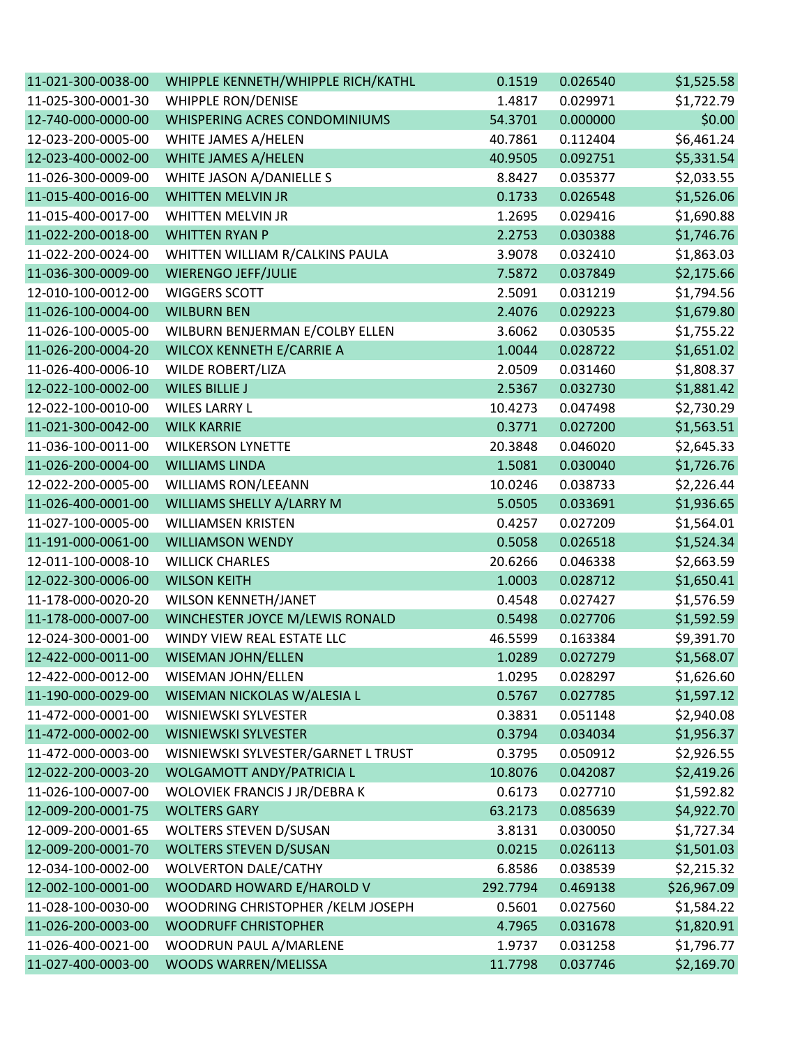| | | | | |
|---|---|---|---|---|
| 11-021-300-0038-00 | WHIPPLE KENNETH/WHIPPLE RICH/KATHL | 0.1519 | 0.026540 | $1,525.58 |
| 11-025-300-0001-30 | WHIPPLE RON/DENISE | 1.4817 | 0.029971 | $1,722.79 |
| 12-740-000-0000-00 | WHISPERING ACRES CONDOMINIUMS | 54.3701 | 0.000000 | $0.00 |
| 12-023-200-0005-00 | WHITE JAMES A/HELEN | 40.7861 | 0.112404 | $6,461.24 |
| 12-023-400-0002-00 | WHITE JAMES A/HELEN | 40.9505 | 0.092751 | $5,331.54 |
| 11-026-300-0009-00 | WHITE JASON A/DANIELLE S | 8.8427 | 0.035377 | $2,033.55 |
| 11-015-400-0016-00 | WHITTEN MELVIN JR | 0.1733 | 0.026548 | $1,526.06 |
| 11-015-400-0017-00 | WHITTEN MELVIN JR | 1.2695 | 0.029416 | $1,690.88 |
| 11-022-200-0018-00 | WHITTEN RYAN P | 2.2753 | 0.030388 | $1,746.76 |
| 11-022-200-0024-00 | WHITTEN WILLIAM R/CALKINS PAULA | 3.9078 | 0.032410 | $1,863.03 |
| 11-036-300-0009-00 | WIERENGO JEFF/JULIE | 7.5872 | 0.037849 | $2,175.66 |
| 12-010-100-0012-00 | WIGGERS SCOTT | 2.5091 | 0.031219 | $1,794.56 |
| 11-026-100-0004-00 | WILBURN BEN | 2.4076 | 0.029223 | $1,679.80 |
| 11-026-100-0005-00 | WILBURN BENJERMAN E/COLBY ELLEN | 3.6062 | 0.030535 | $1,755.22 |
| 11-026-200-0004-20 | WILCOX KENNETH E/CARRIE A | 1.0044 | 0.028722 | $1,651.02 |
| 11-026-400-0006-10 | WILDE ROBERT/LIZA | 2.0509 | 0.031460 | $1,808.37 |
| 12-022-100-0002-00 | WILES BILLIE J | 2.5367 | 0.032730 | $1,881.42 |
| 12-022-100-0010-00 | WILES LARRY L | 10.4273 | 0.047498 | $2,730.29 |
| 11-021-300-0042-00 | WILK KARRIE | 0.3771 | 0.027200 | $1,563.51 |
| 11-036-100-0011-00 | WILKERSON LYNETTE | 20.3848 | 0.046020 | $2,645.33 |
| 11-026-200-0004-00 | WILLIAMS LINDA | 1.5081 | 0.030040 | $1,726.76 |
| 12-022-200-0005-00 | WILLIAMS RON/LEEANN | 10.0246 | 0.038733 | $2,226.44 |
| 11-026-400-0001-00 | WILLIAMS SHELLY A/LARRY M | 5.0505 | 0.033691 | $1,936.65 |
| 11-027-100-0005-00 | WILLIAMSEN KRISTEN | 0.4257 | 0.027209 | $1,564.01 |
| 11-191-000-0061-00 | WILLIAMSON WENDY | 0.5058 | 0.026518 | $1,524.34 |
| 12-011-100-0008-10 | WILLICK CHARLES | 20.6266 | 0.046338 | $2,663.59 |
| 12-022-300-0006-00 | WILSON KEITH | 1.0003 | 0.028712 | $1,650.41 |
| 11-178-000-0020-20 | WILSON KENNETH/JANET | 0.4548 | 0.027427 | $1,576.59 |
| 11-178-000-0007-00 | WINCHESTER JOYCE M/LEWIS RONALD | 0.5498 | 0.027706 | $1,592.59 |
| 12-024-300-0001-00 | WINDY VIEW REAL ESTATE LLC | 46.5599 | 0.163384 | $9,391.70 |
| 12-422-000-0011-00 | WISEMAN JOHN/ELLEN | 1.0289 | 0.027279 | $1,568.07 |
| 12-422-000-0012-00 | WISEMAN JOHN/ELLEN | 1.0295 | 0.028297 | $1,626.60 |
| 11-190-000-0029-00 | WISEMAN NICKOLAS W/ALESIA L | 0.5767 | 0.027785 | $1,597.12 |
| 11-472-000-0001-00 | WISNIEWSKI SYLVESTER | 0.3831 | 0.051148 | $2,940.08 |
| 11-472-000-0002-00 | WISNIEWSKI SYLVESTER | 0.3794 | 0.034034 | $1,956.37 |
| 11-472-000-0003-00 | WISNIEWSKI SYLVESTER/GARNET L TRUST | 0.3795 | 0.050912 | $2,926.55 |
| 12-022-200-0003-20 | WOLGAMOTT ANDY/PATRICIA L | 10.8076 | 0.042087 | $2,419.26 |
| 11-026-100-0007-00 | WOLOVIEK FRANCIS J JR/DEBRA K | 0.6173 | 0.027710 | $1,592.82 |
| 12-009-200-0001-75 | WOLTERS GARY | 63.2173 | 0.085639 | $4,922.70 |
| 12-009-200-0001-65 | WOLTERS STEVEN D/SUSAN | 3.8131 | 0.030050 | $1,727.34 |
| 12-009-200-0001-70 | WOLTERS STEVEN D/SUSAN | 0.0215 | 0.026113 | $1,501.03 |
| 12-034-100-0002-00 | WOLVERTON DALE/CATHY | 6.8586 | 0.038539 | $2,215.32 |
| 12-002-100-0001-00 | WOODARD HOWARD E/HAROLD V | 292.7794 | 0.469138 | $26,967.09 |
| 11-028-100-0030-00 | WOODRING CHRISTOPHER /KELM JOSEPH | 0.5601 | 0.027560 | $1,584.22 |
| 11-026-200-0003-00 | WOODRUFF CHRISTOPHER | 4.7965 | 0.031678 | $1,820.91 |
| 11-026-400-0021-00 | WOODRUN PAUL A/MARLENE | 1.9737 | 0.031258 | $1,796.77 |
| 11-027-400-0003-00 | WOODS WARREN/MELISSA | 11.7798 | 0.037746 | $2,169.70 |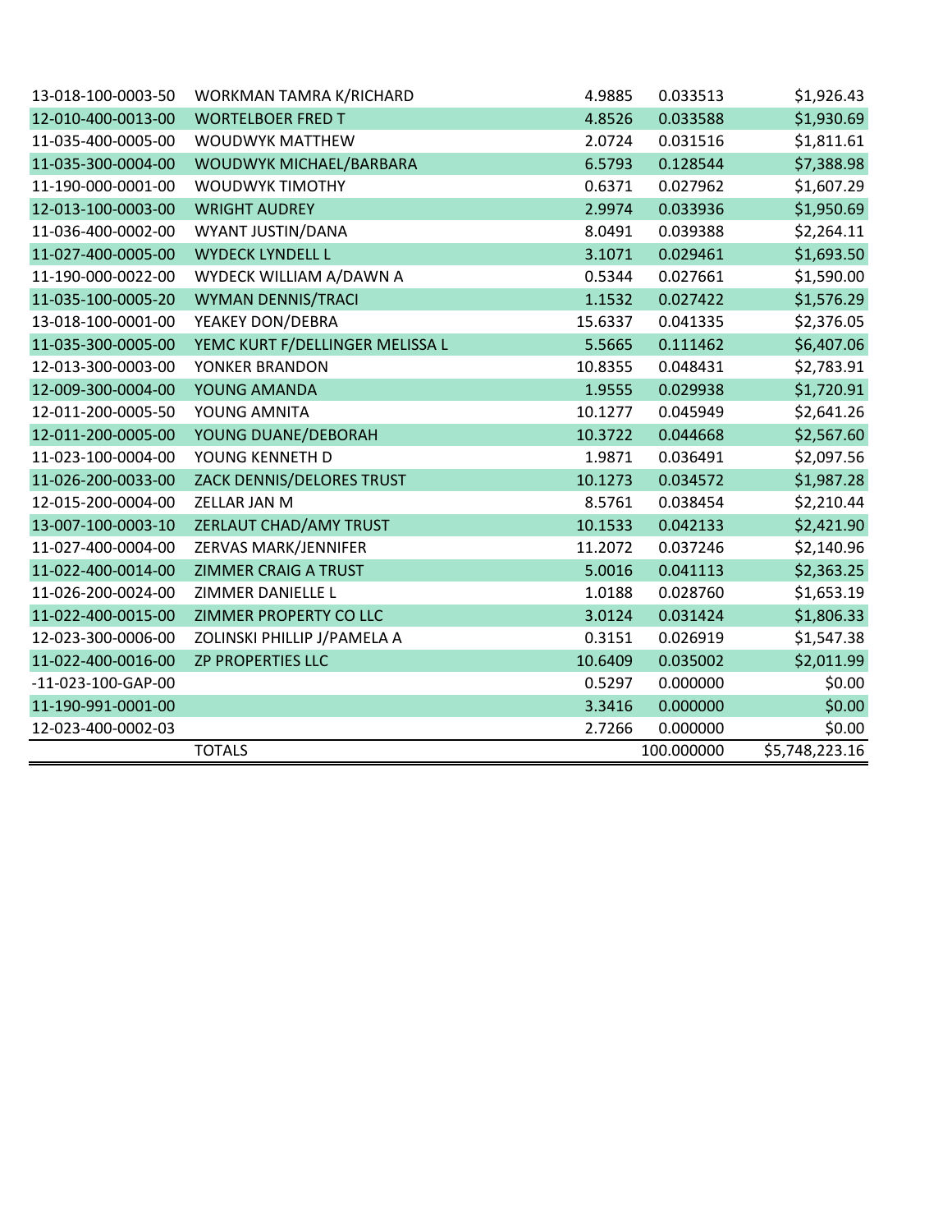| | | | | |
|---|---|---|---|---|
| 13-018-100-0003-50 | WORKMAN TAMRA K/RICHARD | 4.9885 | 0.033513 | $1,926.43 |
| 12-010-400-0013-00 | WORTELBOER FRED T | 4.8526 | 0.033588 | $1,930.69 |
| 11-035-400-0005-00 | WOUDWYK MATTHEW | 2.0724 | 0.031516 | $1,811.61 |
| 11-035-300-0004-00 | WOUDWYK MICHAEL/BARBARA | 6.5793 | 0.128544 | $7,388.98 |
| 11-190-000-0001-00 | WOUDWYK TIMOTHY | 0.6371 | 0.027962 | $1,607.29 |
| 12-013-100-0003-00 | WRIGHT AUDREY | 2.9974 | 0.033936 | $1,950.69 |
| 11-036-400-0002-00 | WYANT JUSTIN/DANA | 8.0491 | 0.039388 | $2,264.11 |
| 11-027-400-0005-00 | WYDECK LYNDELL L | 3.1071 | 0.029461 | $1,693.50 |
| 11-190-000-0022-00 | WYDECK WILLIAM A/DAWN A | 0.5344 | 0.027661 | $1,590.00 |
| 11-035-100-0005-20 | WYMAN DENNIS/TRACI | 1.1532 | 0.027422 | $1,576.29 |
| 13-018-100-0001-00 | YEAKEY DON/DEBRA | 15.6337 | 0.041335 | $2,376.05 |
| 11-035-300-0005-00 | YEMC KURT F/DELLINGER MELISSA L | 5.5665 | 0.111462 | $6,407.06 |
| 12-013-300-0003-00 | YONKER BRANDON | 10.8355 | 0.048431 | $2,783.91 |
| 12-009-300-0004-00 | YOUNG AMANDA | 1.9555 | 0.029938 | $1,720.91 |
| 12-011-200-0005-50 | YOUNG AMNITA | 10.1277 | 0.045949 | $2,641.26 |
| 12-011-200-0005-00 | YOUNG DUANE/DEBORAH | 10.3722 | 0.044668 | $2,567.60 |
| 11-023-100-0004-00 | YOUNG KENNETH D | 1.9871 | 0.036491 | $2,097.56 |
| 11-026-200-0033-00 | ZACK DENNIS/DELORES TRUST | 10.1273 | 0.034572 | $1,987.28 |
| 12-015-200-0004-00 | ZELLAR JAN M | 8.5761 | 0.038454 | $2,210.44 |
| 13-007-100-0003-10 | ZERLAUT CHAD/AMY TRUST | 10.1533 | 0.042133 | $2,421.90 |
| 11-027-400-0004-00 | ZERVAS MARK/JENNIFER | 11.2072 | 0.037246 | $2,140.96 |
| 11-022-400-0014-00 | ZIMMER CRAIG A TRUST | 5.0016 | 0.041113 | $2,363.25 |
| 11-026-200-0024-00 | ZIMMER DANIELLE L | 1.0188 | 0.028760 | $1,653.19 |
| 11-022-400-0015-00 | ZIMMER PROPERTY CO LLC | 3.0124 | 0.031424 | $1,806.33 |
| 12-023-300-0006-00 | ZOLINSKI PHILLIP J/PAMELA A | 0.3151 | 0.026919 | $1,547.38 |
| 11-022-400-0016-00 | ZP PROPERTIES LLC | 10.6409 | 0.035002 | $2,011.99 |
| -11-023-100-GAP-00 | | 0.5297 | 0.000000 | $0.00 |
| 11-190-991-0001-00 | | 3.3416 | 0.000000 | $0.00 |
| 12-023-400-0002-03 | | 2.7266 | 0.000000 | $0.00 |
| | TOTALS | | 100.000000 | $5,748,223.16 |